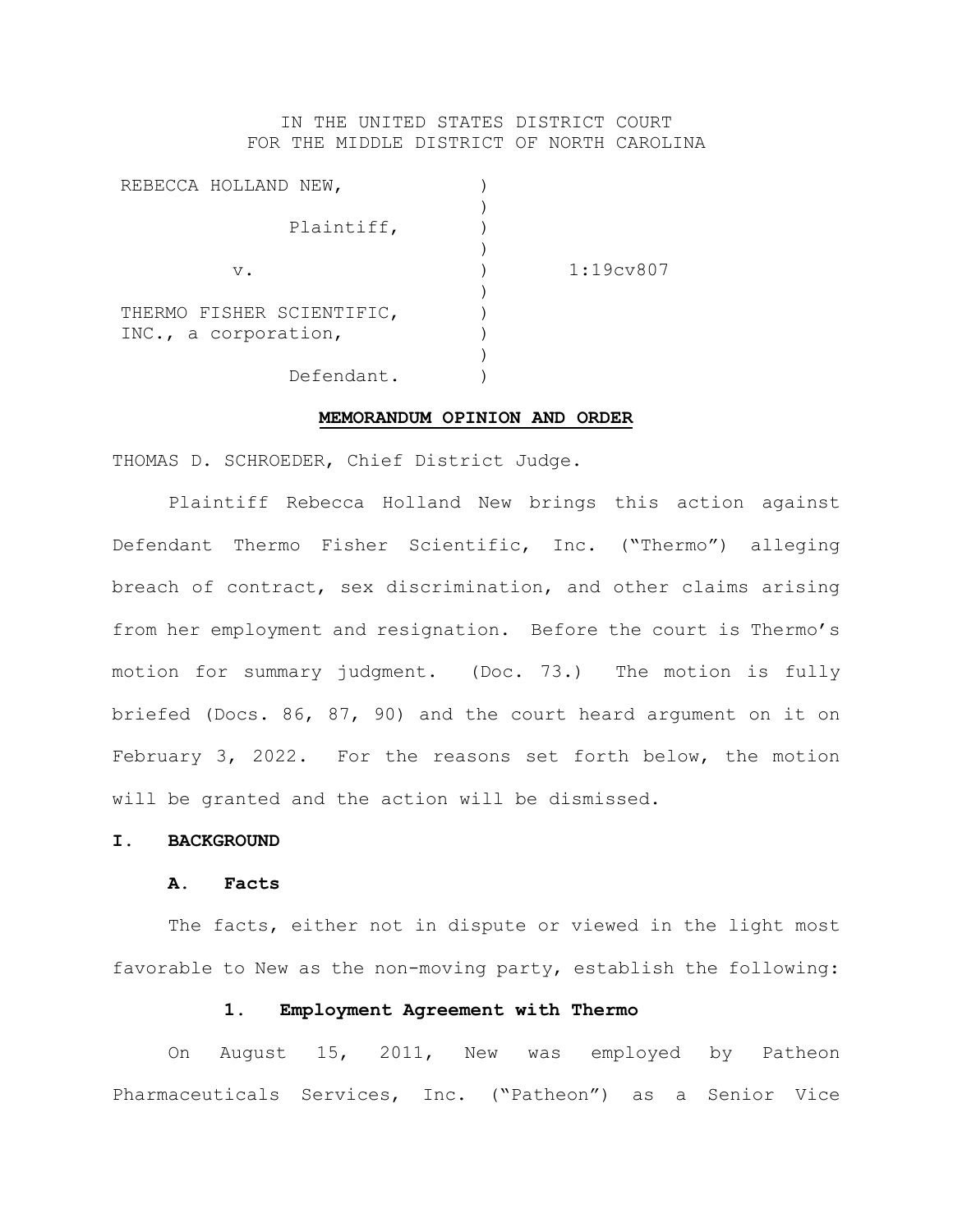IN THE UNITED STATES DISTRICT COURT
FOR THE MIDDLE DISTRICT OF NORTH CAROLINA

| | | |
|---|---|---|
| REBECCA HOLLAND NEW, | ) | |
| Plaintiff, | ) | |
| v. | ) | 1:19cv807 |
| THERMO FISHER SCIENTIFIC, INC., a corporation, | ) | |
| Defendant. | ) | |

**MEMORANDUM OPINION AND ORDER**

THOMAS D. SCHROEDER, Chief District Judge.

Plaintiff Rebecca Holland New brings this action against Defendant Thermo Fisher Scientific, Inc. ("Thermo") alleging breach of contract, sex discrimination, and other claims arising from her employment and resignation. Before the court is Thermo's motion for summary judgment. (Doc. 73.) The motion is fully briefed (Docs. 86, 87, 90) and the court heard argument on it on February 3, 2022. For the reasons set forth below, the motion will be granted and the action will be dismissed.

## I. BACKGROUND

### A. Facts

The facts, either not in dispute or viewed in the light most favorable to New as the non-moving party, establish the following:

#### 1. Employment Agreement with Thermo

On August 15, 2011, New was employed by Patheon Pharmaceuticals Services, Inc. ("Patheon") as a Senior Vice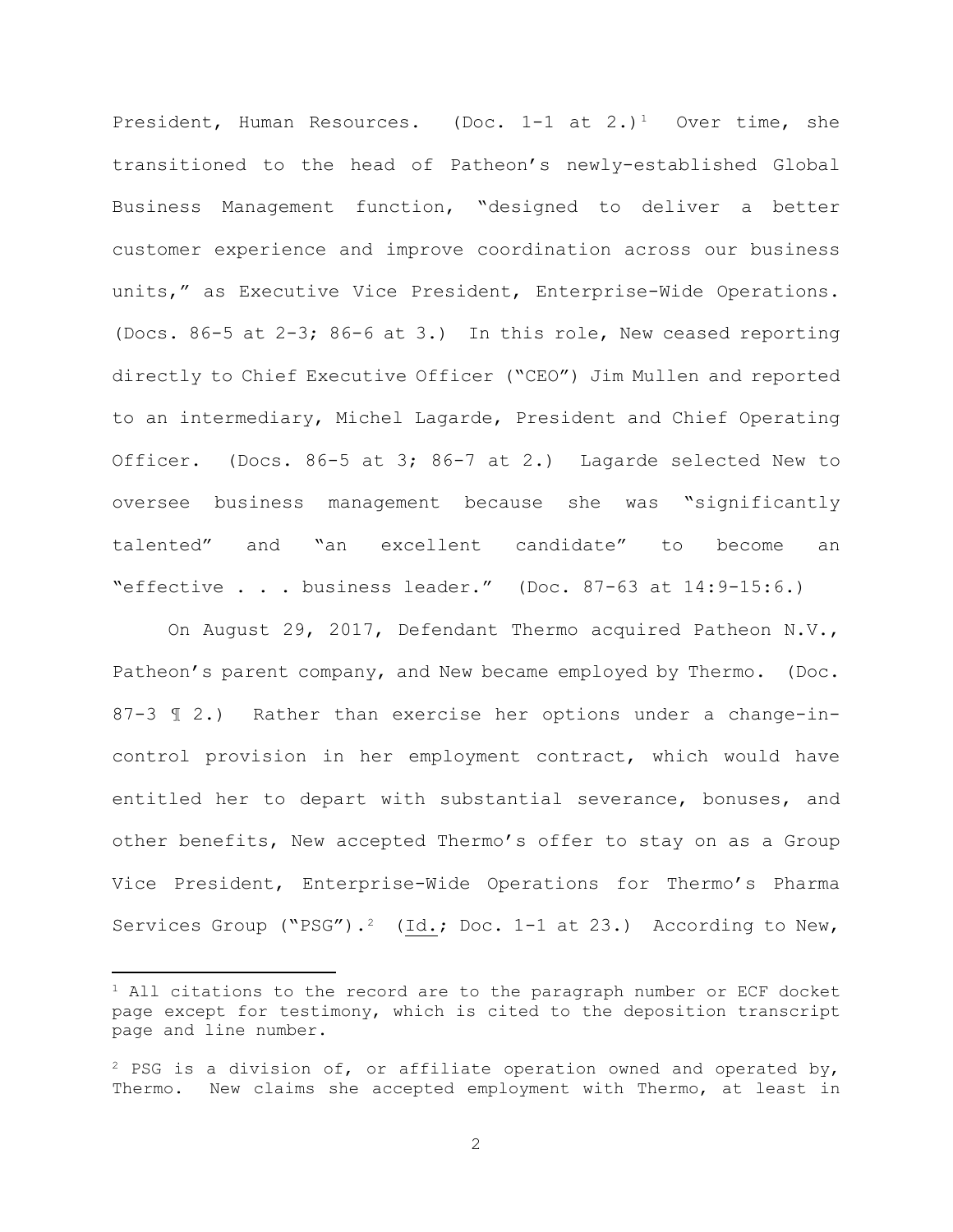President, Human Resources. (Doc. 1-1 at 2.)[1] Over time, she transitioned to the head of Patheon's newly-established Global Business Management function, "designed to deliver a better customer experience and improve coordination across our business units," as Executive Vice President, Enterprise-Wide Operations. (Docs. 86-5 at 2-3; 86-6 at 3.) In this role, New ceased reporting directly to Chief Executive Officer ("CEO") Jim Mullen and reported to an intermediary, Michel Lagarde, President and Chief Operating Officer. (Docs. 86-5 at 3; 86-7 at 2.) Lagarde selected New to oversee business management because she was "significantly talented" and "an excellent candidate" to become an "effective . . . business leader." (Doc. 87-63 at 14:9-15:6.)

On August 29, 2017, Defendant Thermo acquired Patheon N.V., Patheon's parent company, and New became employed by Thermo. (Doc. 87-3 ¶ 2.) Rather than exercise her options under a change-in-control provision in her employment contract, which would have entitled her to depart with substantial severance, bonuses, and other benefits, New accepted Thermo's offer to stay on as a Group Vice President, Enterprise-Wide Operations for Thermo's Pharma Services Group ("PSG").[2] (Id.; Doc. 1-1 at 23.) According to New,

---

[1] All citations to the record are to the paragraph number or ECF docket page except for testimony, which is cited to the deposition transcript page and line number.

[2] PSG is a division of, or affiliate operation owned and operated by, Thermo. New claims she accepted employment with Thermo, at least in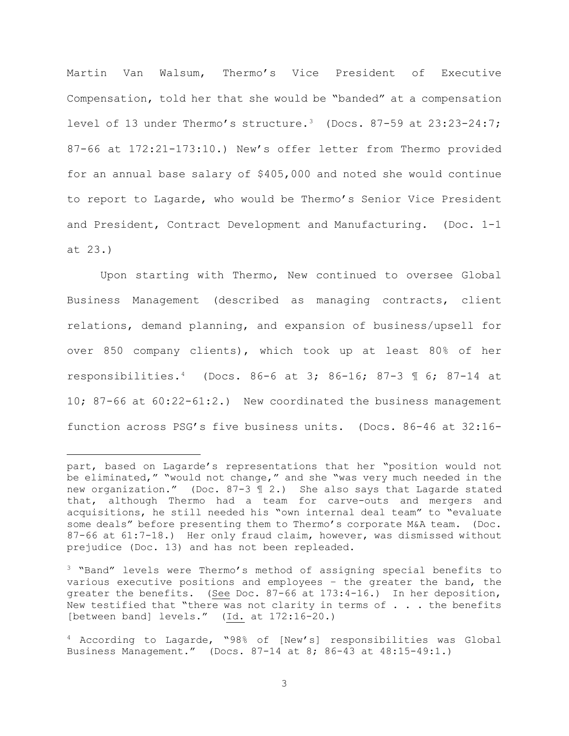Martin Van Walsum, Thermo's Vice President of Executive Compensation, told her that she would be "banded" at a compensation level of 13 under Thermo's structure.[3] (Docs. 87-59 at 23:23-24:7; 87-66 at 172:21-173:10.) New's offer letter from Thermo provided for an annual base salary of $405,000 and noted she would continue to report to Lagarde, who would be Thermo's Senior Vice President and President, Contract Development and Manufacturing. (Doc. 1-1 at 23.)

Upon starting with Thermo, New continued to oversee Global Business Management (described as managing contracts, client relations, demand planning, and expansion of business/upsell for over 850 company clients), which took up at least 80% of her responsibilities.[4] (Docs. 86-6 at 3; 86-16; 87-3 ¶ 6; 87-14 at 10; 87-66 at 60:22-61:2.) New coordinated the business management function across PSG's five business units. (Docs. 86-46 at 32:16-

---

part, based on Lagarde's representations that her "position would not be eliminated," "would not change," and she "was very much needed in the new organization." (Doc. 87-3 ¶ 2.) She also says that Lagarde stated that, although Thermo had a team for carve-outs and mergers and acquisitions, he still needed his "own internal deal team" to "evaluate some deals" before presenting them to Thermo's corporate M&A team. (Doc. 87-66 at 61:7-18.) Her only fraud claim, however, was dismissed without prejudice (Doc. 13) and has not been repleaded.

[3] "Band" levels were Thermo's method of assigning special benefits to various executive positions and employees – the greater the band, the greater the benefits. (See Doc. 87-66 at 173:4-16.) In her deposition, New testified that "there was not clarity in terms of . . . the benefits [between band] levels." (Id. at 172:16-20.)

[4] According to Lagarde, "98% of [New's] responsibilities was Global Business Management." (Docs. 87-14 at 8; 86-43 at 48:15-49:1.)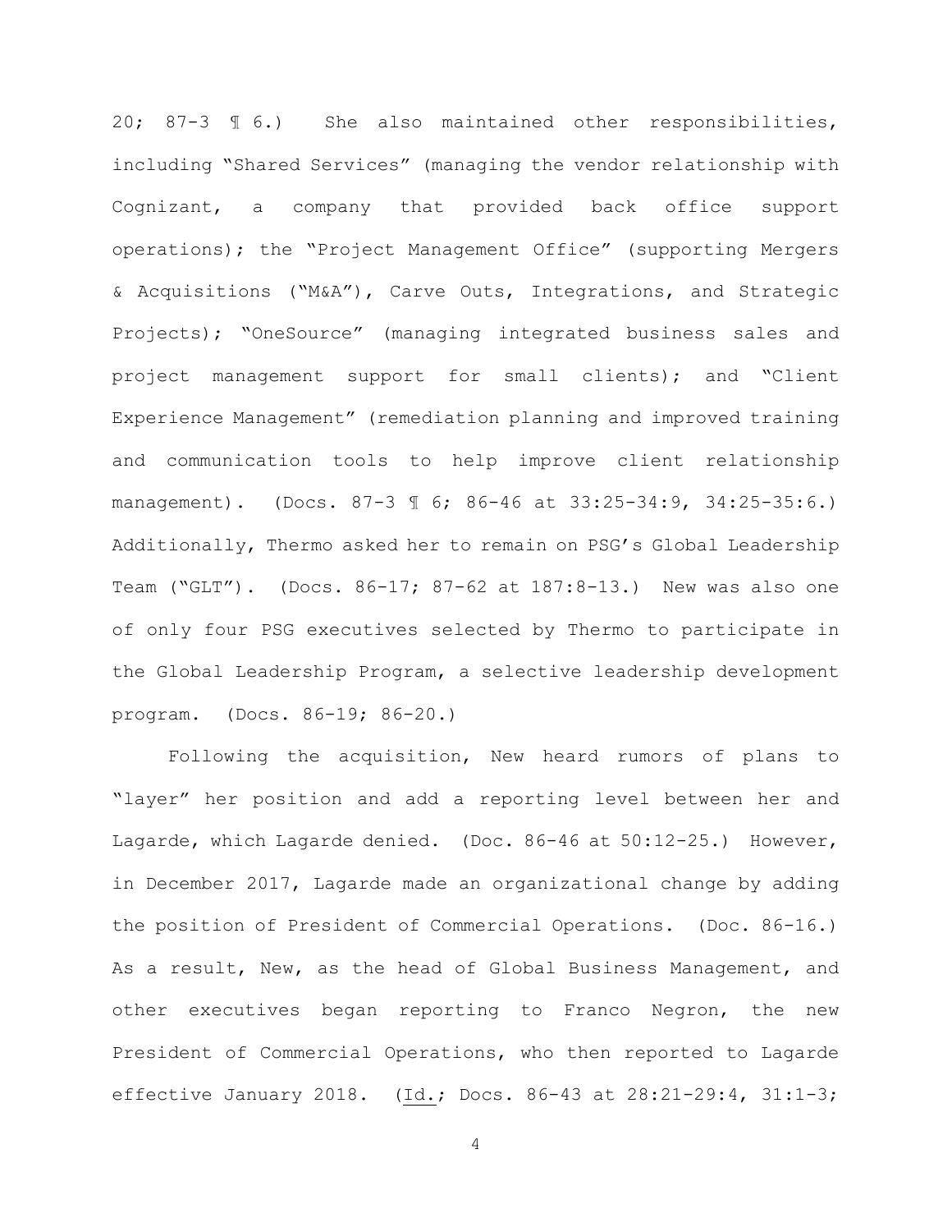20; 87-3 ¶ 6.) She also maintained other responsibilities, including "Shared Services" (managing the vendor relationship with Cognizant, a company that provided back office support operations); the "Project Management Office" (supporting Mergers & Acquisitions ("M&A"), Carve Outs, Integrations, and Strategic Projects); "OneSource" (managing integrated business sales and project management support for small clients); and "Client Experience Management" (remediation planning and improved training and communication tools to help improve client relationship management). (Docs. 87-3 ¶ 6; 86-46 at 33:25-34:9, 34:25-35:6.) Additionally, Thermo asked her to remain on PSG's Global Leadership Team ("GLT"). (Docs. 86-17; 87-62 at 187:8-13.) New was also one of only four PSG executives selected by Thermo to participate in the Global Leadership Program, a selective leadership development program. (Docs. 86-19; 86-20.)

Following the acquisition, New heard rumors of plans to "layer" her position and add a reporting level between her and Lagarde, which Lagarde denied. (Doc. 86-46 at 50:12-25.) However, in December 2017, Lagarde made an organizational change by adding the position of President of Commercial Operations. (Doc. 86-16.) As a result, New, as the head of Global Business Management, and other executives began reporting to Franco Negron, the new President of Commercial Operations, who then reported to Lagarde effective January 2018. (Id.; Docs. 86-43 at 28:21-29:4, 31:1-3;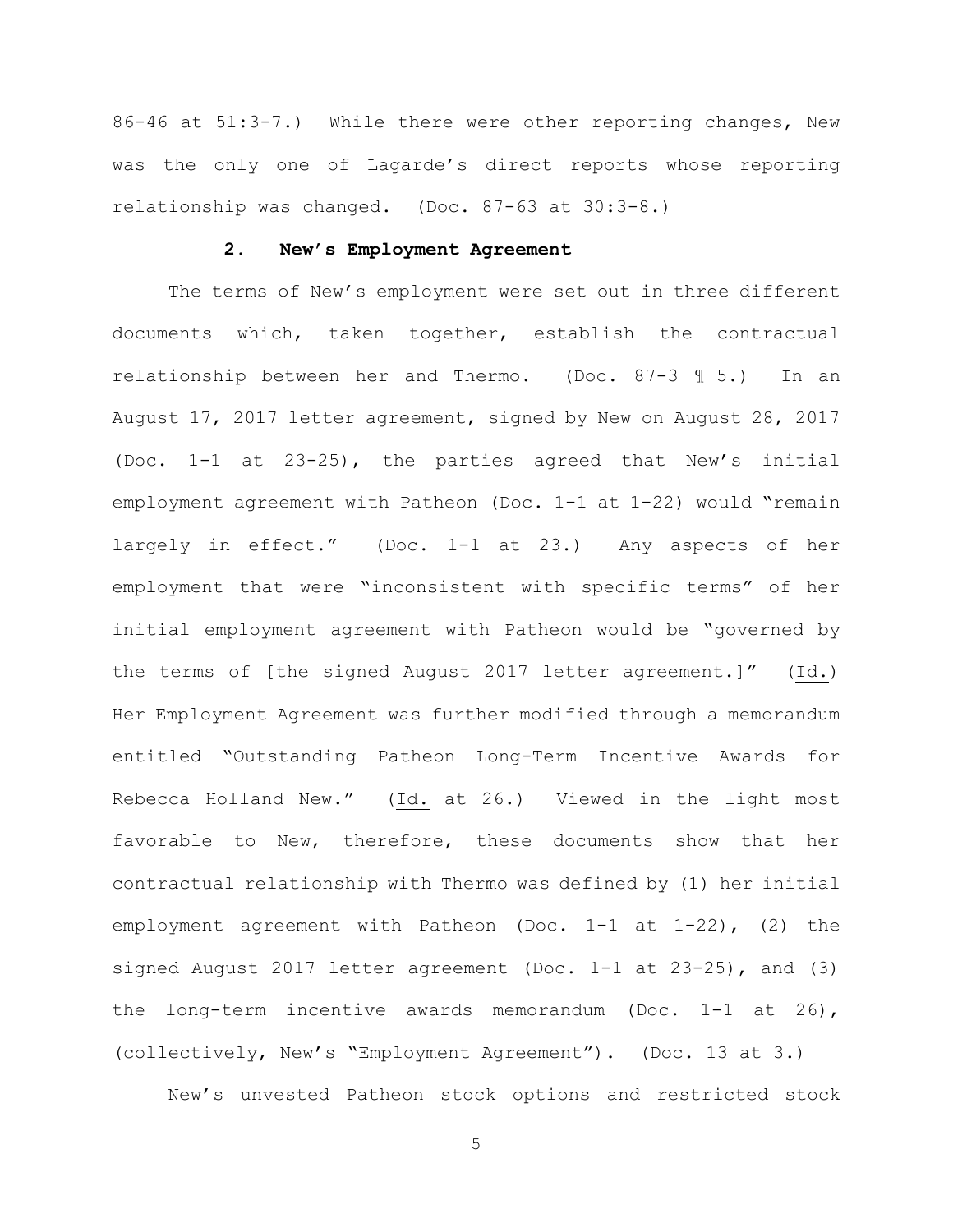86-46 at 51:3-7.) While there were other reporting changes, New was the only one of Lagarde's direct reports whose reporting relationship was changed. (Doc. 87-63 at 30:3-8.)

### 2. New's Employment Agreement

The terms of New's employment were set out in three different documents which, taken together, establish the contractual relationship between her and Thermo. (Doc. 87-3 ¶ 5.) In an August 17, 2017 letter agreement, signed by New on August 28, 2017 (Doc. 1-1 at 23-25), the parties agreed that New's initial employment agreement with Patheon (Doc. 1-1 at 1-22) would "remain largely in effect." (Doc. 1-1 at 23.) Any aspects of her employment that were "inconsistent with specific terms" of her initial employment agreement with Patheon would be "governed by the terms of [the signed August 2017 letter agreement.]" (Id.) Her Employment Agreement was further modified through a memorandum entitled "Outstanding Patheon Long-Term Incentive Awards for Rebecca Holland New." (Id. at 26.) Viewed in the light most favorable to New, therefore, these documents show that her contractual relationship with Thermo was defined by (1) her initial employment agreement with Patheon (Doc. 1-1 at 1-22), (2) the signed August 2017 letter agreement (Doc. 1-1 at 23-25), and (3) the long-term incentive awards memorandum (Doc. 1-1 at 26), (collectively, New's "Employment Agreement"). (Doc. 13 at 3.)

New's unvested Patheon stock options and restricted stock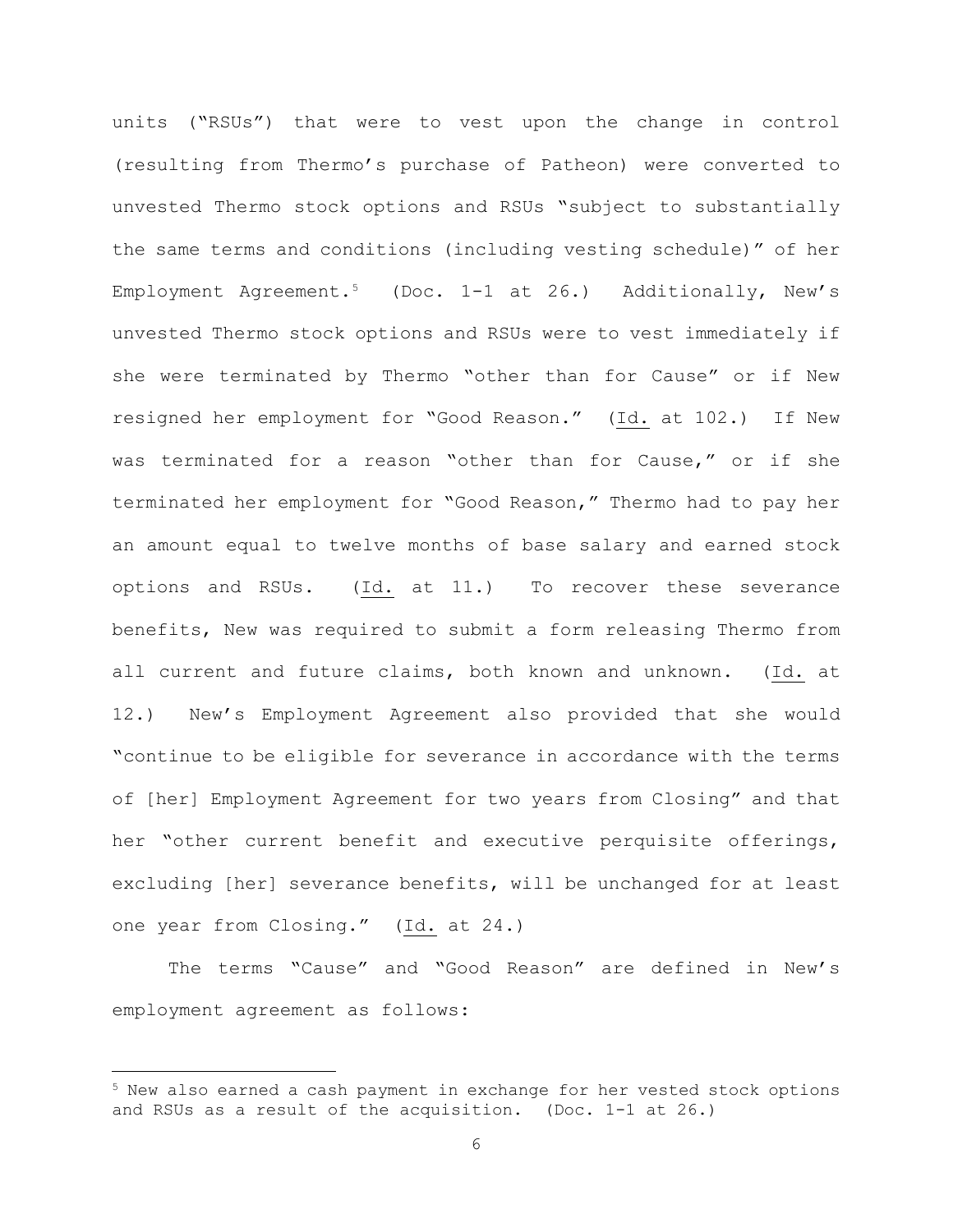units ("RSUs") that were to vest upon the change in control (resulting from Thermo's purchase of Patheon) were converted to unvested Thermo stock options and RSUs "subject to substantially the same terms and conditions (including vesting schedule)" of her Employment Agreement.[5] (Doc. 1-1 at 26.) Additionally, New's unvested Thermo stock options and RSUs were to vest immediately if she were terminated by Thermo "other than for Cause" or if New resigned her employment for "Good Reason." (Id. at 102.) If New was terminated for a reason "other than for Cause," or if she terminated her employment for "Good Reason," Thermo had to pay her an amount equal to twelve months of base salary and earned stock options and RSUs. (Id. at 11.) To recover these severance benefits, New was required to submit a form releasing Thermo from all current and future claims, both known and unknown. (Id. at 12.) New's Employment Agreement also provided that she would "continue to be eligible for severance in accordance with the terms of [her] Employment Agreement for two years from Closing" and that her "other current benefit and executive perquisite offerings, excluding [her] severance benefits, will be unchanged for at least one year from Closing." (Id. at 24.)

The terms "Cause" and "Good Reason" are defined in New's employment agreement as follows:

---

[5] New also earned a cash payment in exchange for her vested stock options and RSUs as a result of the acquisition. (Doc. 1-1 at 26.)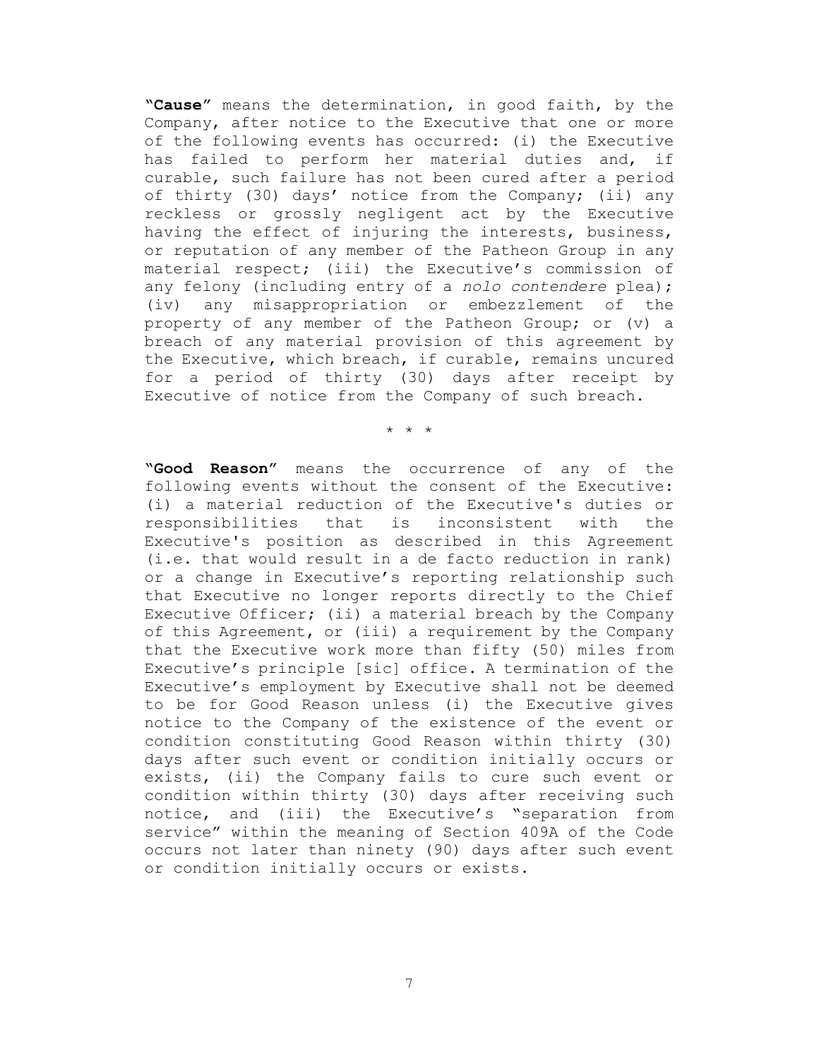**"Cause"** means the determination, in good faith, by the Company, after notice to the Executive that one or more of the following events has occurred: (i) the Executive has failed to perform her material duties and, if curable, such failure has not been cured after a period of thirty (30) days' notice from the Company; (ii) any reckless or grossly negligent act by the Executive having the effect of injuring the interests, business, or reputation of any member of the Patheon Group in any material respect; (iii) the Executive's commission of any felony (including entry of a *nolo contendere* plea); (iv) any misappropriation or embezzlement of the property of any member of the Patheon Group; or (v) a breach of any material provision of this agreement by the Executive, which breach, if curable, remains uncured for a period of thirty (30) days after receipt by Executive of notice from the Company of such breach.

\* \* \*

**"Good Reason"** means the occurrence of any of the following events without the consent of the Executive: (i) a material reduction of the Executive's duties or responsibilities that is inconsistent with the Executive's position as described in this Agreement (i.e. that would result in a de facto reduction in rank) or a change in Executive's reporting relationship such that Executive no longer reports directly to the Chief Executive Officer; (ii) a material breach by the Company of this Agreement, or (iii) a requirement by the Company that the Executive work more than fifty (50) miles from Executive's principle [sic] office. A termination of the Executive's employment by Executive shall not be deemed to be for Good Reason unless (i) the Executive gives notice to the Company of the existence of the event or condition constituting Good Reason within thirty (30) days after such event or condition initially occurs or exists, (ii) the Company fails to cure such event or condition within thirty (30) days after receiving such notice, and (iii) the Executive's "separation from service" within the meaning of Section 409A of the Code occurs not later than ninety (90) days after such event or condition initially occurs or exists.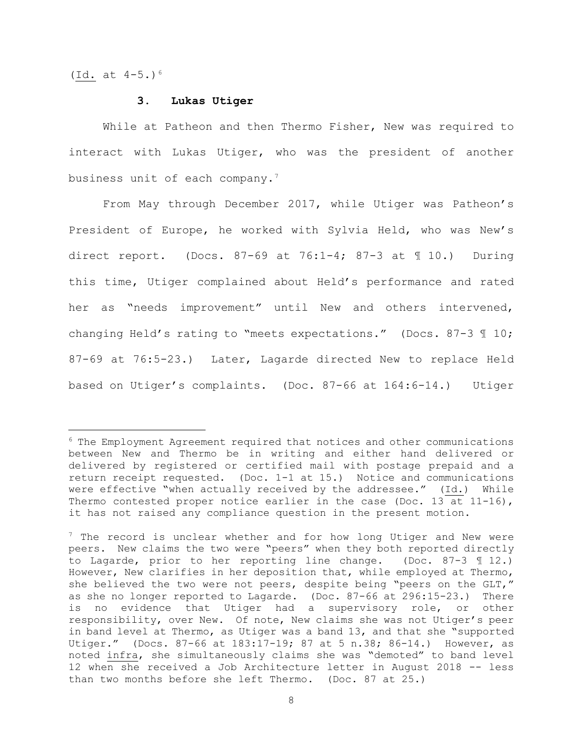(Id. at 4-5.)[6]

### 3. Lukas Utiger

While at Patheon and then Thermo Fisher, New was required to interact with Lukas Utiger, who was the president of another business unit of each company.[7]

From May through December 2017, while Utiger was Patheon's President of Europe, he worked with Sylvia Held, who was New's direct report. (Docs. 87-69 at 76:1-4; 87-3 at ¶ 10.) During this time, Utiger complained about Held's performance and rated her as "needs improvement" until New and others intervened, changing Held's rating to "meets expectations." (Docs. 87-3 ¶ 10; 87-69 at 76:5-23.) Later, Lagarde directed New to replace Held based on Utiger's complaints. (Doc. 87-66 at 164:6-14.) Utiger

---

[6] The Employment Agreement required that notices and other communications between New and Thermo be in writing and either hand delivered or delivered by registered or certified mail with postage prepaid and a return receipt requested. (Doc. 1-1 at 15.) Notice and communications were effective "when actually received by the addressee." (Id.) While Thermo contested proper notice earlier in the case (Doc. 13 at 11-16), it has not raised any compliance question in the present motion.

[7] The record is unclear whether and for how long Utiger and New were peers. New claims the two were "peers" when they both reported directly to Lagarde, prior to her reporting line change. (Doc. 87-3 ¶ 12.) However, New clarifies in her deposition that, while employed at Thermo, she believed the two were not peers, despite being "peers on the GLT," as she no longer reported to Lagarde. (Doc. 87-66 at 296:15-23.) There is no evidence that Utiger had a supervisory role, or other responsibility, over New. Of note, New claims she was not Utiger's peer in band level at Thermo, as Utiger was a band 13, and that she "supported Utiger." (Docs. 87-66 at 183:17-19; 87 at 5 n.38; 86-14.) However, as noted infra, she simultaneously claims she was "demoted" to band level 12 when she received a Job Architecture letter in August 2018 -- less than two months before she left Thermo. (Doc. 87 at 25.)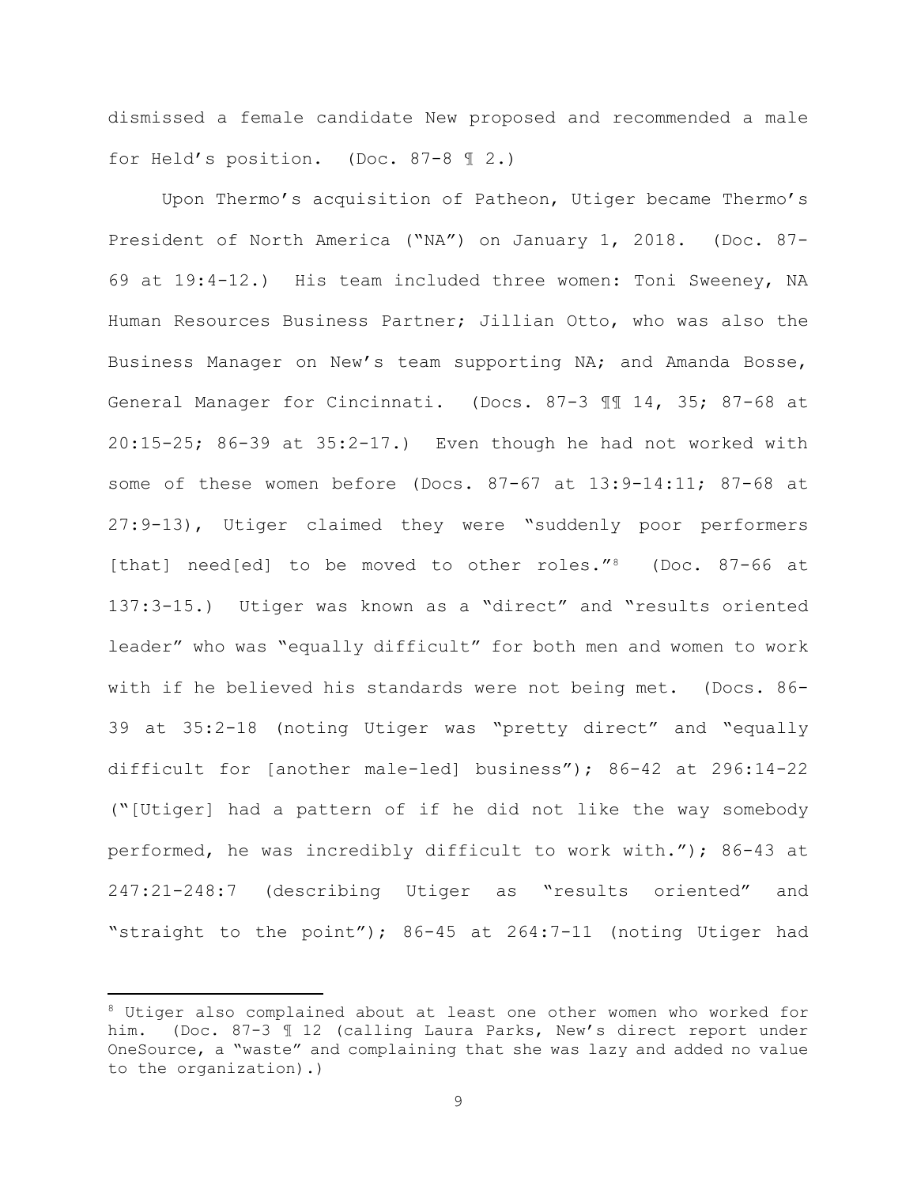dismissed a female candidate New proposed and recommended a male for Held's position. (Doc. 87-8 ¶ 2.)

Upon Thermo's acquisition of Patheon, Utiger became Thermo's President of North America ("NA") on January 1, 2018. (Doc. 87-69 at 19:4-12.) His team included three women: Toni Sweeney, NA Human Resources Business Partner; Jillian Otto, who was also the Business Manager on New's team supporting NA; and Amanda Bosse, General Manager for Cincinnati. (Docs. 87-3 ¶¶ 14, 35; 87-68 at 20:15-25; 86-39 at 35:2-17.) Even though he had not worked with some of these women before (Docs. 87-67 at 13:9-14:11; 87-68 at 27:9-13), Utiger claimed they were "suddenly poor performers [that] need[ed] to be moved to other roles."[8] (Doc. 87-66 at 137:3-15.) Utiger was known as a "direct" and "results oriented leader" who was "equally difficult" for both men and women to work with if he believed his standards were not being met. (Docs. 86-39 at 35:2-18 (noting Utiger was "pretty direct" and "equally difficult for [another male-led] business"); 86-42 at 296:14-22 ("[Utiger] had a pattern of if he did not like the way somebody performed, he was incredibly difficult to work with."); 86-43 at 247:21-248:7 (describing Utiger as "results oriented" and "straight to the point"); 86-45 at 264:7-11 (noting Utiger had

---

[8] Utiger also complained about at least one other women who worked for him. (Doc. 87-3 ¶ 12 (calling Laura Parks, New's direct report under OneSource, a "waste" and complaining that she was lazy and added no value to the organization).)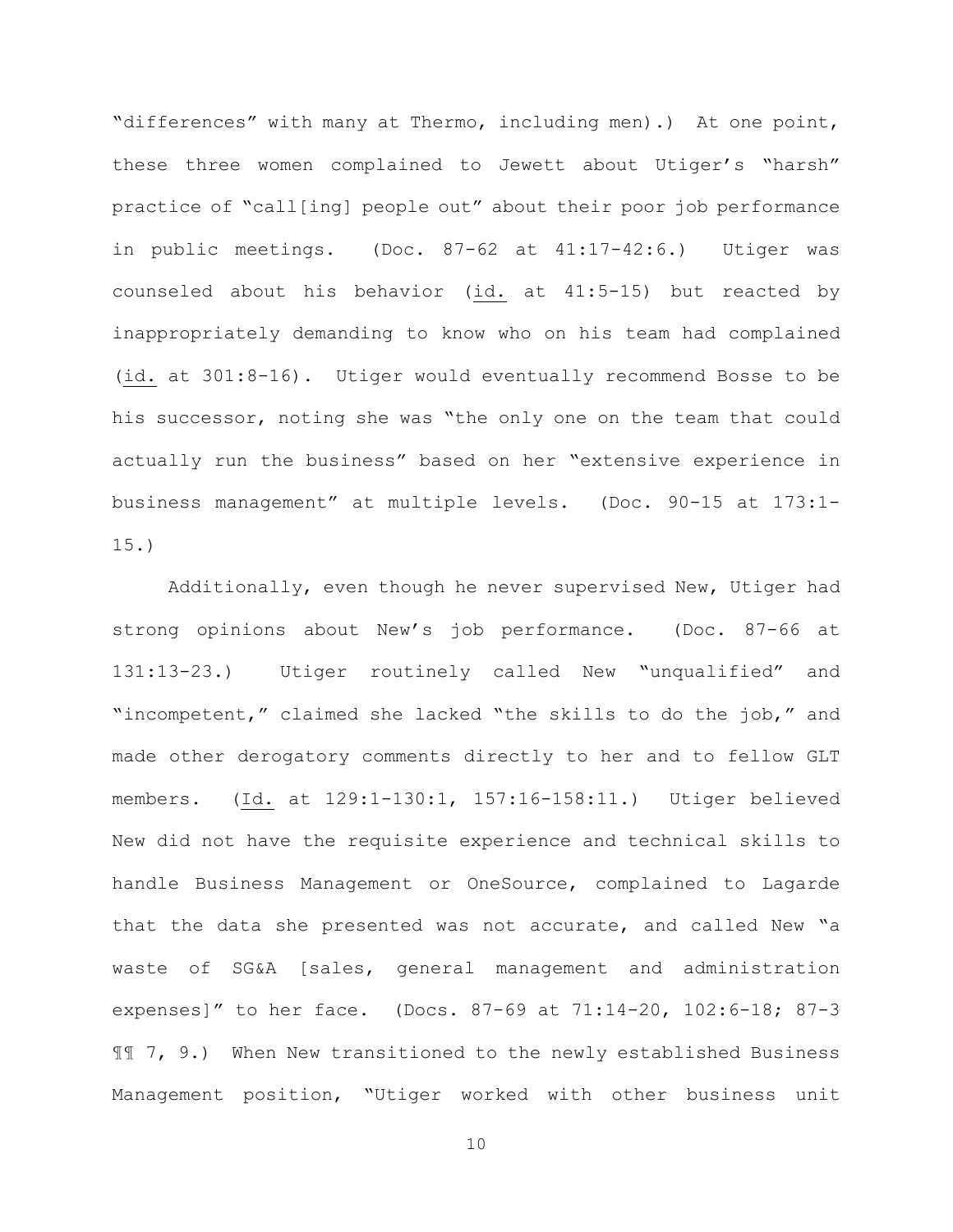"differences" with many at Thermo, including men).) At one point, these three women complained to Jewett about Utiger's "harsh" practice of "call[ing] people out" about their poor job performance in public meetings. (Doc. 87-62 at 41:17-42:6.) Utiger was counseled about his behavior (id. at 41:5-15) but reacted by inappropriately demanding to know who on his team had complained (id. at 301:8-16). Utiger would eventually recommend Bosse to be his successor, noting she was "the only one on the team that could actually run the business" based on her "extensive experience in business management" at multiple levels. (Doc. 90-15 at 173:1-15.)

Additionally, even though he never supervised New, Utiger had strong opinions about New's job performance. (Doc. 87-66 at 131:13-23.) Utiger routinely called New "unqualified" and "incompetent," claimed she lacked "the skills to do the job," and made other derogatory comments directly to her and to fellow GLT members. (Id. at 129:1-130:1, 157:16-158:11.) Utiger believed New did not have the requisite experience and technical skills to handle Business Management or OneSource, complained to Lagarde that the data she presented was not accurate, and called New "a waste of SG&A [sales, general management and administration expenses]" to her face. (Docs. 87-69 at 71:14-20, 102:6-18; 87-3 ¶¶ 7, 9.) When New transitioned to the newly established Business Management position, "Utiger worked with other business unit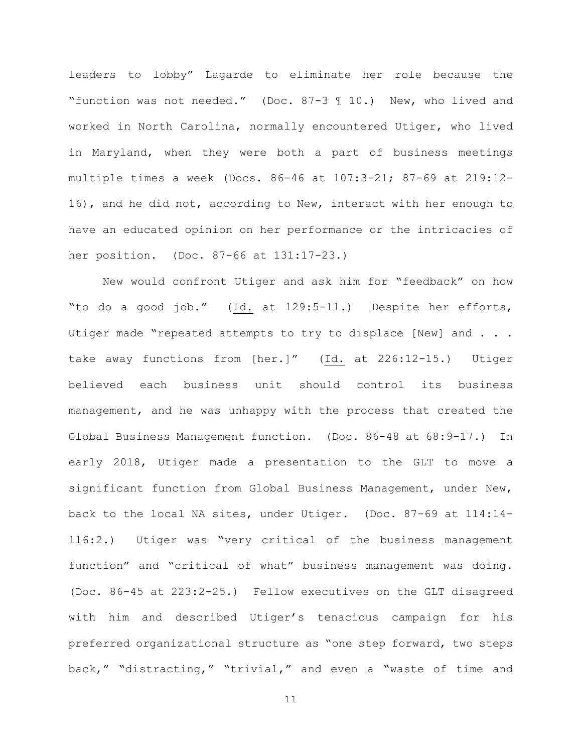leaders to lobby" Lagarde to eliminate her role because the "function was not needed." (Doc. 87-3 ¶ 10.) New, who lived and worked in North Carolina, normally encountered Utiger, who lived in Maryland, when they were both a part of business meetings multiple times a week (Docs. 86-46 at 107:3-21; 87-69 at 219:12-16), and he did not, according to New, interact with her enough to have an educated opinion on her performance or the intricacies of her position. (Doc. 87-66 at 131:17-23.)

New would confront Utiger and ask him for "feedback" on how "to do a good job." (Id. at 129:5-11.) Despite her efforts, Utiger made "repeated attempts to try to displace [New] and . . . take away functions from [her.]" (Id. at 226:12-15.) Utiger believed each business unit should control its business management, and he was unhappy with the process that created the Global Business Management function. (Doc. 86-48 at 68:9-17.) In early 2018, Utiger made a presentation to the GLT to move a significant function from Global Business Management, under New, back to the local NA sites, under Utiger. (Doc. 87-69 at 114:14-116:2.) Utiger was "very critical of the business management function" and "critical of what" business management was doing. (Doc. 86-45 at 223:2-25.) Fellow executives on the GLT disagreed with him and described Utiger's tenacious campaign for his preferred organizational structure as "one step forward, two steps back," "distracting," "trivial," and even a "waste of time and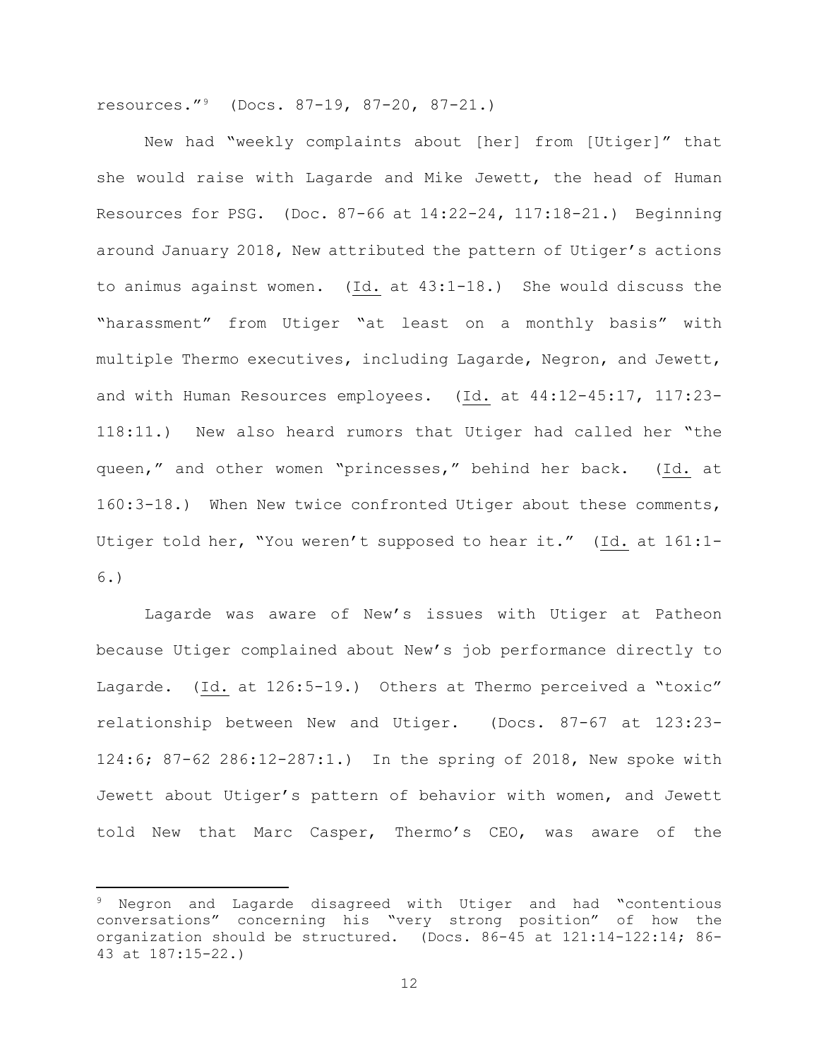resources."[9] (Docs. 87-19, 87-20, 87-21.)

New had "weekly complaints about [her] from [Utiger]" that she would raise with Lagarde and Mike Jewett, the head of Human Resources for PSG. (Doc. 87-66 at 14:22-24, 117:18-21.) Beginning around January 2018, New attributed the pattern of Utiger's actions to animus against women. (Id. at 43:1-18.) She would discuss the "harassment" from Utiger "at least on a monthly basis" with multiple Thermo executives, including Lagarde, Negron, and Jewett, and with Human Resources employees. (Id. at 44:12-45:17, 117:23-118:11.) New also heard rumors that Utiger had called her "the queen," and other women "princesses," behind her back. (Id. at 160:3-18.) When New twice confronted Utiger about these comments, Utiger told her, "You weren't supposed to hear it." (Id. at 161:1-6.)

Lagarde was aware of New's issues with Utiger at Patheon because Utiger complained about New's job performance directly to Lagarde. (Id. at 126:5-19.) Others at Thermo perceived a "toxic" relationship between New and Utiger. (Docs. 87-67 at 123:23-124:6; 87-62 286:12-287:1.) In the spring of 2018, New spoke with Jewett about Utiger's pattern of behavior with women, and Jewett told New that Marc Casper, Thermo's CEO, was aware of the

---

[9] Negron and Lagarde disagreed with Utiger and had "contentious conversations" concerning his "very strong position" of how the organization should be structured. (Docs. 86-45 at 121:14-122:14; 86-43 at 187:15-22.)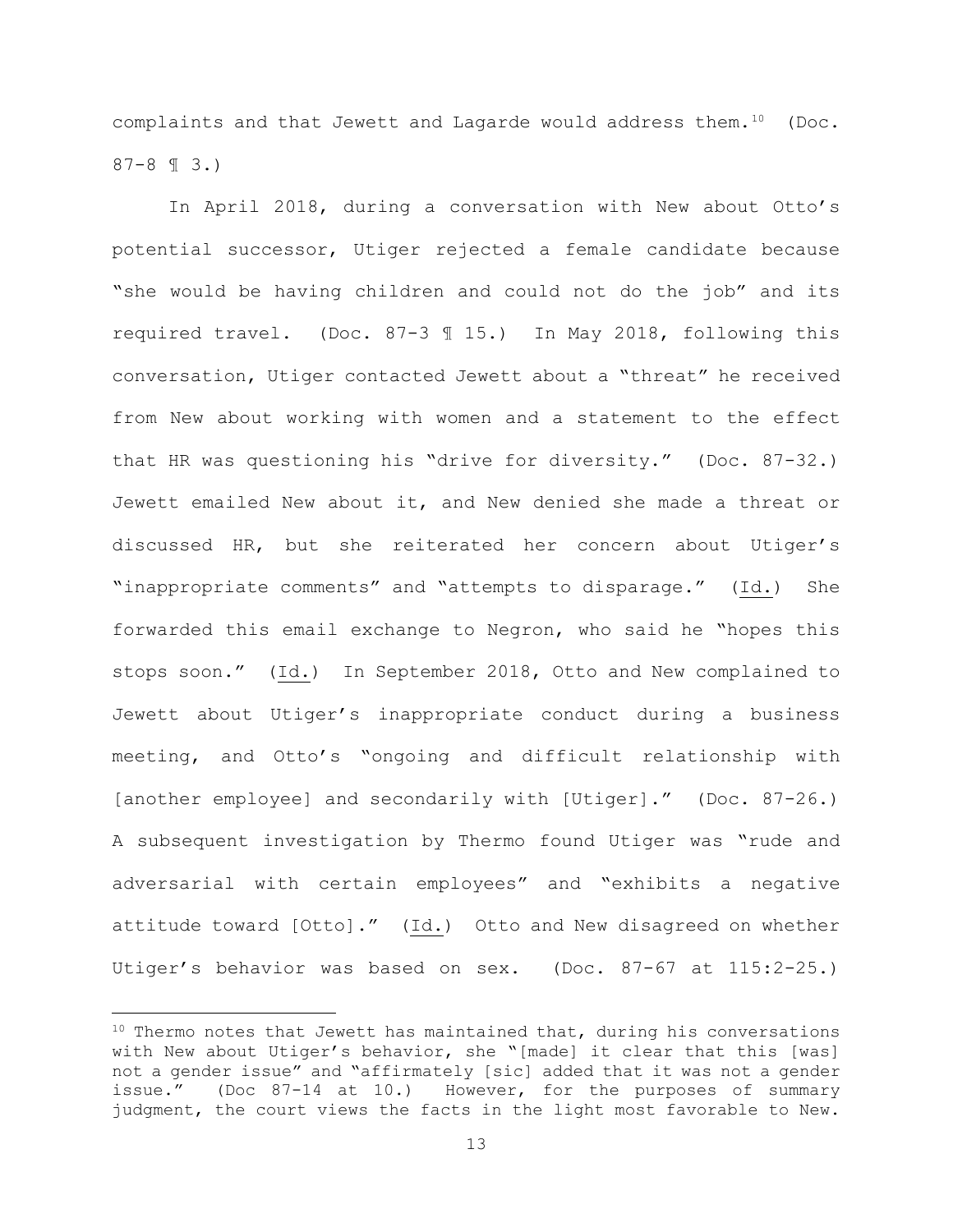complaints and that Jewett and Lagarde would address them.[10] (Doc. 87-8 ¶ 3.)

In April 2018, during a conversation with New about Otto's potential successor, Utiger rejected a female candidate because "she would be having children and could not do the job" and its required travel. (Doc. 87-3 ¶ 15.) In May 2018, following this conversation, Utiger contacted Jewett about a "threat" he received from New about working with women and a statement to the effect that HR was questioning his "drive for diversity." (Doc. 87-32.) Jewett emailed New about it, and New denied she made a threat or discussed HR, but she reiterated her concern about Utiger's "inappropriate comments" and "attempts to disparage." (Id.) She forwarded this email exchange to Negron, who said he "hopes this stops soon." (Id.) In September 2018, Otto and New complained to Jewett about Utiger's inappropriate conduct during a business meeting, and Otto's "ongoing and difficult relationship with [another employee] and secondarily with [Utiger]." (Doc. 87-26.) A subsequent investigation by Thermo found Utiger was "rude and adversarial with certain employees" and "exhibits a negative attitude toward [Otto]." (Id.) Otto and New disagreed on whether Utiger's behavior was based on sex. (Doc. 87-67 at 115:2-25.)

---

[10] Thermo notes that Jewett has maintained that, during his conversations with New about Utiger's behavior, she "[made] it clear that this [was] not a gender issue" and "affirmately [sic] added that it was not a gender issue." (Doc 87-14 at 10.) However, for the purposes of summary judgment, the court views the facts in the light most favorable to New.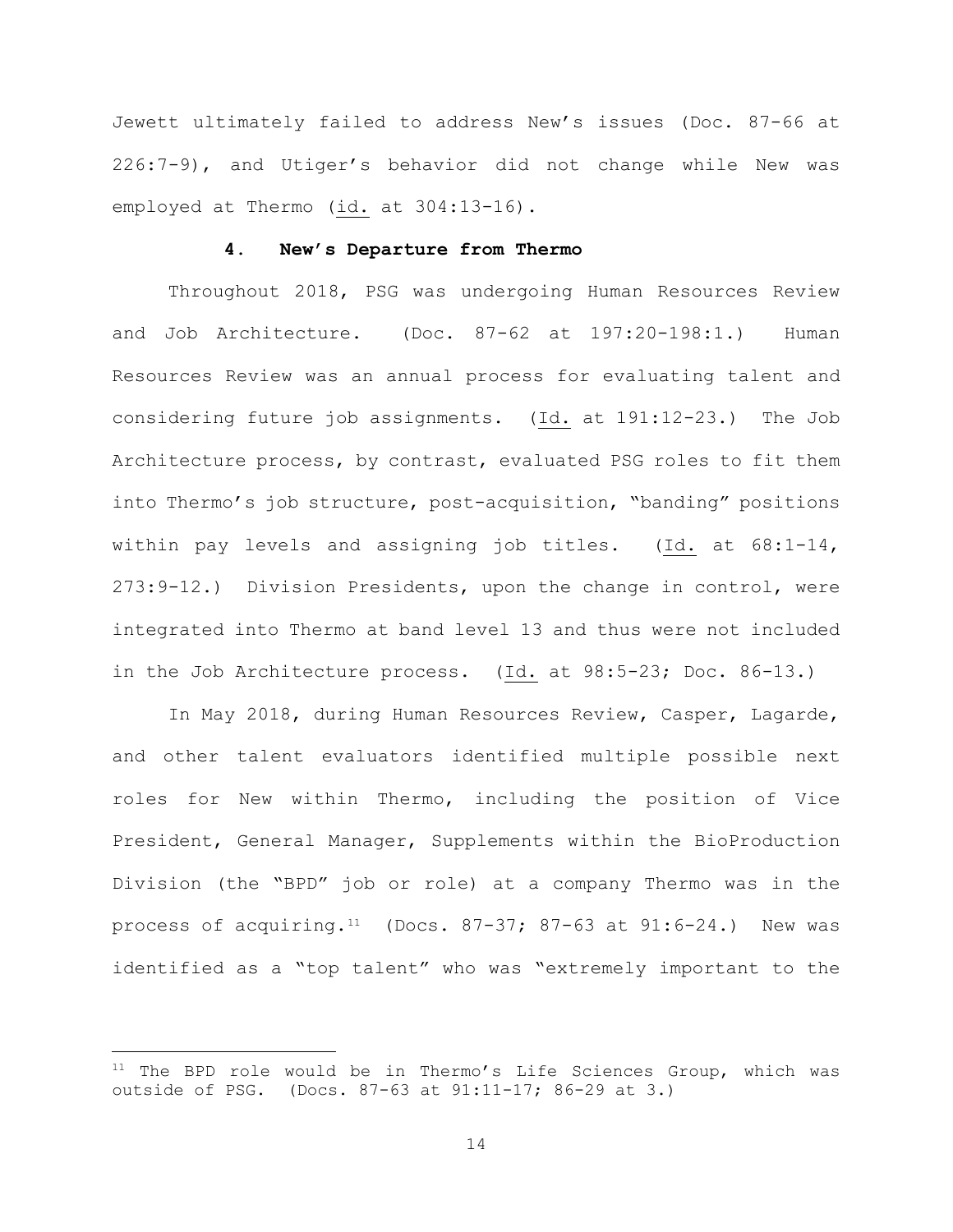Jewett ultimately failed to address New's issues (Doc. 87-66 at 226:7-9), and Utiger's behavior did not change while New was employed at Thermo (id. at 304:13-16).

#### 4. New's Departure from Thermo

Throughout 2018, PSG was undergoing Human Resources Review and Job Architecture. (Doc. 87-62 at 197:20-198:1.) Human Resources Review was an annual process for evaluating talent and considering future job assignments. (Id. at 191:12-23.) The Job Architecture process, by contrast, evaluated PSG roles to fit them into Thermo's job structure, post-acquisition, "banding" positions within pay levels and assigning job titles. (Id. at 68:1-14, 273:9-12.) Division Presidents, upon the change in control, were integrated into Thermo at band level 13 and thus were not included in the Job Architecture process. (Id. at 98:5-23; Doc. 86-13.)

In May 2018, during Human Resources Review, Casper, Lagarde, and other talent evaluators identified multiple possible next roles for New within Thermo, including the position of Vice President, General Manager, Supplements within the BioProduction Division (the "BPD" job or role) at a company Thermo was in the process of acquiring.[11] (Docs. 87-37; 87-63 at 91:6-24.) New was identified as a "top talent" who was "extremely important to the

[11] The BPD role would be in Thermo's Life Sciences Group, which was outside of PSG. (Docs. 87-63 at 91:11-17; 86-29 at 3.)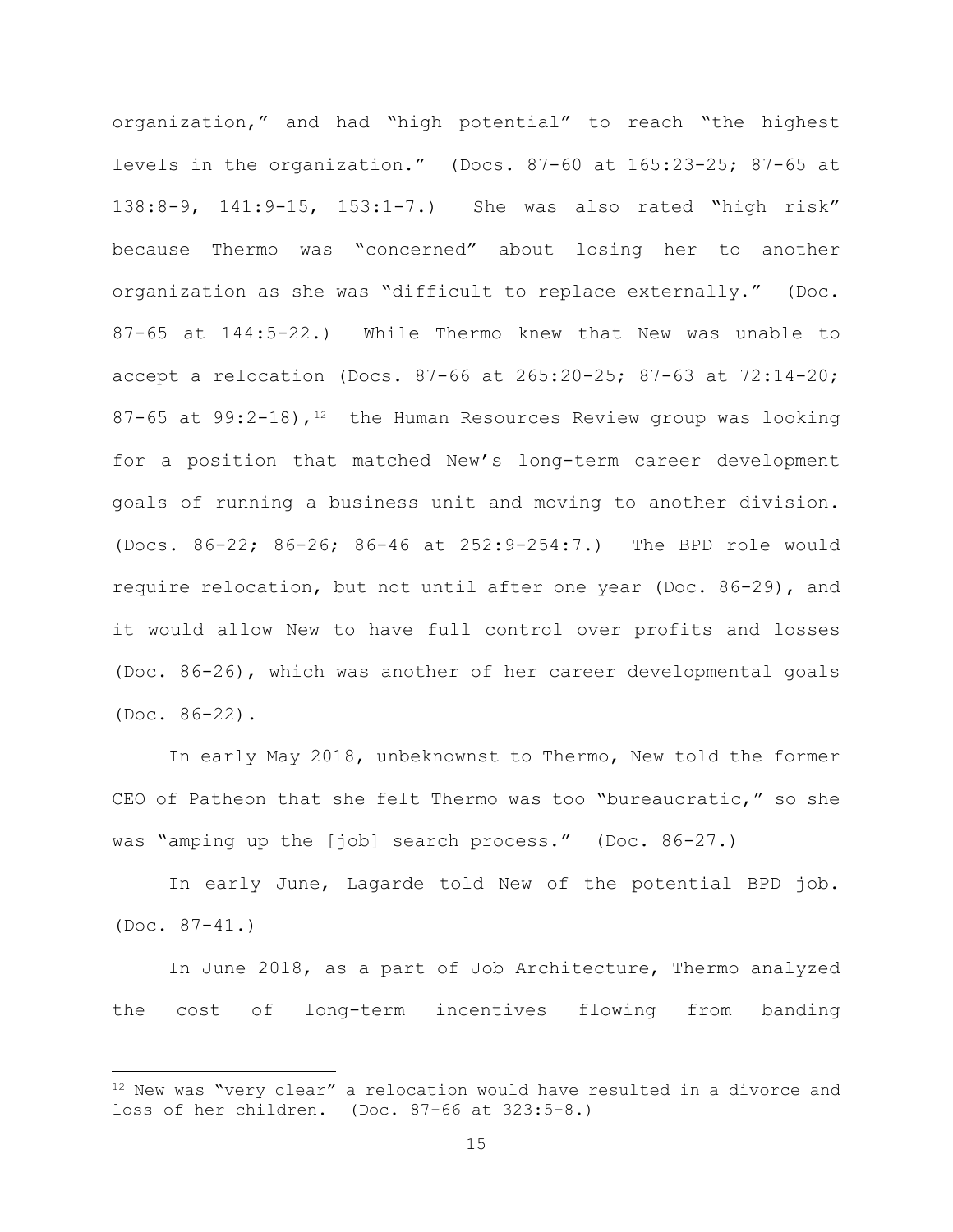organization," and had "high potential" to reach "the highest levels in the organization." (Docs. 87-60 at 165:23-25; 87-65 at 138:8-9, 141:9-15, 153:1-7.) She was also rated "high risk" because Thermo was "concerned" about losing her to another organization as she was "difficult to replace externally." (Doc. 87-65 at 144:5-22.) While Thermo knew that New was unable to accept a relocation (Docs. 87-66 at 265:20-25; 87-63 at 72:14-20; 87-65 at 99:2-18),[12] the Human Resources Review group was looking for a position that matched New's long-term career development goals of running a business unit and moving to another division. (Docs. 86-22; 86-26; 86-46 at 252:9-254:7.) The BPD role would require relocation, but not until after one year (Doc. 86-29), and it would allow New to have full control over profits and losses (Doc. 86-26), which was another of her career developmental goals (Doc. 86-22).

In early May 2018, unbeknownst to Thermo, New told the former CEO of Patheon that she felt Thermo was too "bureaucratic," so she was "amping up the [job] search process." (Doc. 86-27.)

In early June, Lagarde told New of the potential BPD job. (Doc. 87-41.)

In June 2018, as a part of Job Architecture, Thermo analyzed the cost of long-term incentives flowing from banding

---

[12] New was "very clear" a relocation would have resulted in a divorce and loss of her children. (Doc. 87-66 at 323:5-8.)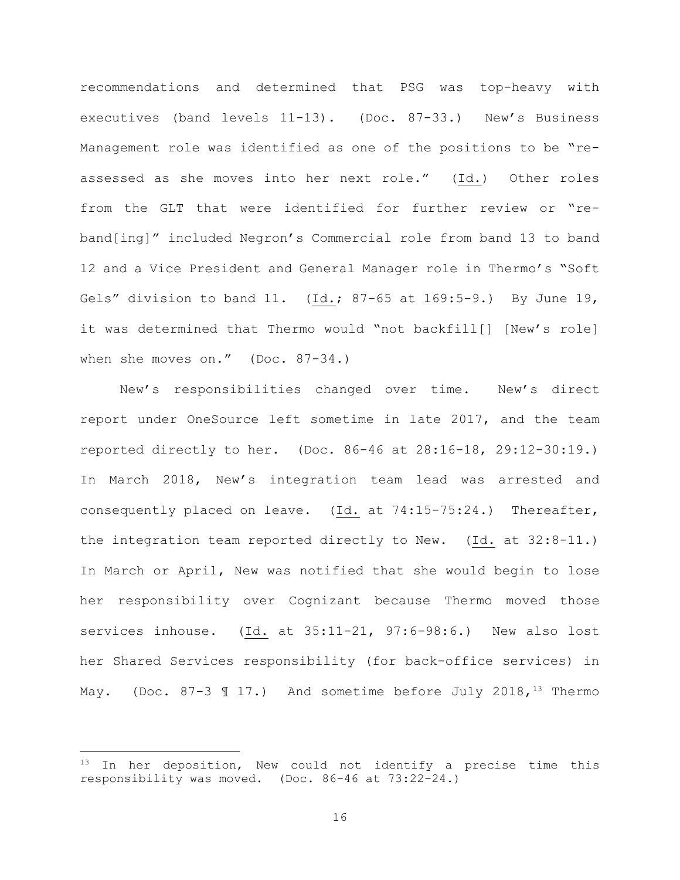recommendations and determined that PSG was top-heavy with executives (band levels 11-13). (Doc. 87-33.) New's Business Management role was identified as one of the positions to be "re-assessed as she moves into her next role." (Id.) Other roles from the GLT that were identified for further review or "re-band[ing]" included Negron's Commercial role from band 13 to band 12 and a Vice President and General Manager role in Thermo's "Soft Gels" division to band 11. (Id.; 87-65 at 169:5-9.) By June 19, it was determined that Thermo would "not backfill[] [New's role] when she moves on." (Doc. 87-34.)

New's responsibilities changed over time. New's direct report under OneSource left sometime in late 2017, and the team reported directly to her. (Doc. 86-46 at 28:16-18, 29:12-30:19.) In March 2018, New's integration team lead was arrested and consequently placed on leave. (Id. at 74:15-75:24.) Thereafter, the integration team reported directly to New. (Id. at 32:8-11.) In March or April, New was notified that she would begin to lose her responsibility over Cognizant because Thermo moved those services inhouse. (Id. at 35:11-21, 97:6-98:6.) New also lost her Shared Services responsibility (for back-office services) in May. (Doc. 87-3 ¶ 17.) And sometime before July 2018,[13] Thermo

[13] In her deposition, New could not identify a precise time this responsibility was moved. (Doc. 86-46 at 73:22-24.)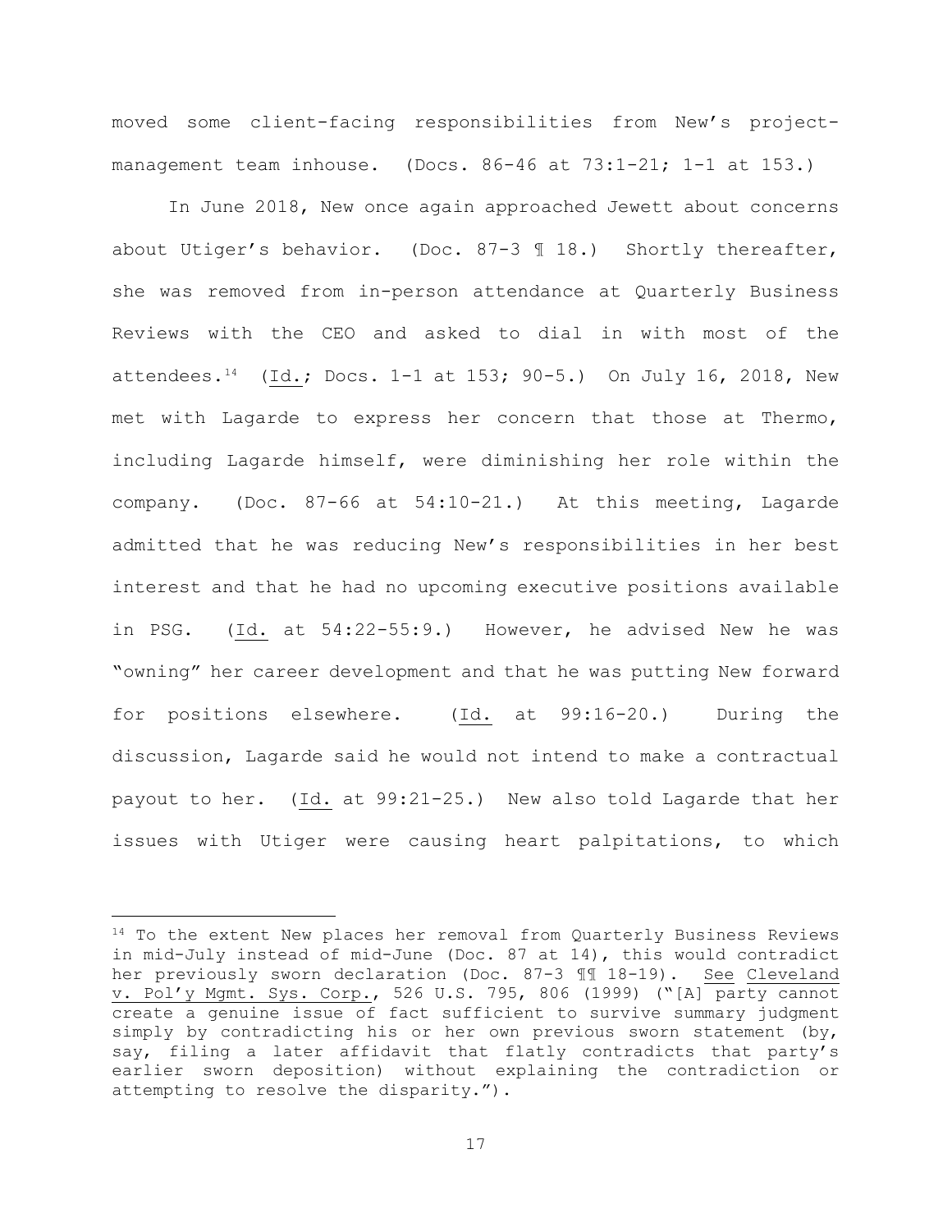moved some client-facing responsibilities from New's project-management team inhouse. (Docs. 86-46 at 73:1-21; 1-1 at 153.)

In June 2018, New once again approached Jewett about concerns about Utiger's behavior. (Doc. 87-3 ¶ 18.) Shortly thereafter, she was removed from in-person attendance at Quarterly Business Reviews with the CEO and asked to dial in with most of the attendees.[14] (Id.; Docs. 1-1 at 153; 90-5.) On July 16, 2018, New met with Lagarde to express her concern that those at Thermo, including Lagarde himself, were diminishing her role within the company. (Doc. 87-66 at 54:10-21.) At this meeting, Lagarde admitted that he was reducing New's responsibilities in her best interest and that he had no upcoming executive positions available in PSG. (Id. at 54:22-55:9.) However, he advised New he was "owning" her career development and that he was putting New forward for positions elsewhere. (Id. at 99:16-20.) During the discussion, Lagarde said he would not intend to make a contractual payout to her. (Id. at 99:21-25.) New also told Lagarde that her issues with Utiger were causing heart palpitations, to which

---

[14] To the extent New places her removal from Quarterly Business Reviews in mid-July instead of mid-June (Doc. 87 at 14), this would contradict her previously sworn declaration (Doc. 87-3 ¶¶ 18-19). See Cleveland v. Pol'y Mgmt. Sys. Corp., 526 U.S. 795, 806 (1999) ("[A] party cannot create a genuine issue of fact sufficient to survive summary judgment simply by contradicting his or her own previous sworn statement (by, say, filing a later affidavit that flatly contradicts that party's earlier sworn deposition) without explaining the contradiction or attempting to resolve the disparity.").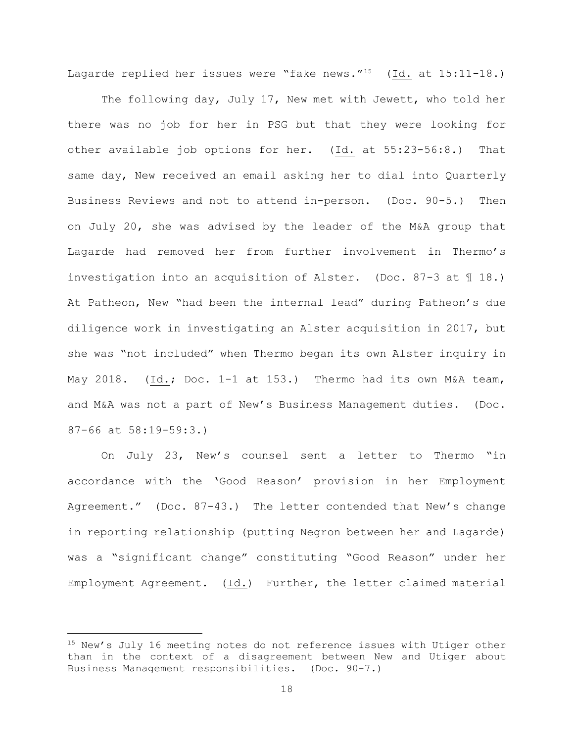Lagarde replied her issues were "fake news."[15] (Id. at 15:11-18.)

The following day, July 17, New met with Jewett, who told her there was no job for her in PSG but that they were looking for other available job options for her. (Id. at 55:23-56:8.) That same day, New received an email asking her to dial into Quarterly Business Reviews and not to attend in-person. (Doc. 90-5.) Then on July 20, she was advised by the leader of the M&A group that Lagarde had removed her from further involvement in Thermo's investigation into an acquisition of Alster. (Doc. 87-3 at ¶ 18.) At Patheon, New "had been the internal lead" during Patheon's due diligence work in investigating an Alster acquisition in 2017, but she was "not included" when Thermo began its own Alster inquiry in May 2018. (Id.; Doc. 1-1 at 153.) Thermo had its own M&A team, and M&A was not a part of New's Business Management duties. (Doc. 87-66 at 58:19-59:3.)

On July 23, New's counsel sent a letter to Thermo "in accordance with the 'Good Reason' provision in her Employment Agreement." (Doc. 87-43.) The letter contended that New's change in reporting relationship (putting Negron between her and Lagarde) was a "significant change" constituting "Good Reason" under her Employment Agreement. (Id.) Further, the letter claimed material

---

[15] New's July 16 meeting notes do not reference issues with Utiger other than in the context of a disagreement between New and Utiger about Business Management responsibilities. (Doc. 90-7.)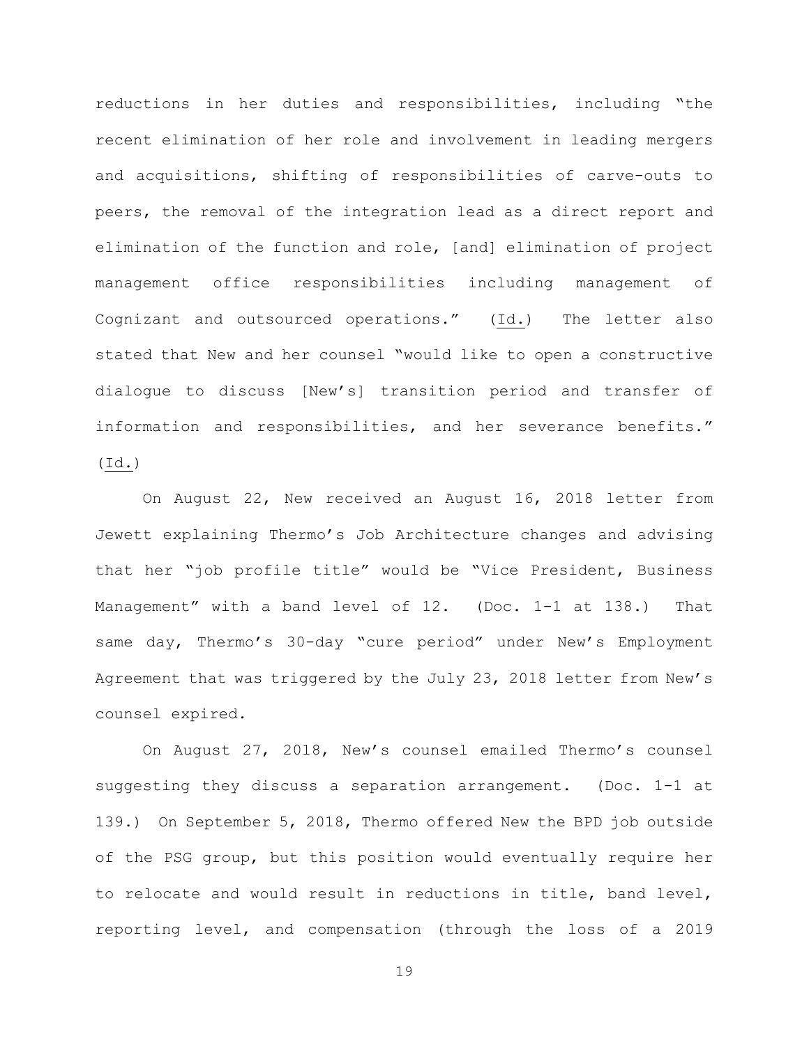reductions in her duties and responsibilities, including "the recent elimination of her role and involvement in leading mergers and acquisitions, shifting of responsibilities of carve-outs to peers, the removal of the integration lead as a direct report and elimination of the function and role, [and] elimination of project management office responsibilities including management of Cognizant and outsourced operations." (Id.) The letter also stated that New and her counsel "would like to open a constructive dialogue to discuss [New's] transition period and transfer of information and responsibilities, and her severance benefits." (Id.)

On August 22, New received an August 16, 2018 letter from Jewett explaining Thermo's Job Architecture changes and advising that her "job profile title" would be "Vice President, Business Management" with a band level of 12. (Doc. 1-1 at 138.) That same day, Thermo's 30-day "cure period" under New's Employment Agreement that was triggered by the July 23, 2018 letter from New's counsel expired.

On August 27, 2018, New's counsel emailed Thermo's counsel suggesting they discuss a separation arrangement. (Doc. 1-1 at 139.) On September 5, 2018, Thermo offered New the BPD job outside of the PSG group, but this position would eventually require her to relocate and would result in reductions in title, band level, reporting level, and compensation (through the loss of a 2019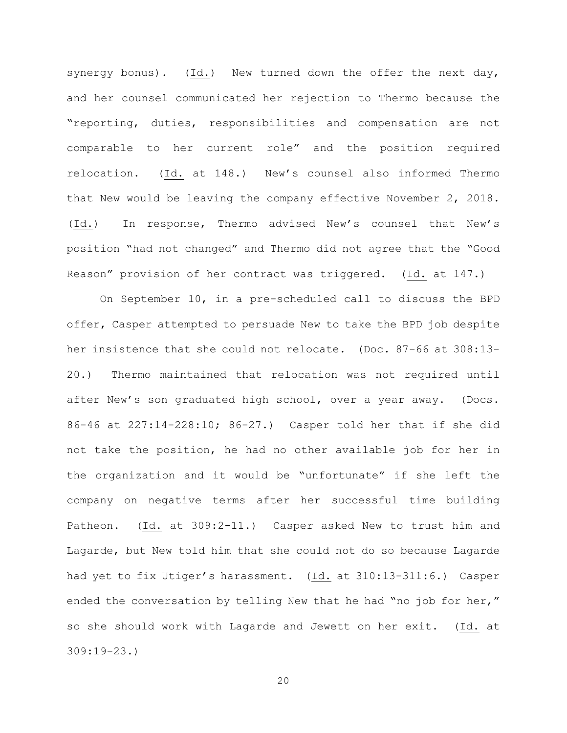synergy bonus). (Id.) New turned down the offer the next day, and her counsel communicated her rejection to Thermo because the "reporting, duties, responsibilities and compensation are not comparable to her current role" and the position required relocation. (Id. at 148.) New's counsel also informed Thermo that New would be leaving the company effective November 2, 2018. (Id.) In response, Thermo advised New's counsel that New's position "had not changed" and Thermo did not agree that the "Good Reason" provision of her contract was triggered. (Id. at 147.)

On September 10, in a pre-scheduled call to discuss the BPD offer, Casper attempted to persuade New to take the BPD job despite her insistence that she could not relocate. (Doc. 87-66 at 308:13-20.) Thermo maintained that relocation was not required until after New's son graduated high school, over a year away. (Docs. 86-46 at 227:14-228:10; 86-27.) Casper told her that if she did not take the position, he had no other available job for her in the organization and it would be "unfortunate" if she left the company on negative terms after her successful time building Patheon. (Id. at 309:2-11.) Casper asked New to trust him and Lagarde, but New told him that she could not do so because Lagarde had yet to fix Utiger's harassment. (Id. at 310:13-311:6.) Casper ended the conversation by telling New that he had "no job for her," so she should work with Lagarde and Jewett on her exit. (Id. at 309:19-23.)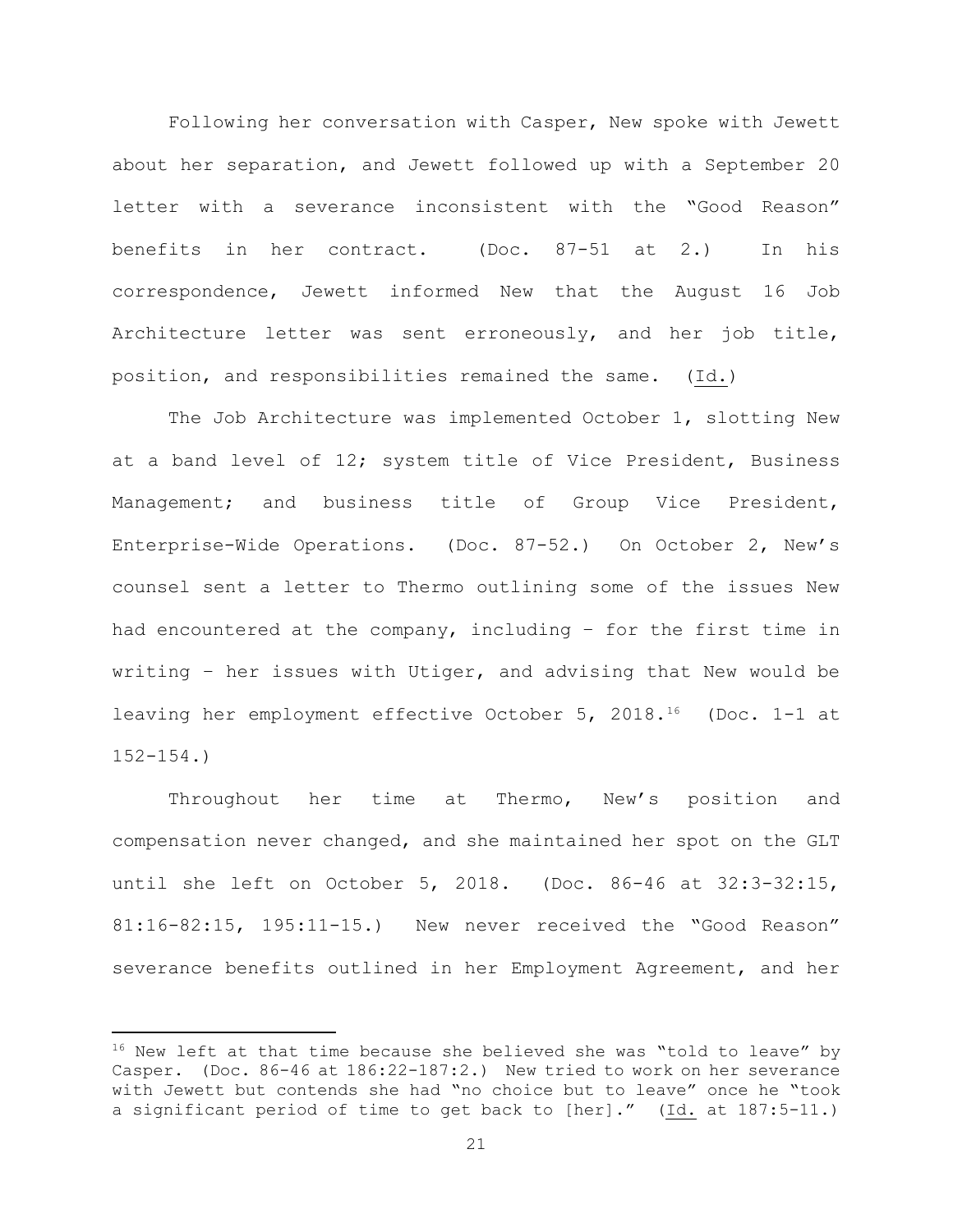Following her conversation with Casper, New spoke with Jewett about her separation, and Jewett followed up with a September 20 letter with a severance inconsistent with the "Good Reason" benefits in her contract. (Doc. 87-51 at 2.) In his correspondence, Jewett informed New that the August 16 Job Architecture letter was sent erroneously, and her job title, position, and responsibilities remained the same. (Id.)

The Job Architecture was implemented October 1, slotting New at a band level of 12; system title of Vice President, Business Management; and business title of Group Vice President, Enterprise-Wide Operations. (Doc. 87-52.) On October 2, New's counsel sent a letter to Thermo outlining some of the issues New had encountered at the company, including – for the first time in writing – her issues with Utiger, and advising that New would be leaving her employment effective October 5, 2018.[16] (Doc. 1-1 at 152-154.)

Throughout her time at Thermo, New's position and compensation never changed, and she maintained her spot on the GLT until she left on October 5, 2018. (Doc. 86-46 at 32:3-32:15, 81:16-82:15, 195:11-15.) New never received the "Good Reason" severance benefits outlined in her Employment Agreement, and her

---

[16] New left at that time because she believed she was "told to leave" by Casper. (Doc. 86-46 at 186:22-187:2.) New tried to work on her severance with Jewett but contends she had "no choice but to leave" once he "took a significant period of time to get back to [her]." (Id. at 187:5-11.)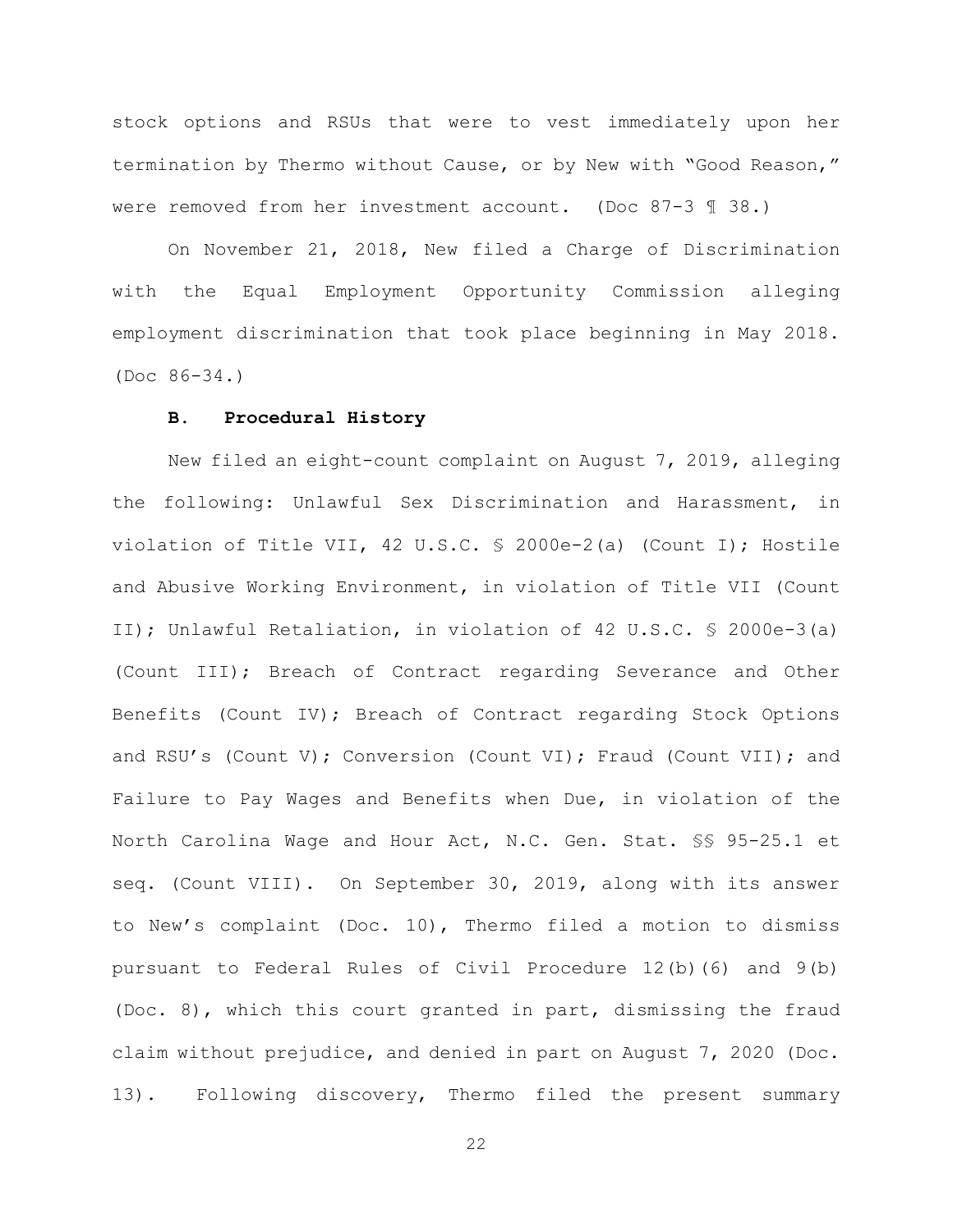stock options and RSUs that were to vest immediately upon her termination by Thermo without Cause, or by New with "Good Reason," were removed from her investment account. (Doc 87-3 ¶ 38.)

On November 21, 2018, New filed a Charge of Discrimination with the Equal Employment Opportunity Commission alleging employment discrimination that took place beginning in May 2018. (Doc 86-34.)

### B. Procedural History

New filed an eight-count complaint on August 7, 2019, alleging the following: Unlawful Sex Discrimination and Harassment, in violation of Title VII, 42 U.S.C. § 2000e-2(a) (Count I); Hostile and Abusive Working Environment, in violation of Title VII (Count II); Unlawful Retaliation, in violation of 42 U.S.C. § 2000e-3(a) (Count III); Breach of Contract regarding Severance and Other Benefits (Count IV); Breach of Contract regarding Stock Options and RSU's (Count V); Conversion (Count VI); Fraud (Count VII); and Failure to Pay Wages and Benefits when Due, in violation of the North Carolina Wage and Hour Act, N.C. Gen. Stat. §§ 95-25.1 et seq. (Count VIII). On September 30, 2019, along with its answer to New's complaint (Doc. 10), Thermo filed a motion to dismiss pursuant to Federal Rules of Civil Procedure 12(b)(6) and 9(b) (Doc. 8), which this court granted in part, dismissing the fraud claim without prejudice, and denied in part on August 7, 2020 (Doc. 13). Following discovery, Thermo filed the present summary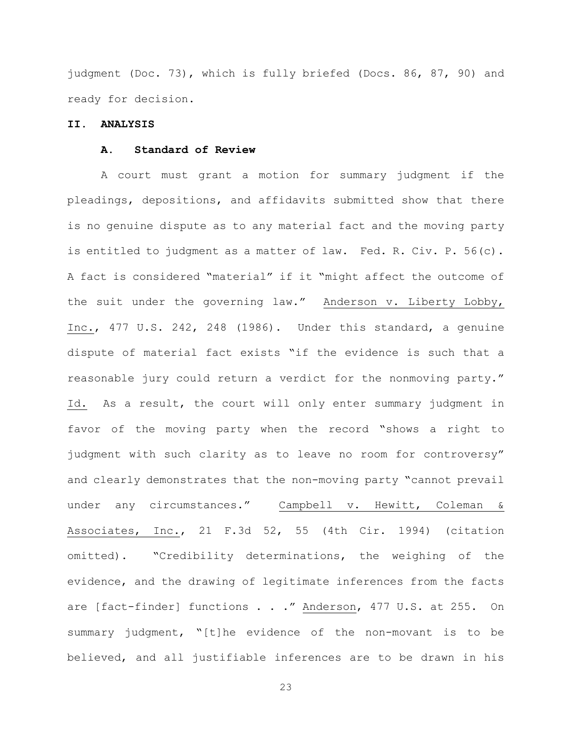judgment (Doc. 73), which is fully briefed (Docs. 86, 87, 90) and ready for decision.

## II. ANALYSIS

### A. Standard of Review

A court must grant a motion for summary judgment if the pleadings, depositions, and affidavits submitted show that there is no genuine dispute as to any material fact and the moving party is entitled to judgment as a matter of law. Fed. R. Civ. P. 56(c). A fact is considered "material" if it "might affect the outcome of the suit under the governing law." Anderson v. Liberty Lobby, Inc., 477 U.S. 242, 248 (1986). Under this standard, a genuine dispute of material fact exists "if the evidence is such that a reasonable jury could return a verdict for the nonmoving party." Id. As a result, the court will only enter summary judgment in favor of the moving party when the record "shows a right to judgment with such clarity as to leave no room for controversy" and clearly demonstrates that the non-moving party "cannot prevail under any circumstances." Campbell v. Hewitt, Coleman & Associates, Inc., 21 F.3d 52, 55 (4th Cir. 1994) (citation omitted). "Credibility determinations, the weighing of the evidence, and the drawing of legitimate inferences from the facts are [fact-finder] functions . . ." Anderson, 477 U.S. at 255. On summary judgment, "[t]he evidence of the non-movant is to be believed, and all justifiable inferences are to be drawn in his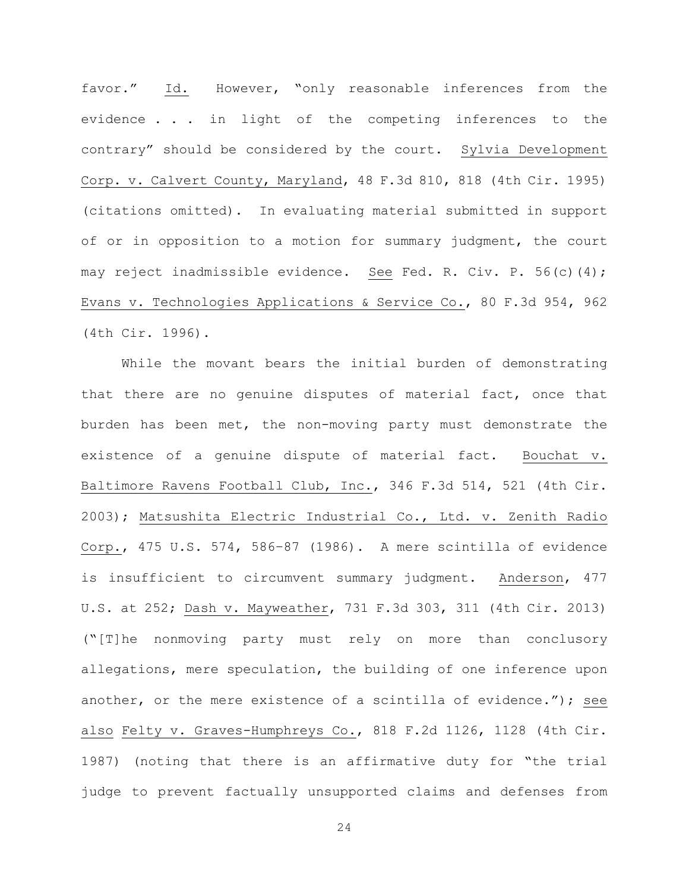favor." Id. However, "only reasonable inferences from the evidence . . . in light of the competing inferences to the contrary" should be considered by the court. Sylvia Development Corp. v. Calvert County, Maryland, 48 F.3d 810, 818 (4th Cir. 1995) (citations omitted). In evaluating material submitted in support of or in opposition to a motion for summary judgment, the court may reject inadmissible evidence. See Fed. R. Civ. P. 56(c)(4); Evans v. Technologies Applications & Service Co., 80 F.3d 954, 962 (4th Cir. 1996).

While the movant bears the initial burden of demonstrating that there are no genuine disputes of material fact, once that burden has been met, the non-moving party must demonstrate the existence of a genuine dispute of material fact. Bouchat v. Baltimore Ravens Football Club, Inc., 346 F.3d 514, 521 (4th Cir. 2003); Matsushita Electric Industrial Co., Ltd. v. Zenith Radio Corp., 475 U.S. 574, 586–87 (1986). A mere scintilla of evidence is insufficient to circumvent summary judgment. Anderson, 477 U.S. at 252; Dash v. Mayweather, 731 F.3d 303, 311 (4th Cir. 2013) ("[T]he nonmoving party must rely on more than conclusory allegations, mere speculation, the building of one inference upon another, or the mere existence of a scintilla of evidence."); see also Felty v. Graves-Humphreys Co., 818 F.2d 1126, 1128 (4th Cir. 1987) (noting that there is an affirmative duty for "the trial judge to prevent factually unsupported claims and defenses from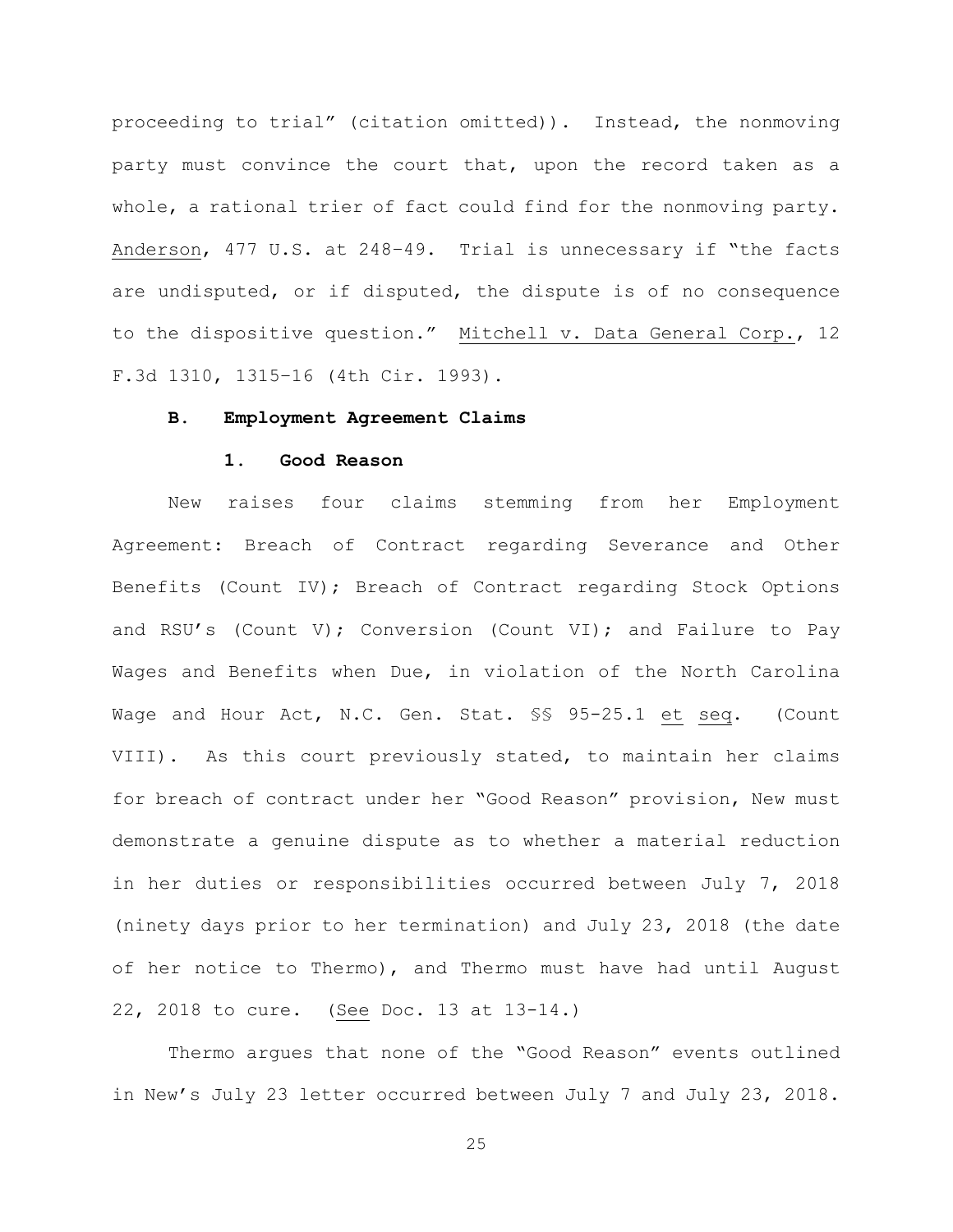proceeding to trial" (citation omitted)). Instead, the nonmoving party must convince the court that, upon the record taken as a whole, a rational trier of fact could find for the nonmoving party. Anderson, 477 U.S. at 248–49. Trial is unnecessary if "the facts are undisputed, or if disputed, the dispute is of no consequence to the dispositive question." Mitchell v. Data General Corp., 12 F.3d 1310, 1315–16 (4th Cir. 1993).

### B. Employment Agreement Claims

#### 1. Good Reason

New raises four claims stemming from her Employment Agreement: Breach of Contract regarding Severance and Other Benefits (Count IV); Breach of Contract regarding Stock Options and RSU's (Count V); Conversion (Count VI); and Failure to Pay Wages and Benefits when Due, in violation of the North Carolina Wage and Hour Act, N.C. Gen. Stat. §§ 95-25.1 et seq. (Count VIII). As this court previously stated, to maintain her claims for breach of contract under her "Good Reason" provision, New must demonstrate a genuine dispute as to whether a material reduction in her duties or responsibilities occurred between July 7, 2018 (ninety days prior to her termination) and July 23, 2018 (the date of her notice to Thermo), and Thermo must have had until August 22, 2018 to cure. (See Doc. 13 at 13-14.)

Thermo argues that none of the "Good Reason" events outlined in New's July 23 letter occurred between July 7 and July 23, 2018.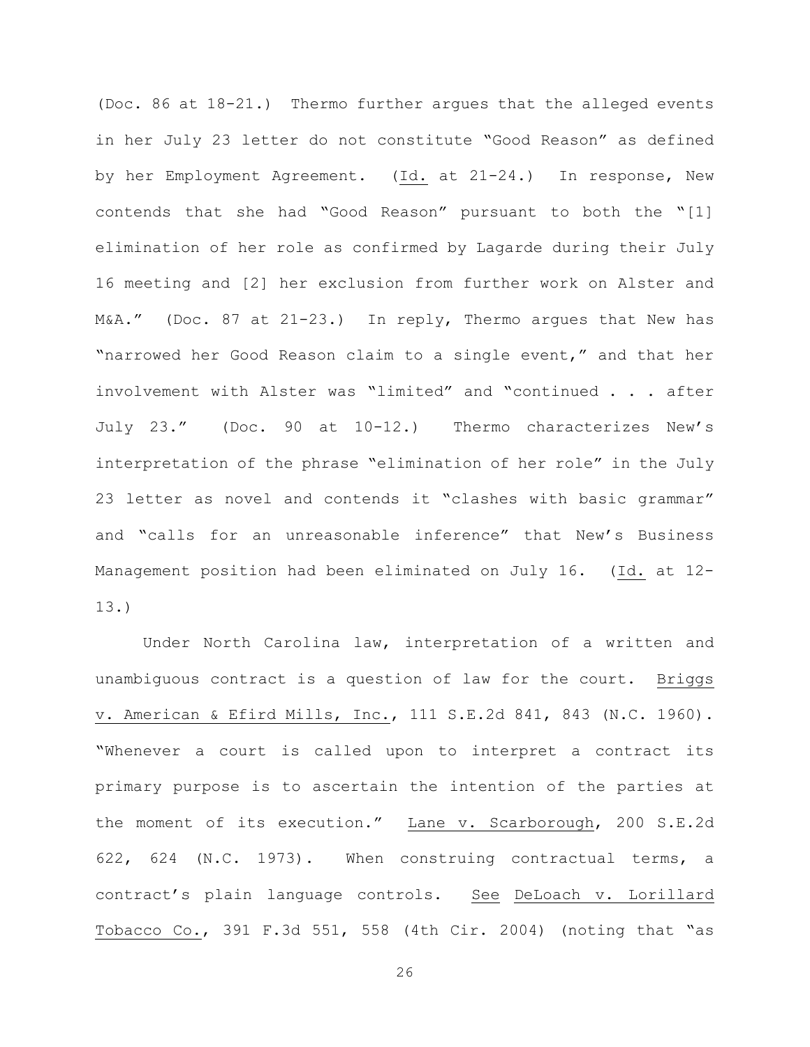(Doc. 86 at 18-21.) Thermo further argues that the alleged events in her July 23 letter do not constitute "Good Reason" as defined by her Employment Agreement. (Id. at 21-24.) In response, New contends that she had "Good Reason" pursuant to both the "[1] elimination of her role as confirmed by Lagarde during their July 16 meeting and [2] her exclusion from further work on Alster and M&A." (Doc. 87 at 21-23.) In reply, Thermo argues that New has "narrowed her Good Reason claim to a single event," and that her involvement with Alster was "limited" and "continued . . . after July 23." (Doc. 90 at 10-12.) Thermo characterizes New's interpretation of the phrase "elimination of her role" in the July 23 letter as novel and contends it "clashes with basic grammar" and "calls for an unreasonable inference" that New's Business Management position had been eliminated on July 16. (Id. at 12-13.)

Under North Carolina law, interpretation of a written and unambiguous contract is a question of law for the court. Briggs v. American & Efird Mills, Inc., 111 S.E.2d 841, 843 (N.C. 1960). "Whenever a court is called upon to interpret a contract its primary purpose is to ascertain the intention of the parties at the moment of its execution." Lane v. Scarborough, 200 S.E.2d 622, 624 (N.C. 1973). When construing contractual terms, a contract's plain language controls. See DeLoach v. Lorillard Tobacco Co., 391 F.3d 551, 558 (4th Cir. 2004) (noting that "as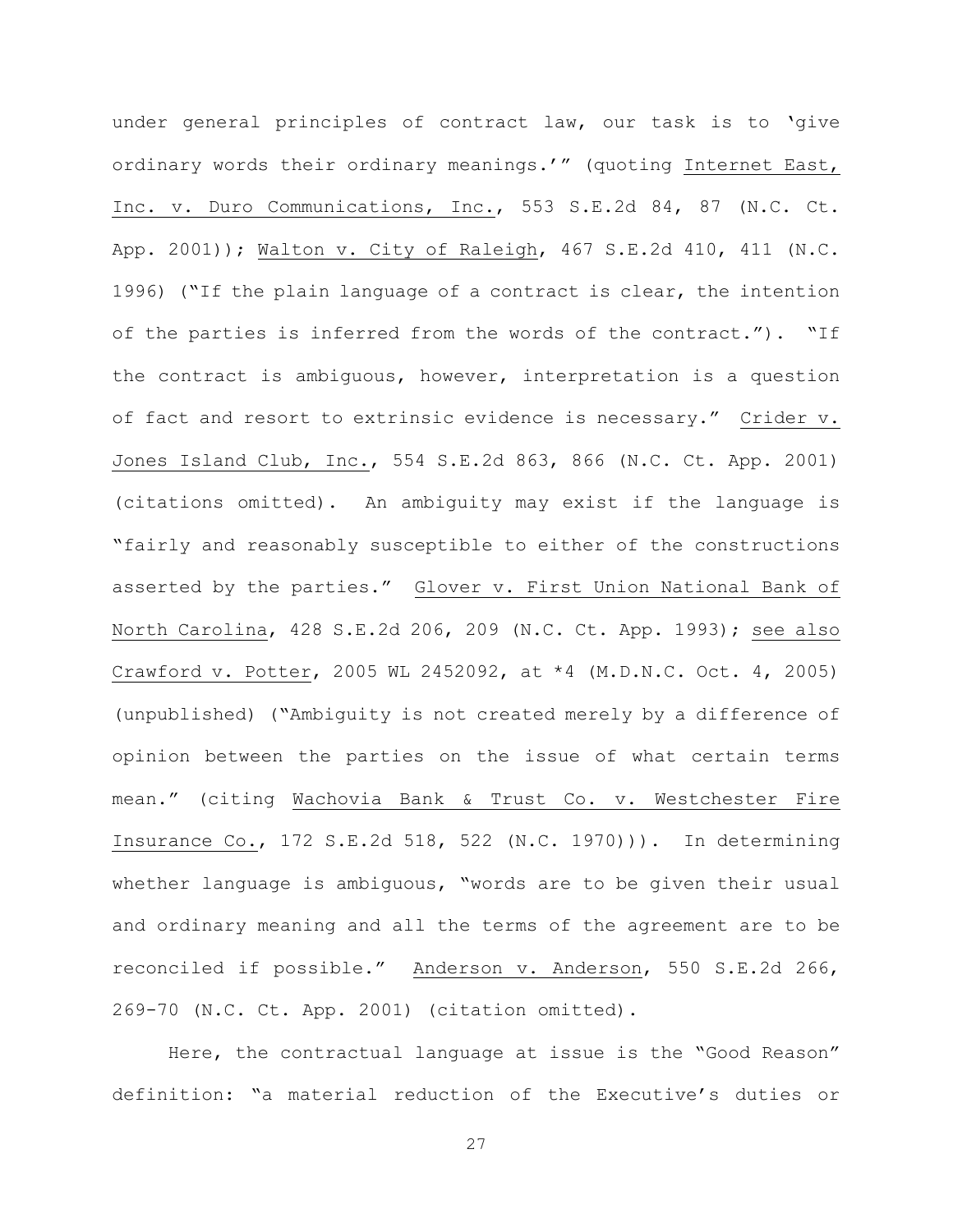under general principles of contract law, our task is to 'give ordinary words their ordinary meanings.'" (quoting Internet East, Inc. v. Duro Communications, Inc., 553 S.E.2d 84, 87 (N.C. Ct. App. 2001)); Walton v. City of Raleigh, 467 S.E.2d 410, 411 (N.C. 1996) ("If the plain language of a contract is clear, the intention of the parties is inferred from the words of the contract."). "If the contract is ambiguous, however, interpretation is a question of fact and resort to extrinsic evidence is necessary." Crider v. Jones Island Club, Inc., 554 S.E.2d 863, 866 (N.C. Ct. App. 2001) (citations omitted). An ambiguity may exist if the language is "fairly and reasonably susceptible to either of the constructions asserted by the parties." Glover v. First Union National Bank of North Carolina, 428 S.E.2d 206, 209 (N.C. Ct. App. 1993); see also Crawford v. Potter, 2005 WL 2452092, at *4 (M.D.N.C. Oct. 4, 2005) (unpublished) ("Ambiguity is not created merely by a difference of opinion between the parties on the issue of what certain terms mean." (citing Wachovia Bank & Trust Co. v. Westchester Fire Insurance Co., 172 S.E.2d 518, 522 (N.C. 1970))). In determining whether language is ambiguous, "words are to be given their usual and ordinary meaning and all the terms of the agreement are to be reconciled if possible." Anderson v. Anderson, 550 S.E.2d 266, 269-70 (N.C. Ct. App. 2001) (citation omitted).

Here, the contractual language at issue is the "Good Reason" definition: "a material reduction of the Executive's duties or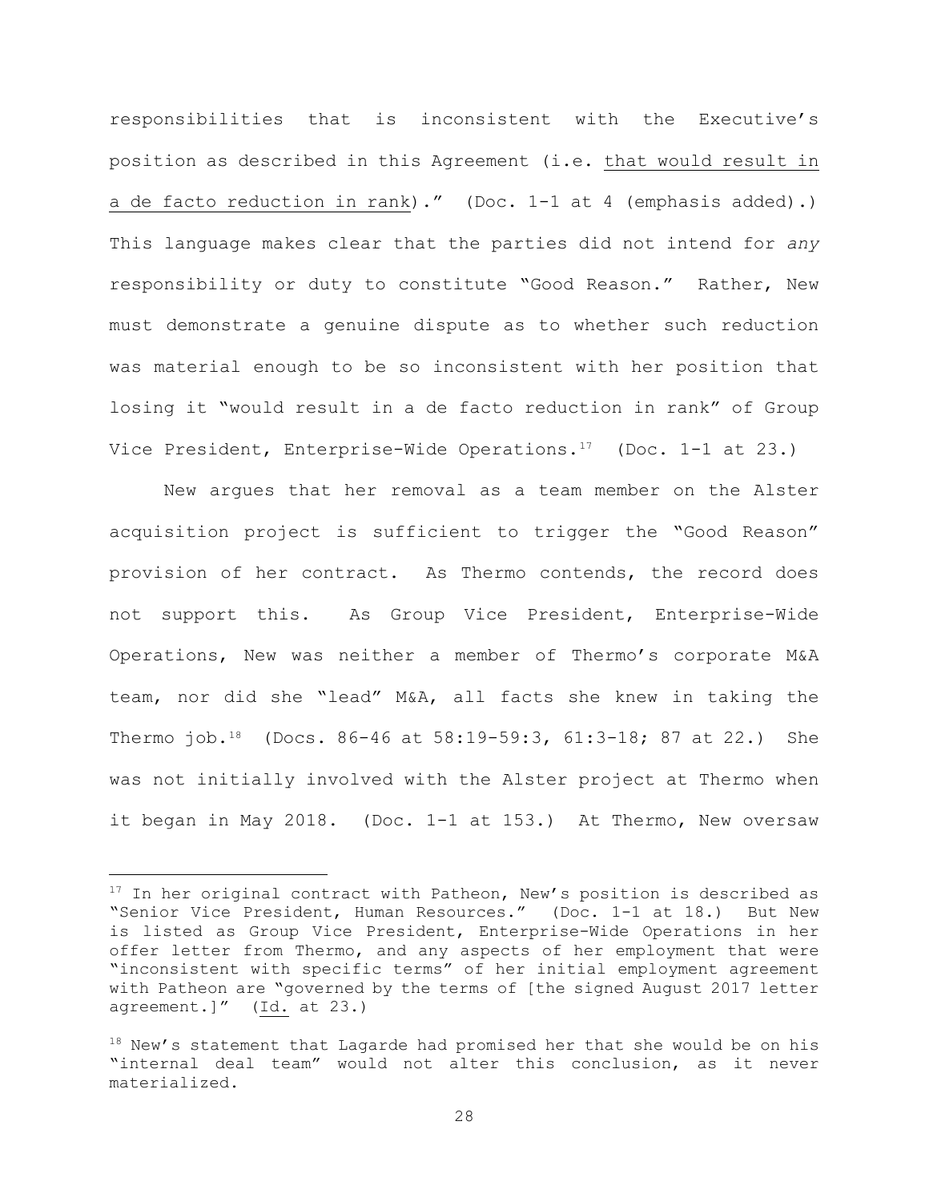responsibilities that is inconsistent with the Executive's position as described in this Agreement (i.e. that would result in a de facto reduction in rank)." (Doc. 1-1 at 4 (emphasis added).) This language makes clear that the parties did not intend for *any* responsibility or duty to constitute "Good Reason." Rather, New must demonstrate a genuine dispute as to whether such reduction was material enough to be so inconsistent with her position that losing it "would result in a de facto reduction in rank" of Group Vice President, Enterprise-Wide Operations.[17] (Doc. 1-1 at 23.)

New argues that her removal as a team member on the Alster acquisition project is sufficient to trigger the "Good Reason" provision of her contract. As Thermo contends, the record does not support this. As Group Vice President, Enterprise-Wide Operations, New was neither a member of Thermo's corporate M&A team, nor did she "lead" M&A, all facts she knew in taking the Thermo job.[18] (Docs. 86-46 at 58:19-59:3, 61:3-18; 87 at 22.) She was not initially involved with the Alster project at Thermo when it began in May 2018. (Doc. 1-1 at 153.) At Thermo, New oversaw

---

[17] In her original contract with Patheon, New's position is described as "Senior Vice President, Human Resources." (Doc. 1-1 at 18.) But New is listed as Group Vice President, Enterprise-Wide Operations in her offer letter from Thermo, and any aspects of her employment that were "inconsistent with specific terms" of her initial employment agreement with Patheon are "governed by the terms of [the signed August 2017 letter agreement.]" (Id. at 23.)

[18] New's statement that Lagarde had promised her that she would be on his "internal deal team" would not alter this conclusion, as it never materialized.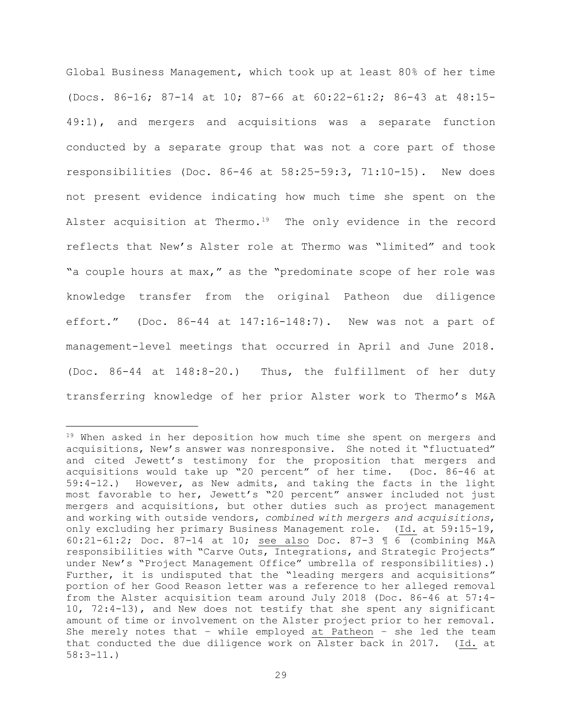Global Business Management, which took up at least 80% of her time (Docs. 86-16; 87-14 at 10; 87-66 at 60:22-61:2; 86-43 at 48:15-49:1), and mergers and acquisitions was a separate function conducted by a separate group that was not a core part of those responsibilities (Doc. 86-46 at 58:25-59:3, 71:10-15). New does not present evidence indicating how much time she spent on the Alster acquisition at Thermo.[19] The only evidence in the record reflects that New's Alster role at Thermo was "limited" and took "a couple hours at max," as the "predominate scope of her role was knowledge transfer from the original Patheon due diligence effort." (Doc. 86-44 at 147:16-148:7). New was not a part of management-level meetings that occurred in April and June 2018. (Doc. 86-44 at 148:8-20.) Thus, the fulfillment of her duty transferring knowledge of her prior Alster work to Thermo's M&A

---

[19] When asked in her deposition how much time she spent on mergers and acquisitions, New's answer was nonresponsive. She noted it "fluctuated" and cited Jewett's testimony for the proposition that mergers and acquisitions would take up "20 percent" of her time. (Doc. 86-46 at 59:4-12.) However, as New admits, and taking the facts in the light most favorable to her, Jewett's "20 percent" answer included not just mergers and acquisitions, but other duties such as project management and working with outside vendors, *combined with mergers and acquisitions*, only excluding her primary Business Management role. (Id. at 59:15-19, 60:21-61:2; Doc. 87-14 at 10; see also Doc. 87-3 ¶ 6 (combining M&A responsibilities with "Carve Outs, Integrations, and Strategic Projects" under New's "Project Management Office" umbrella of responsibilities).) Further, it is undisputed that the "leading mergers and acquisitions" portion of her Good Reason letter was a reference to her alleged removal from the Alster acquisition team around July 2018 (Doc. 86-46 at 57:4-10, 72:4-13), and New does not testify that she spent any significant amount of time or involvement on the Alster project prior to her removal. She merely notes that – while employed at Patheon – she led the team that conducted the due diligence work on Alster back in 2017. (Id. at 58:3-11.)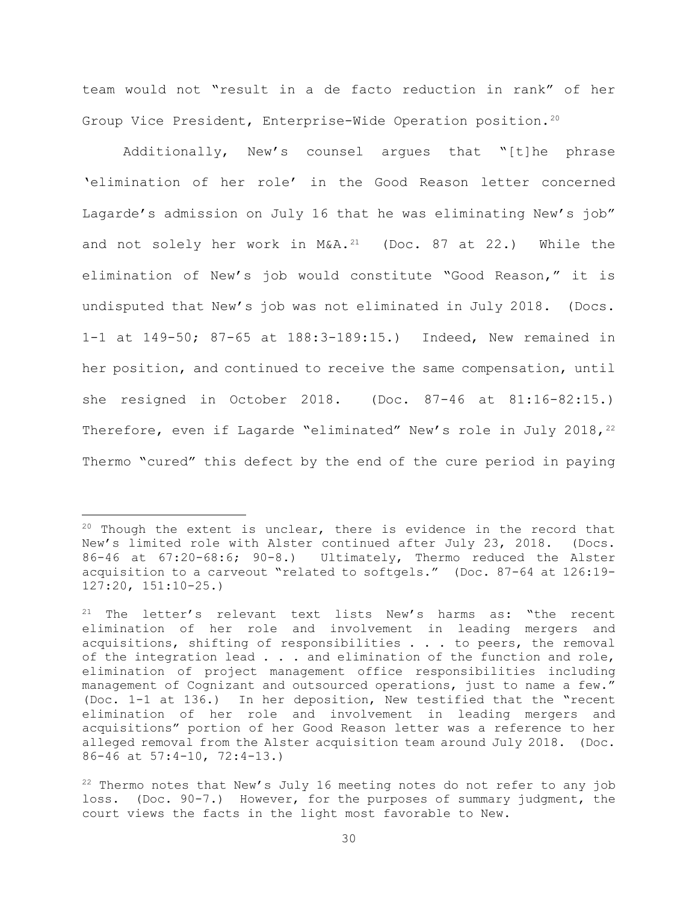team would not "result in a de facto reduction in rank" of her Group Vice President, Enterprise-Wide Operation position.[20]

Additionally, New's counsel argues that "[t]he phrase 'elimination of her role' in the Good Reason letter concerned Lagarde's admission on July 16 that he was eliminating New's job" and not solely her work in M&A.[21] (Doc. 87 at 22.) While the elimination of New's job would constitute "Good Reason," it is undisputed that New's job was not eliminated in July 2018. (Docs. 1-1 at 149-50; 87-65 at 188:3-189:15.) Indeed, New remained in her position, and continued to receive the same compensation, until she resigned in October 2018. (Doc. 87-46 at 81:16-82:15.) Therefore, even if Lagarde "eliminated" New's role in July 2018,[22] Thermo "cured" this defect by the end of the cure period in paying

---

[20] Though the extent is unclear, there is evidence in the record that New's limited role with Alster continued after July 23, 2018. (Docs. 86-46 at 67:20-68:6; 90-8.) Ultimately, Thermo reduced the Alster acquisition to a carveout "related to softgels." (Doc. 87-64 at 126:19-127:20, 151:10-25.)

[21] The letter's relevant text lists New's harms as: "the recent elimination of her role and involvement in leading mergers and acquisitions, shifting of responsibilities . . . to peers, the removal of the integration lead . . . and elimination of the function and role, elimination of project management office responsibilities including management of Cognizant and outsourced operations, just to name a few." (Doc. 1-1 at 136.) In her deposition, New testified that the "recent elimination of her role and involvement in leading mergers and acquisitions" portion of her Good Reason letter was a reference to her alleged removal from the Alster acquisition team around July 2018. (Doc. 86-46 at 57:4-10, 72:4-13.)

[22] Thermo notes that New's July 16 meeting notes do not refer to any job loss. (Doc. 90-7.) However, for the purposes of summary judgment, the court views the facts in the light most favorable to New.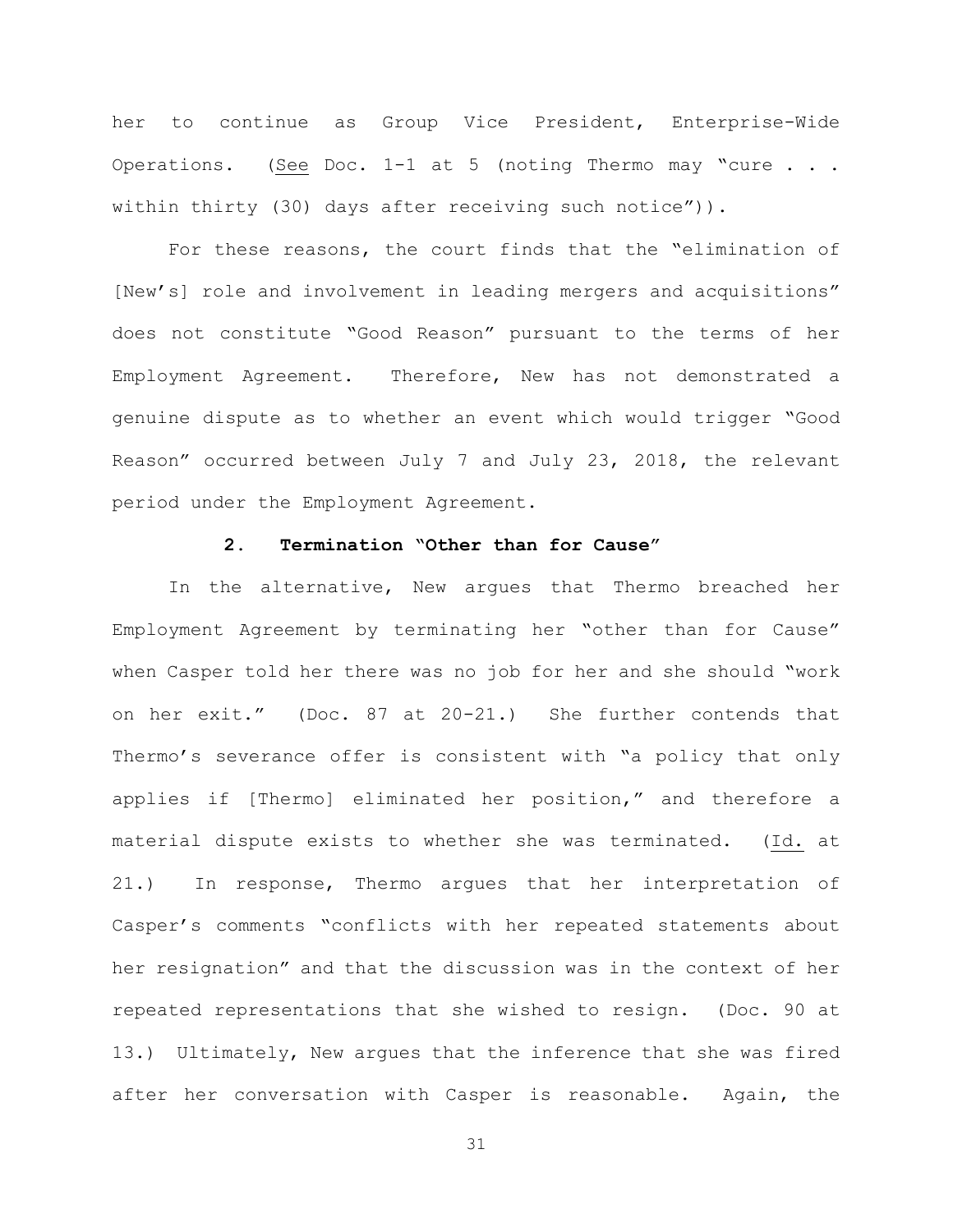her to continue as Group Vice President, Enterprise-Wide Operations. (See Doc. 1-1 at 5 (noting Thermo may "cure . . . within thirty (30) days after receiving such notice")).

For these reasons, the court finds that the "elimination of [New's] role and involvement in leading mergers and acquisitions" does not constitute "Good Reason" pursuant to the terms of her Employment Agreement. Therefore, New has not demonstrated a genuine dispute as to whether an event which would trigger "Good Reason" occurred between July 7 and July 23, 2018, the relevant period under the Employment Agreement.

### 2. Termination "Other than for Cause"

In the alternative, New argues that Thermo breached her Employment Agreement by terminating her "other than for Cause" when Casper told her there was no job for her and she should "work on her exit." (Doc. 87 at 20-21.) She further contends that Thermo's severance offer is consistent with "a policy that only applies if [Thermo] eliminated her position," and therefore a material dispute exists to whether she was terminated. (Id. at 21.) In response, Thermo argues that her interpretation of Casper's comments "conflicts with her repeated statements about her resignation" and that the discussion was in the context of her repeated representations that she wished to resign. (Doc. 90 at 13.) Ultimately, New argues that the inference that she was fired after her conversation with Casper is reasonable. Again, the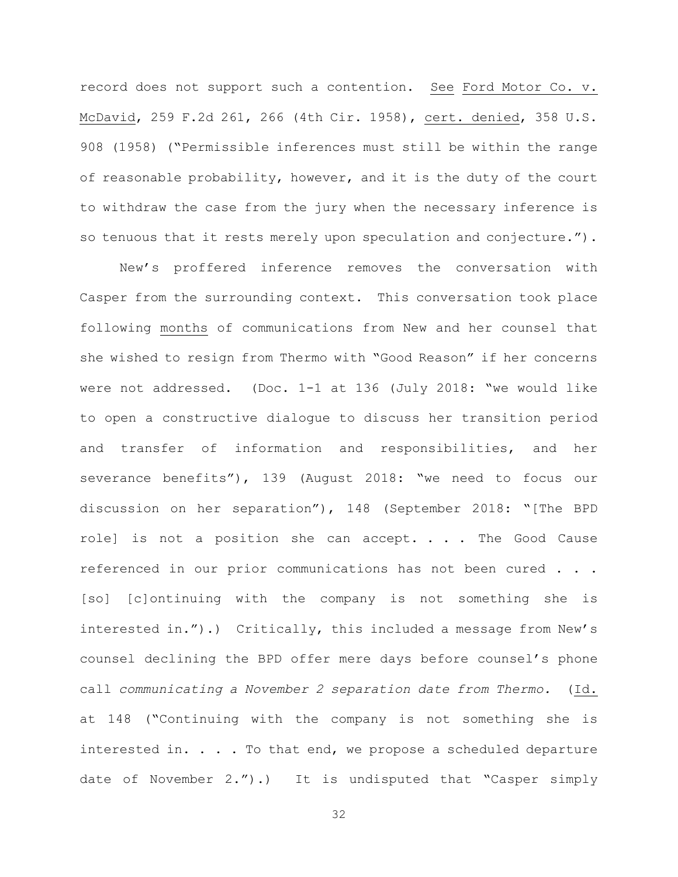record does not support such a contention. See Ford Motor Co. v. McDavid, 259 F.2d 261, 266 (4th Cir. 1958), cert. denied, 358 U.S. 908 (1958) ("Permissible inferences must still be within the range of reasonable probability, however, and it is the duty of the court to withdraw the case from the jury when the necessary inference is so tenuous that it rests merely upon speculation and conjecture.").

New's proffered inference removes the conversation with Casper from the surrounding context. This conversation took place following months of communications from New and her counsel that she wished to resign from Thermo with "Good Reason" if her concerns were not addressed. (Doc. 1-1 at 136 (July 2018: "we would like to open a constructive dialogue to discuss her transition period and transfer of information and responsibilities, and her severance benefits"), 139 (August 2018: "we need to focus our discussion on her separation"), 148 (September 2018: "[The BPD role] is not a position she can accept. . . . The Good Cause referenced in our prior communications has not been cured . . . [so] [c]ontinuing with the company is not something she is interested in.").) Critically, this included a message from New's counsel declining the BPD offer mere days before counsel's phone call *communicating a November 2 separation date from Thermo.* (Id. at 148 ("Continuing with the company is not something she is interested in. . . . To that end, we propose a scheduled departure date of November 2.").) It is undisputed that "Casper simply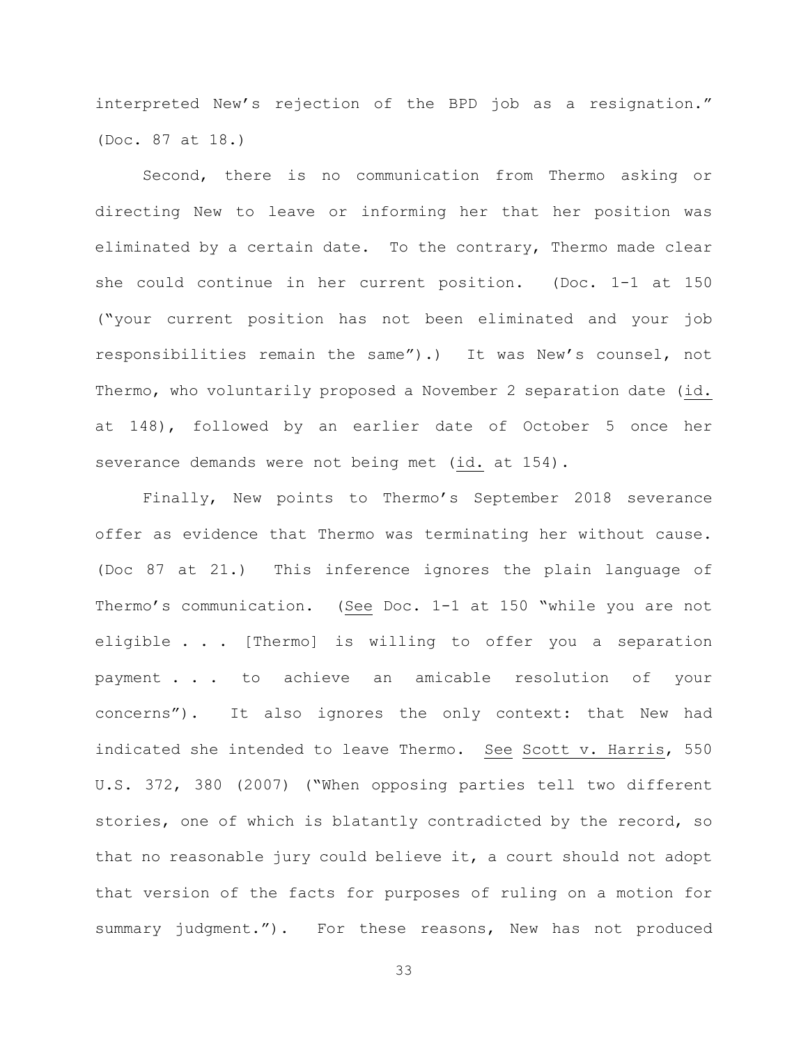interpreted New's rejection of the BPD job as a resignation." (Doc. 87 at 18.)

Second, there is no communication from Thermo asking or directing New to leave or informing her that her position was eliminated by a certain date. To the contrary, Thermo made clear she could continue in her current position. (Doc. 1-1 at 150 ("your current position has not been eliminated and your job responsibilities remain the same").) It was New's counsel, not Thermo, who voluntarily proposed a November 2 separation date (id. at 148), followed by an earlier date of October 5 once her severance demands were not being met (id. at 154).

Finally, New points to Thermo's September 2018 severance offer as evidence that Thermo was terminating her without cause. (Doc 87 at 21.) This inference ignores the plain language of Thermo's communication. (See Doc. 1-1 at 150 "while you are not eligible . . . [Thermo] is willing to offer you a separation payment . . . to achieve an amicable resolution of your concerns"). It also ignores the only context: that New had indicated she intended to leave Thermo. See Scott v. Harris, 550 U.S. 372, 380 (2007) ("When opposing parties tell two different stories, one of which is blatantly contradicted by the record, so that no reasonable jury could believe it, a court should not adopt that version of the facts for purposes of ruling on a motion for summary judgment."). For these reasons, New has not produced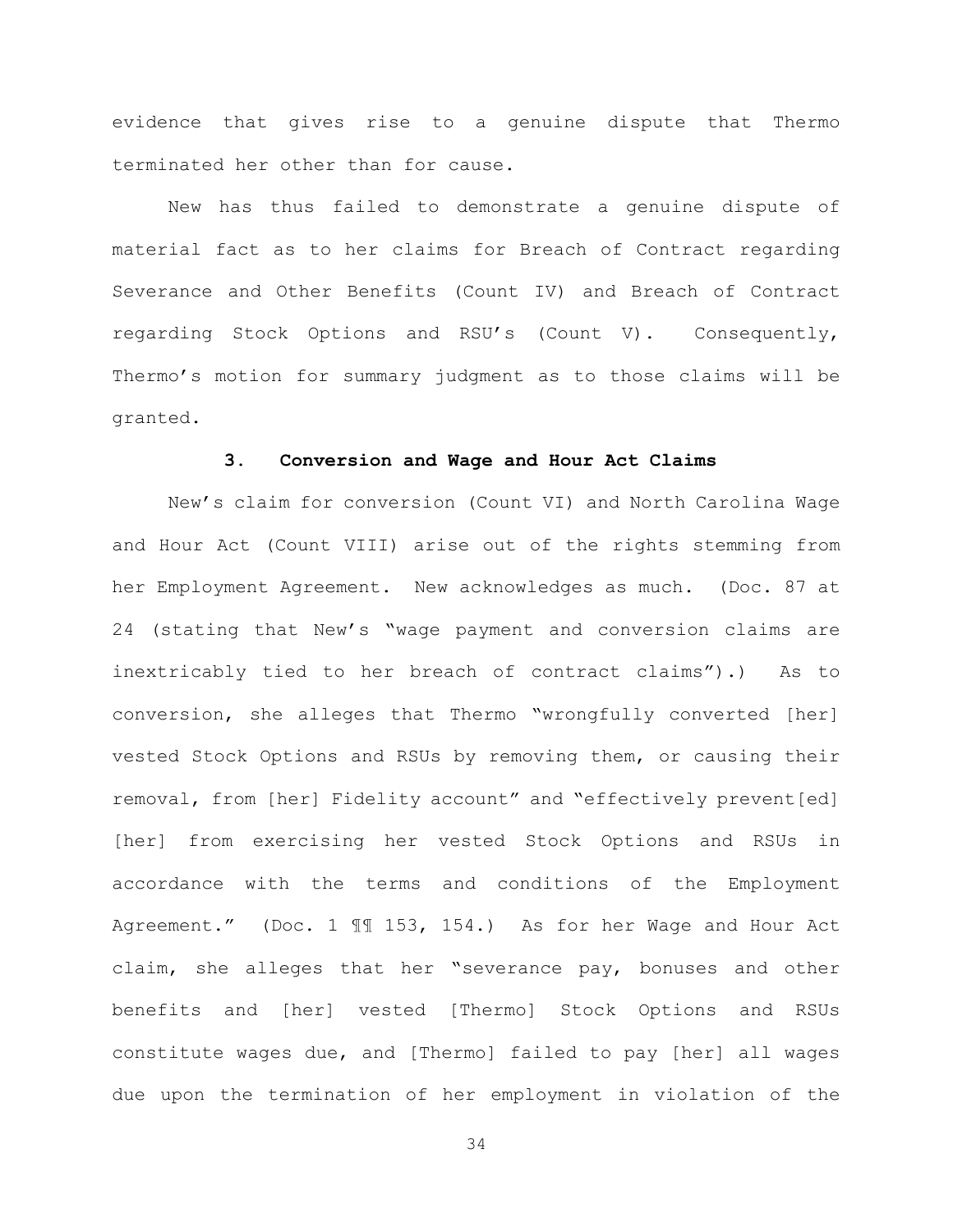evidence that gives rise to a genuine dispute that Thermo terminated her other than for cause.

New has thus failed to demonstrate a genuine dispute of material fact as to her claims for Breach of Contract regarding Severance and Other Benefits (Count IV) and Breach of Contract regarding Stock Options and RSU's (Count V). Consequently, Thermo's motion for summary judgment as to those claims will be granted.

### 3. Conversion and Wage and Hour Act Claims

New's claim for conversion (Count VI) and North Carolina Wage and Hour Act (Count VIII) arise out of the rights stemming from her Employment Agreement. New acknowledges as much. (Doc. 87 at 24 (stating that New's "wage payment and conversion claims are inextricably tied to her breach of contract claims").) As to conversion, she alleges that Thermo "wrongfully converted [her] vested Stock Options and RSUs by removing them, or causing their removal, from [her] Fidelity account" and "effectively prevent[ed] [her] from exercising her vested Stock Options and RSUs in accordance with the terms and conditions of the Employment Agreement." (Doc. 1 ¶¶ 153, 154.) As for her Wage and Hour Act claim, she alleges that her "severance pay, bonuses and other benefits and [her] vested [Thermo] Stock Options and RSUs constitute wages due, and [Thermo] failed to pay [her] all wages due upon the termination of her employment in violation of the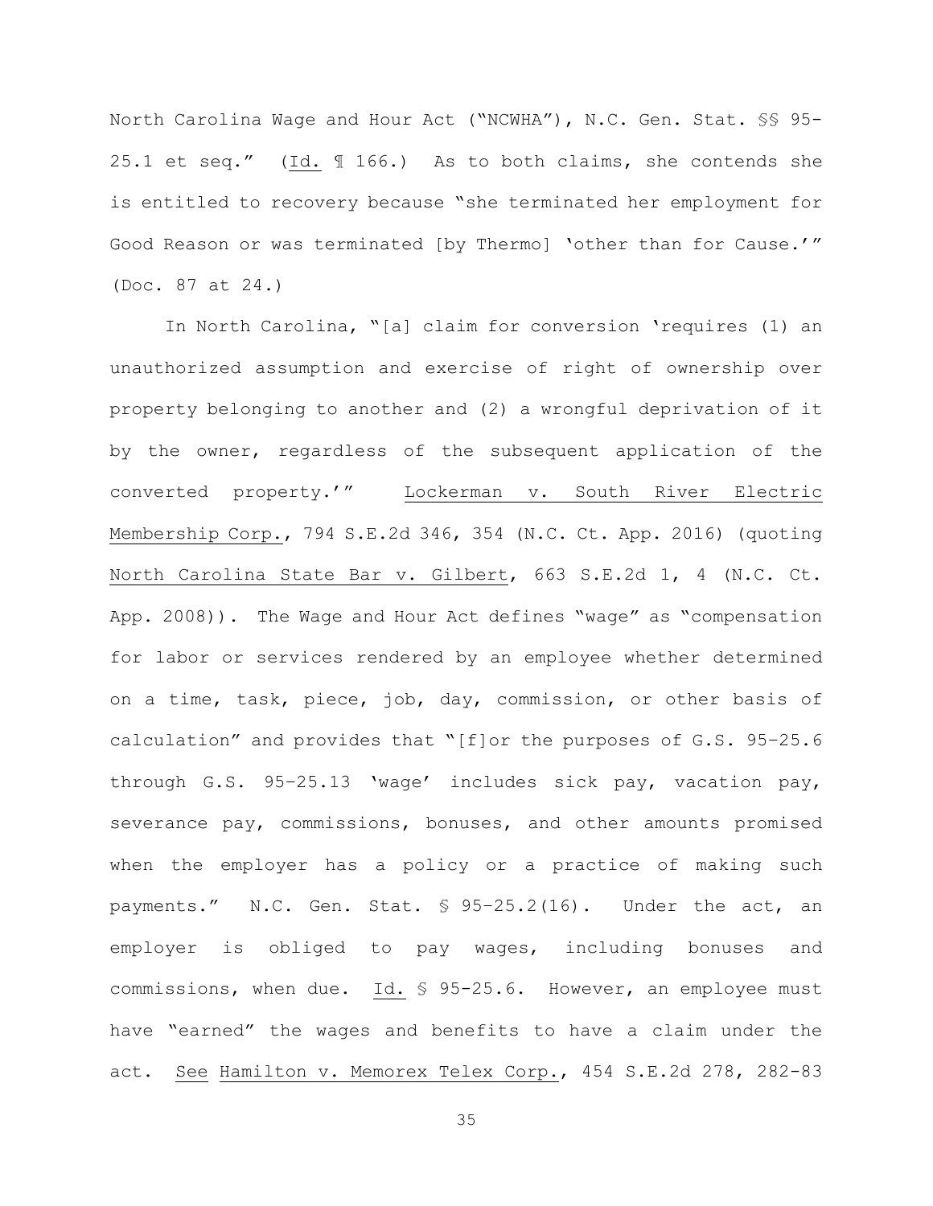North Carolina Wage and Hour Act ("NCWHA"), N.C. Gen. Stat. §§ 95-25.1 et seq." (Id. ¶ 166.) As to both claims, she contends she is entitled to recovery because "she terminated her employment for Good Reason or was terminated [by Thermo] 'other than for Cause.'" (Doc. 87 at 24.)

In North Carolina, "[a] claim for conversion 'requires (1) an unauthorized assumption and exercise of right of ownership over property belonging to another and (2) a wrongful deprivation of it by the owner, regardless of the subsequent application of the converted property.'" Lockerman v. South River Electric Membership Corp., 794 S.E.2d 346, 354 (N.C. Ct. App. 2016) (quoting North Carolina State Bar v. Gilbert, 663 S.E.2d 1, 4 (N.C. Ct. App. 2008)). The Wage and Hour Act defines "wage" as "compensation for labor or services rendered by an employee whether determined on a time, task, piece, job, day, commission, or other basis of calculation" and provides that "[f]or the purposes of G.S. 95–25.6 through G.S. 95–25.13 'wage' includes sick pay, vacation pay, severance pay, commissions, bonuses, and other amounts promised when the employer has a policy or a practice of making such payments." N.C. Gen. Stat. § 95–25.2(16). Under the act, an employer is obliged to pay wages, including bonuses and commissions, when due. Id. § 95-25.6. However, an employee must have "earned" the wages and benefits to have a claim under the act. See Hamilton v. Memorex Telex Corp., 454 S.E.2d 278, 282-83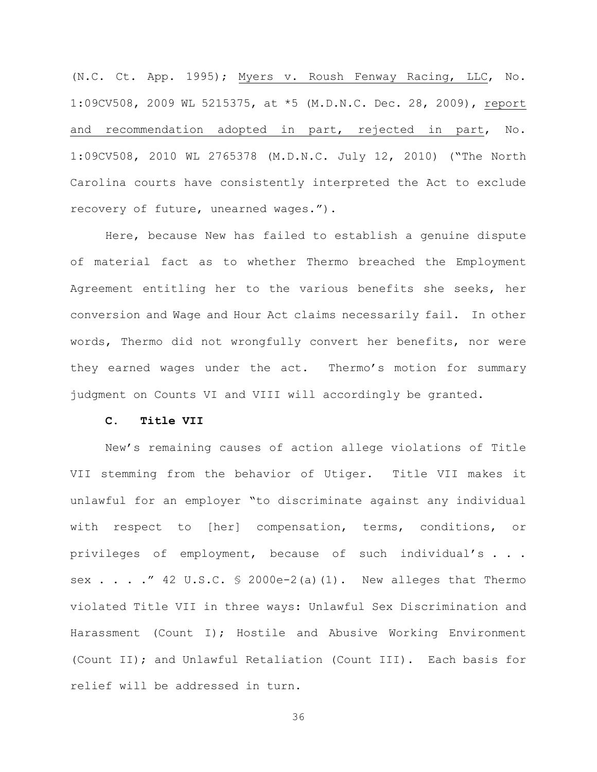(N.C. Ct. App. 1995); Myers v. Roush Fenway Racing, LLC, No. 1:09CV508, 2009 WL 5215375, at *5 (M.D.N.C. Dec. 28, 2009), report and recommendation adopted in part, rejected in part, No. 1:09CV508, 2010 WL 2765378 (M.D.N.C. July 12, 2010) ("The North Carolina courts have consistently interpreted the Act to exclude recovery of future, unearned wages.").

Here, because New has failed to establish a genuine dispute of material fact as to whether Thermo breached the Employment Agreement entitling her to the various benefits she seeks, her conversion and Wage and Hour Act claims necessarily fail. In other words, Thermo did not wrongfully convert her benefits, nor were they earned wages under the act. Thermo's motion for summary judgment on Counts VI and VIII will accordingly be granted.

### C. Title VII

New's remaining causes of action allege violations of Title VII stemming from the behavior of Utiger. Title VII makes it unlawful for an employer "to discriminate against any individual with respect to [her] compensation, terms, conditions, or privileges of employment, because of such individual's . . . sex . . . ." 42 U.S.C. § 2000e-2(a)(1). New alleges that Thermo violated Title VII in three ways: Unlawful Sex Discrimination and Harassment (Count I); Hostile and Abusive Working Environment (Count II); and Unlawful Retaliation (Count III). Each basis for relief will be addressed in turn.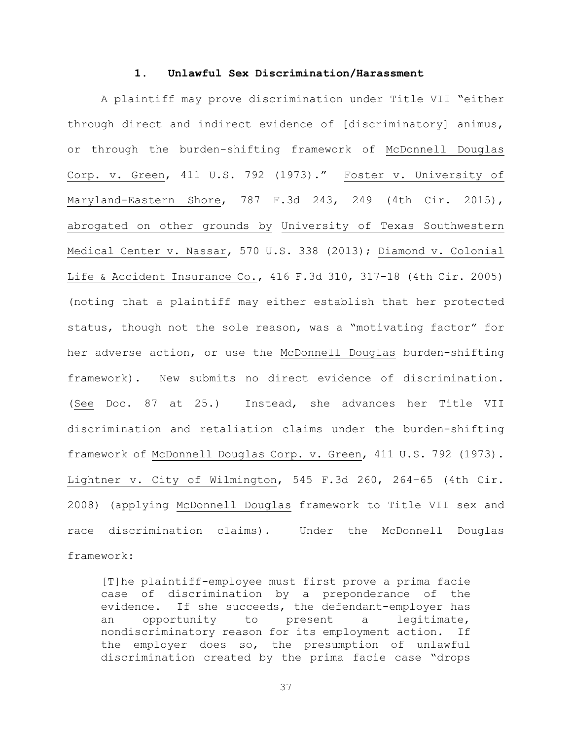### 1. Unlawful Sex Discrimination/Harassment

A plaintiff may prove discrimination under Title VII "either through direct and indirect evidence of [discriminatory] animus, or through the burden-shifting framework of McDonnell Douglas Corp. v. Green, 411 U.S. 792 (1973)." Foster v. University of Maryland-Eastern Shore, 787 F.3d 243, 249 (4th Cir. 2015), abrogated on other grounds by University of Texas Southwestern Medical Center v. Nassar, 570 U.S. 338 (2013); Diamond v. Colonial Life & Accident Insurance Co., 416 F.3d 310, 317-18 (4th Cir. 2005) (noting that a plaintiff may either establish that her protected status, though not the sole reason, was a "motivating factor" for her adverse action, or use the McDonnell Douglas burden-shifting framework). New submits no direct evidence of discrimination. (See Doc. 87 at 25.) Instead, she advances her Title VII discrimination and retaliation claims under the burden-shifting framework of McDonnell Douglas Corp. v. Green, 411 U.S. 792 (1973). Lightner v. City of Wilmington, 545 F.3d 260, 264–65 (4th Cir. 2008) (applying McDonnell Douglas framework to Title VII sex and race discrimination claims). Under the McDonnell Douglas framework:

> [T]he plaintiff-employee must first prove a prima facie case of discrimination by a preponderance of the evidence. If she succeeds, the defendant-employer has an opportunity to present a legitimate, nondiscriminatory reason for its employment action. If the employer does so, the presumption of unlawful discrimination created by the prima facie case "drops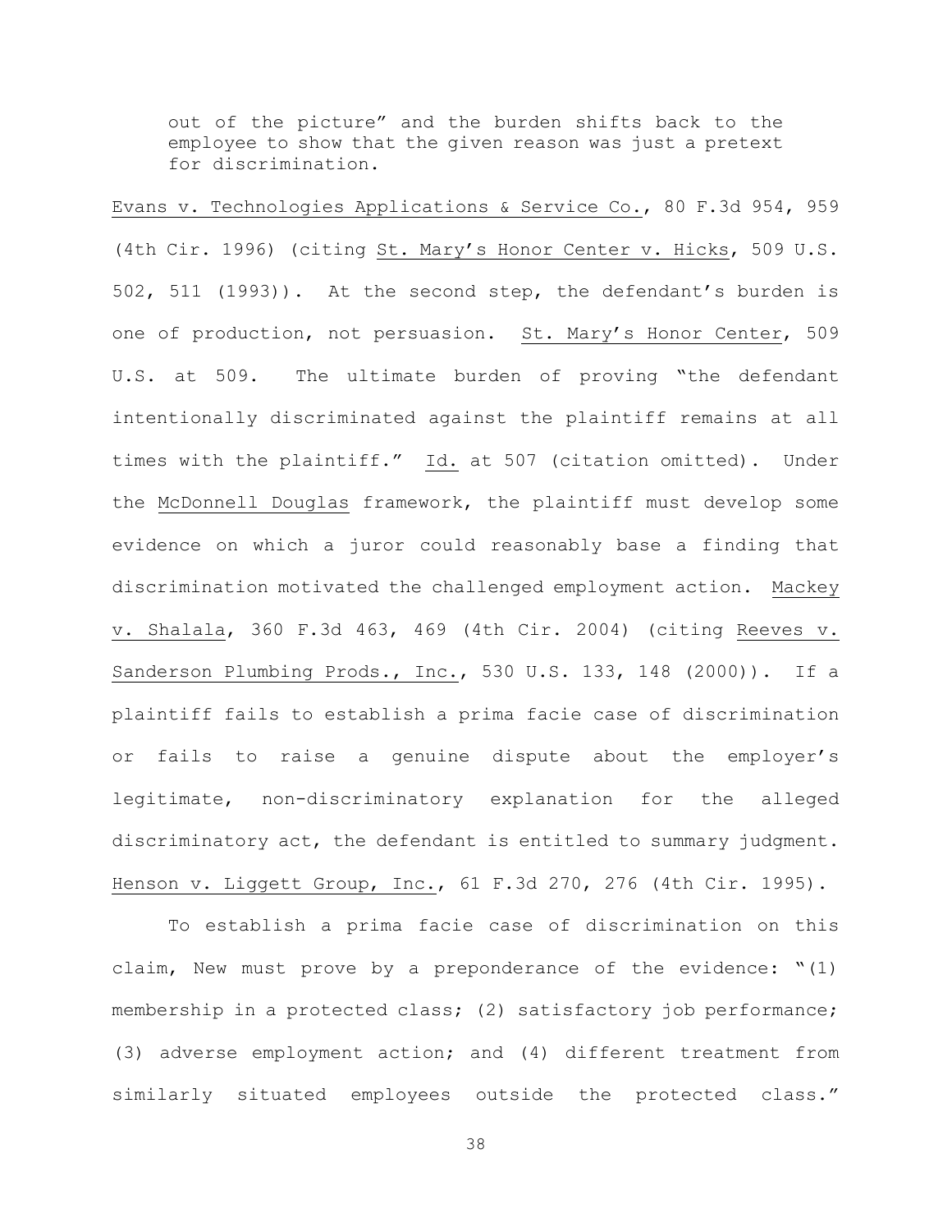> out of the picture" and the burden shifts back to the employee to show that the given reason was just a pretext for discrimination.

Evans v. Technologies Applications & Service Co., 80 F.3d 954, 959 (4th Cir. 1996) (citing St. Mary's Honor Center v. Hicks, 509 U.S. 502, 511 (1993)). At the second step, the defendant's burden is one of production, not persuasion. St. Mary's Honor Center, 509 U.S. at 509. The ultimate burden of proving "the defendant intentionally discriminated against the plaintiff remains at all times with the plaintiff." Id. at 507 (citation omitted). Under the McDonnell Douglas framework, the plaintiff must develop some evidence on which a juror could reasonably base a finding that discrimination motivated the challenged employment action. Mackey v. Shalala, 360 F.3d 463, 469 (4th Cir. 2004) (citing Reeves v. Sanderson Plumbing Prods., Inc., 530 U.S. 133, 148 (2000)). If a plaintiff fails to establish a prima facie case of discrimination or fails to raise a genuine dispute about the employer's legitimate, non-discriminatory explanation for the alleged discriminatory act, the defendant is entitled to summary judgment. Henson v. Liggett Group, Inc., 61 F.3d 270, 276 (4th Cir. 1995).

To establish a prima facie case of discrimination on this claim, New must prove by a preponderance of the evidence: "(1) membership in a protected class; (2) satisfactory job performance; (3) adverse employment action; and (4) different treatment from similarly situated employees outside the protected class."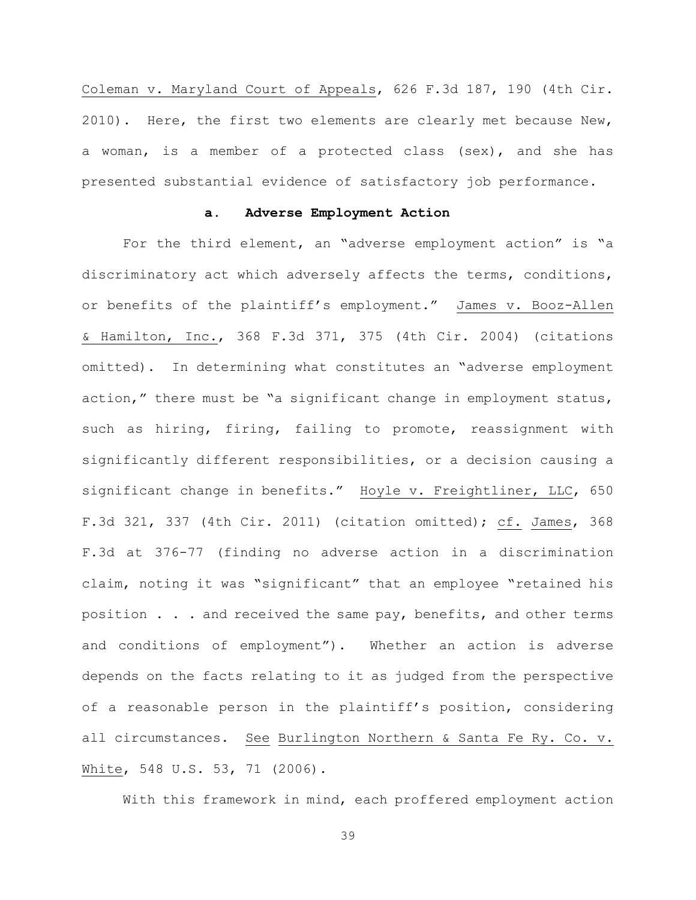Coleman v. Maryland Court of Appeals, 626 F.3d 187, 190 (4th Cir. 2010). Here, the first two elements are clearly met because New, a woman, is a member of a protected class (sex), and she has presented substantial evidence of satisfactory job performance.

**a. Adverse Employment Action**

For the third element, an "adverse employment action" is "a discriminatory act which adversely affects the terms, conditions, or benefits of the plaintiff's employment." James v. Booz-Allen & Hamilton, Inc., 368 F.3d 371, 375 (4th Cir. 2004) (citations omitted). In determining what constitutes an "adverse employment action," there must be "a significant change in employment status, such as hiring, firing, failing to promote, reassignment with significantly different responsibilities, or a decision causing a significant change in benefits." Hoyle v. Freightliner, LLC, 650 F.3d 321, 337 (4th Cir. 2011) (citation omitted); cf. James, 368 F.3d at 376-77 (finding no adverse action in a discrimination claim, noting it was "significant" that an employee "retained his position . . . and received the same pay, benefits, and other terms and conditions of employment"). Whether an action is adverse depends on the facts relating to it as judged from the perspective of a reasonable person in the plaintiff's position, considering all circumstances. See Burlington Northern & Santa Fe Ry. Co. v. White, 548 U.S. 53, 71 (2006).

With this framework in mind, each proffered employment action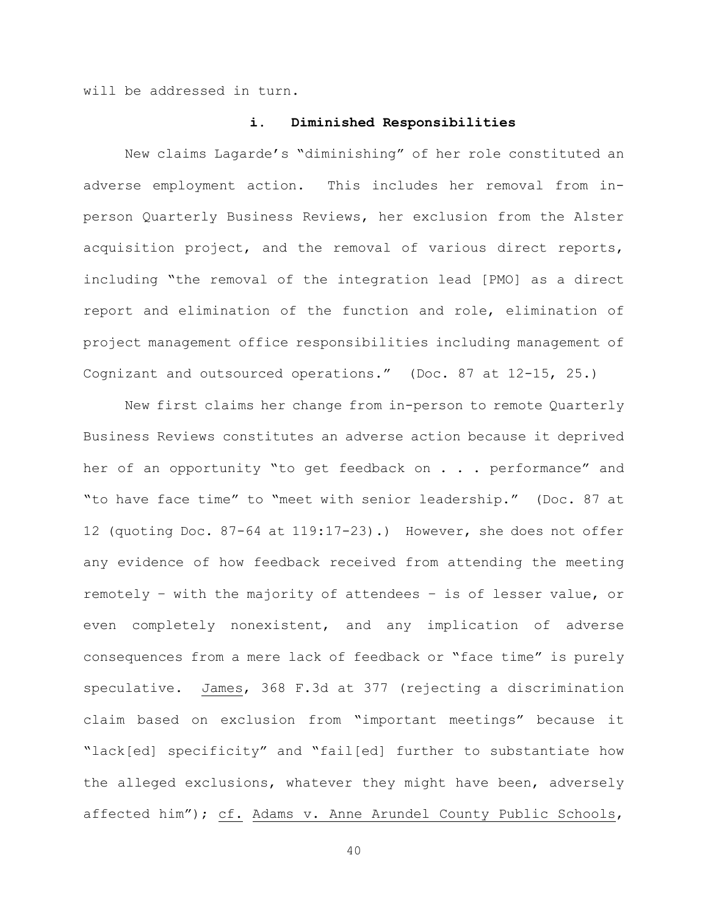will be addressed in turn.

### i. Diminished Responsibilities

New claims Lagarde's "diminishing" of her role constituted an adverse employment action. This includes her removal from in-person Quarterly Business Reviews, her exclusion from the Alster acquisition project, and the removal of various direct reports, including "the removal of the integration lead [PMO] as a direct report and elimination of the function and role, elimination of project management office responsibilities including management of Cognizant and outsourced operations." (Doc. 87 at 12-15, 25.)

New first claims her change from in-person to remote Quarterly Business Reviews constitutes an adverse action because it deprived her of an opportunity "to get feedback on . . . performance" and "to have face time" to "meet with senior leadership." (Doc. 87 at 12 (quoting Doc. 87-64 at 119:17-23).) However, she does not offer any evidence of how feedback received from attending the meeting remotely – with the majority of attendees – is of lesser value, or even completely nonexistent, and any implication of adverse consequences from a mere lack of feedback or "face time" is purely speculative. James, 368 F.3d at 377 (rejecting a discrimination claim based on exclusion from "important meetings" because it "lack[ed] specificity" and "fail[ed] further to substantiate how the alleged exclusions, whatever they might have been, adversely affected him"); cf. Adams v. Anne Arundel County Public Schools,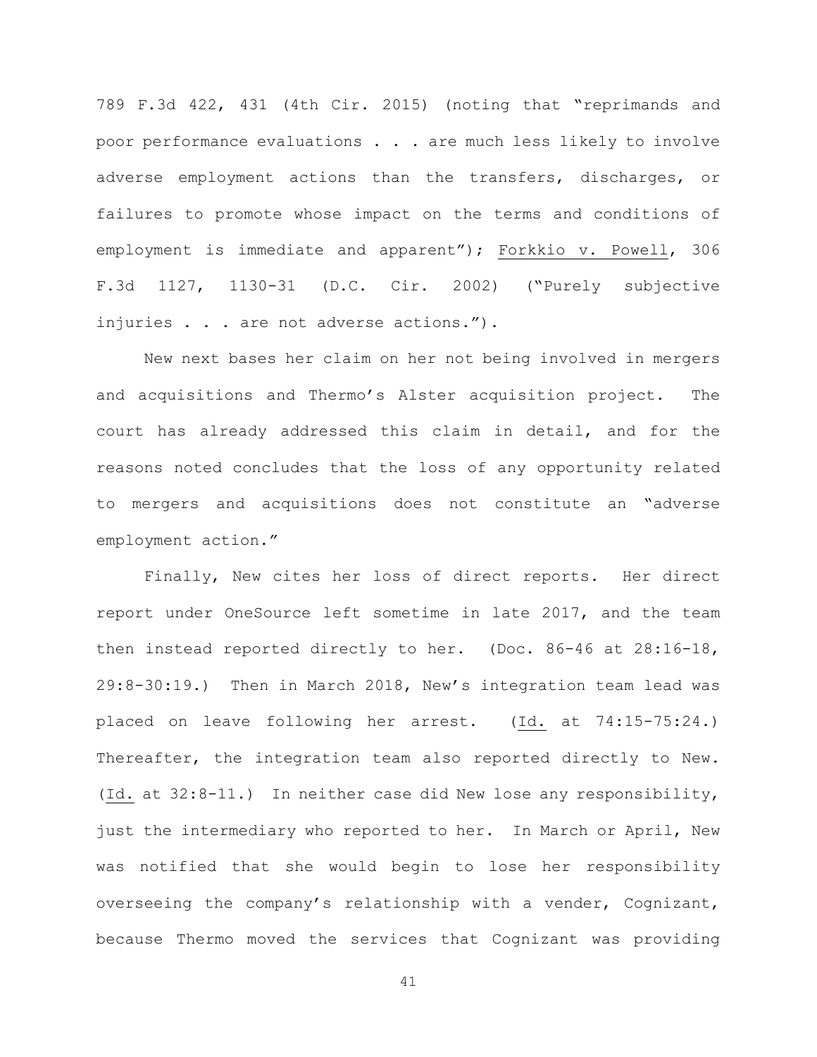789 F.3d 422, 431 (4th Cir. 2015) (noting that "reprimands and poor performance evaluations . . . are much less likely to involve adverse employment actions than the transfers, discharges, or failures to promote whose impact on the terms and conditions of employment is immediate and apparent"); Forkkio v. Powell, 306 F.3d 1127, 1130-31 (D.C. Cir. 2002) ("Purely subjective injuries . . . are not adverse actions.").

New next bases her claim on her not being involved in mergers and acquisitions and Thermo's Alster acquisition project. The court has already addressed this claim in detail, and for the reasons noted concludes that the loss of any opportunity related to mergers and acquisitions does not constitute an "adverse employment action."

Finally, New cites her loss of direct reports. Her direct report under OneSource left sometime in late 2017, and the team then instead reported directly to her. (Doc. 86-46 at 28:16-18, 29:8-30:19.) Then in March 2018, New's integration team lead was placed on leave following her arrest. (Id. at 74:15-75:24.) Thereafter, the integration team also reported directly to New. (Id. at 32:8-11.) In neither case did New lose any responsibility, just the intermediary who reported to her. In March or April, New was notified that she would begin to lose her responsibility overseeing the company's relationship with a vender, Cognizant, because Thermo moved the services that Cognizant was providing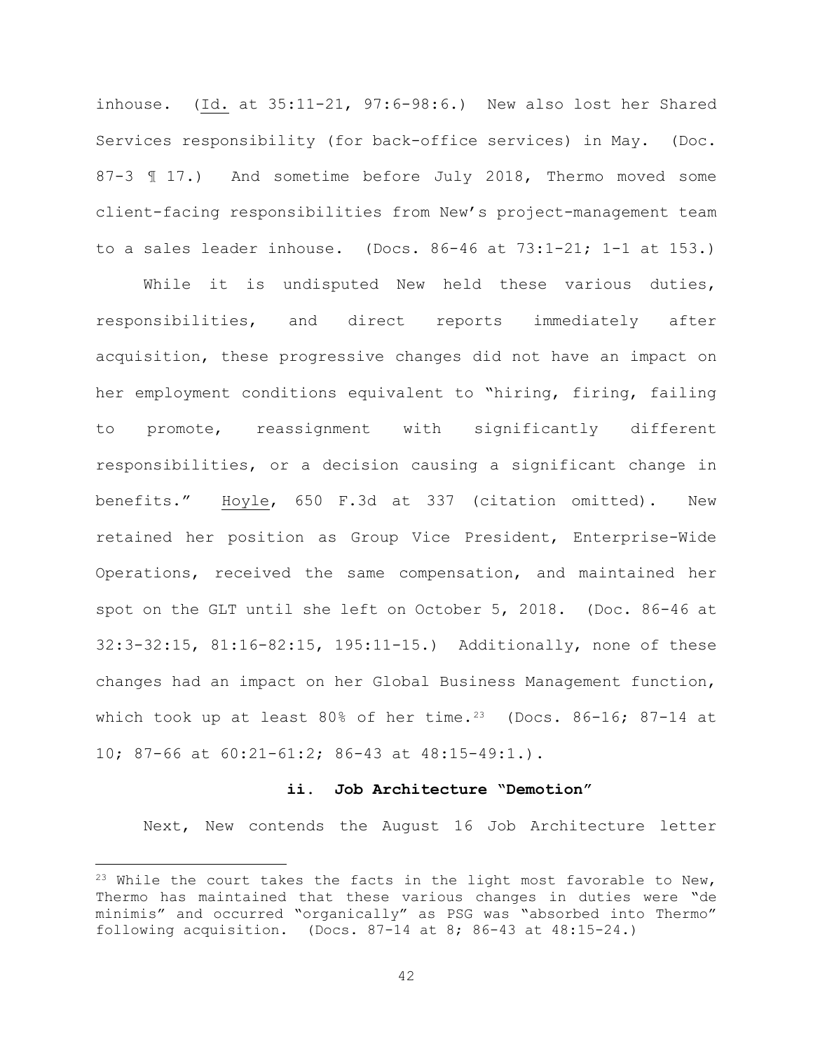inhouse. (Id. at 35:11-21, 97:6-98:6.) New also lost her Shared Services responsibility (for back-office services) in May. (Doc. 87-3 ¶ 17.) And sometime before July 2018, Thermo moved some client-facing responsibilities from New's project-management team to a sales leader inhouse. (Docs. 86-46 at 73:1-21; 1-1 at 153.)

While it is undisputed New held these various duties, responsibilities, and direct reports immediately after acquisition, these progressive changes did not have an impact on her employment conditions equivalent to "hiring, firing, failing to promote, reassignment with significantly different responsibilities, or a decision causing a significant change in benefits." Hoyle, 650 F.3d at 337 (citation omitted). New retained her position as Group Vice President, Enterprise-Wide Operations, received the same compensation, and maintained her spot on the GLT until she left on October 5, 2018. (Doc. 86-46 at 32:3-32:15, 81:16-82:15, 195:11-15.) Additionally, none of these changes had an impact on her Global Business Management function, which took up at least 80% of her time.[23] (Docs. 86-16; 87-14 at 10; 87-66 at 60:21-61:2; 86-43 at 48:15-49:1.).

#### ii. Job Architecture "Demotion"

Next, New contends the August 16 Job Architecture letter

[23] While the court takes the facts in the light most favorable to New, Thermo has maintained that these various changes in duties were "de minimis" and occurred "organically" as PSG was "absorbed into Thermo" following acquisition. (Docs. 87-14 at 8; 86-43 at 48:15-24.)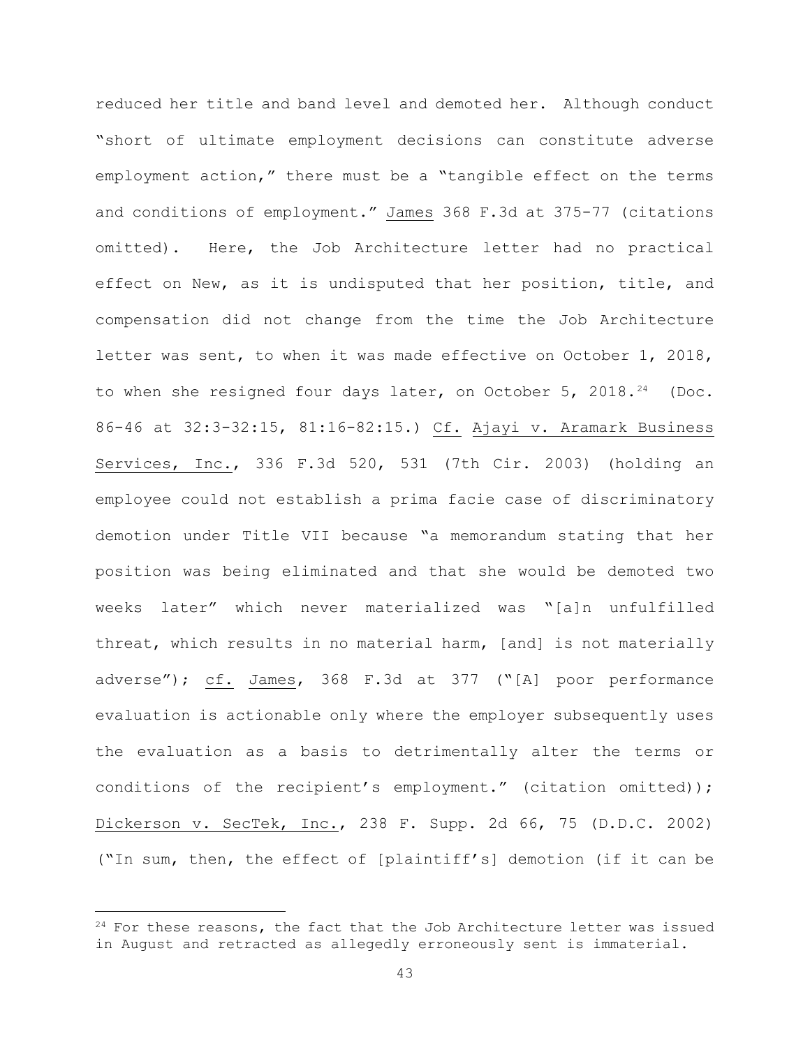reduced her title and band level and demoted her. Although conduct "short of ultimate employment decisions can constitute adverse employment action," there must be a "tangible effect on the terms and conditions of employment." James 368 F.3d at 375-77 (citations omitted). Here, the Job Architecture letter had no practical effect on New, as it is undisputed that her position, title, and compensation did not change from the time the Job Architecture letter was sent, to when it was made effective on October 1, 2018, to when she resigned four days later, on October 5, 2018.[24] (Doc. 86-46 at 32:3-32:15, 81:16-82:15.) Cf. Ajayi v. Aramark Business Services, Inc., 336 F.3d 520, 531 (7th Cir. 2003) (holding an employee could not establish a prima facie case of discriminatory demotion under Title VII because "a memorandum stating that her position was being eliminated and that she would be demoted two weeks later" which never materialized was "[a]n unfulfilled threat, which results in no material harm, [and] is not materially adverse"); cf. James, 368 F.3d at 377 ("[A] poor performance evaluation is actionable only where the employer subsequently uses the evaluation as a basis to detrimentally alter the terms or conditions of the recipient's employment." (citation omitted)); Dickerson v. SecTek, Inc., 238 F. Supp. 2d 66, 75 (D.D.C. 2002) ("In sum, then, the effect of [plaintiff's] demotion (if it can be

---

[24] For these reasons, the fact that the Job Architecture letter was issued in August and retracted as allegedly erroneously sent is immaterial.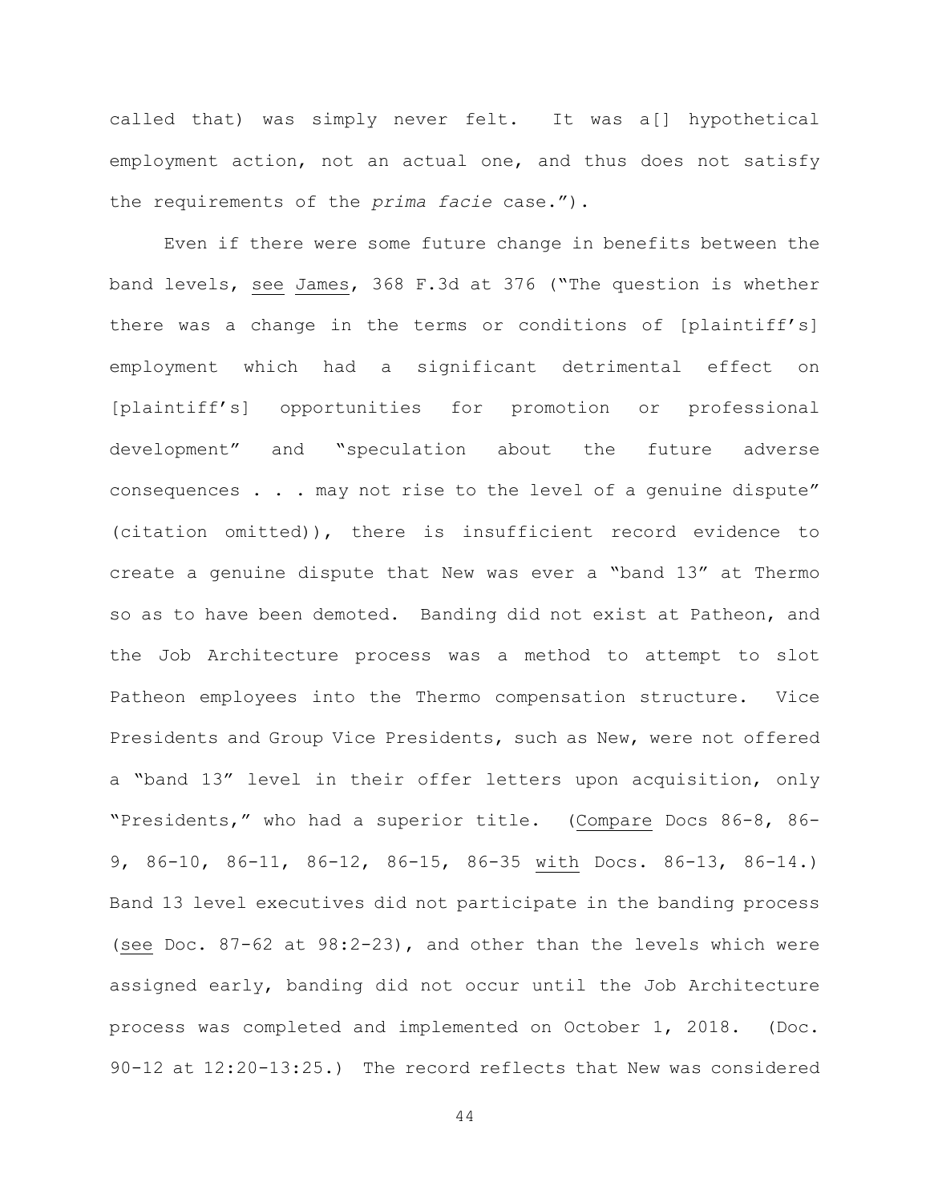called that) was simply never felt. It was a[] hypothetical employment action, not an actual one, and thus does not satisfy the requirements of the *prima facie* case.").

Even if there were some future change in benefits between the band levels, see James, 368 F.3d at 376 ("The question is whether there was a change in the terms or conditions of [plaintiff's] employment which had a significant detrimental effect on [plaintiff's] opportunities for promotion or professional development" and "speculation about the future adverse consequences . . . may not rise to the level of a genuine dispute" (citation omitted)), there is insufficient record evidence to create a genuine dispute that New was ever a "band 13" at Thermo so as to have been demoted. Banding did not exist at Patheon, and the Job Architecture process was a method to attempt to slot Patheon employees into the Thermo compensation structure. Vice Presidents and Group Vice Presidents, such as New, were not offered a "band 13" level in their offer letters upon acquisition, only "Presidents," who had a superior title. (Compare Docs 86-8, 86-9, 86-10, 86-11, 86-12, 86-15, 86-35 with Docs. 86-13, 86-14.) Band 13 level executives did not participate in the banding process (see Doc. 87-62 at 98:2-23), and other than the levels which were assigned early, banding did not occur until the Job Architecture process was completed and implemented on October 1, 2018. (Doc. 90-12 at 12:20-13:25.) The record reflects that New was considered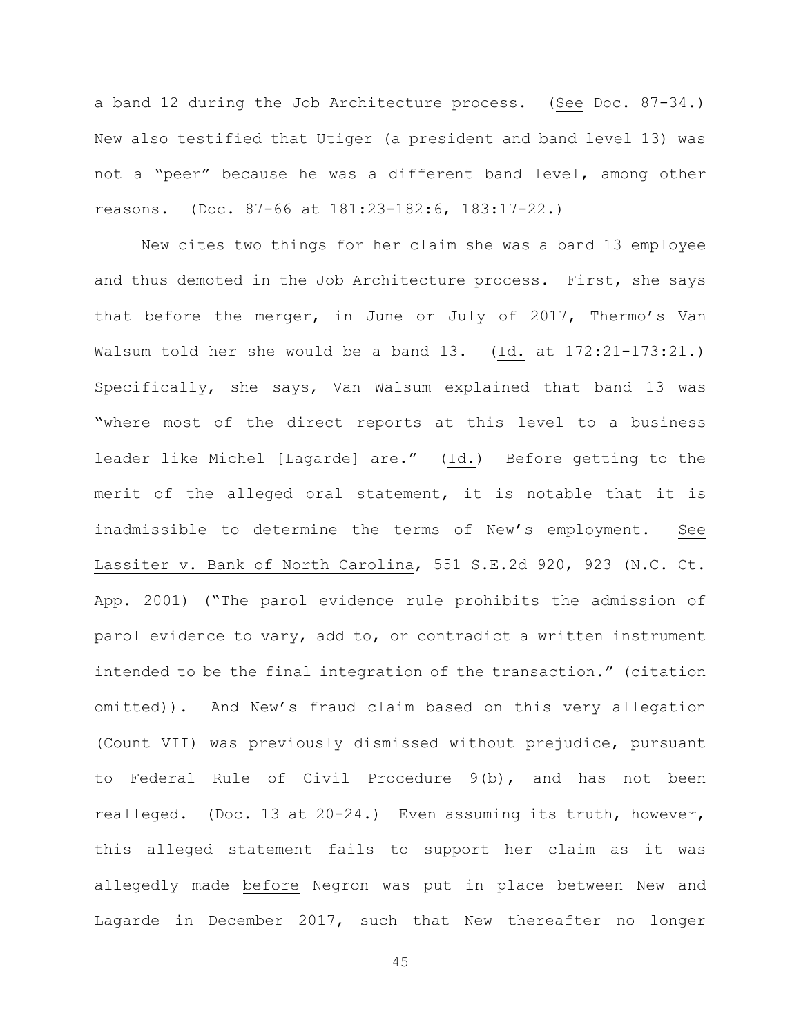a band 12 during the Job Architecture process. (See Doc. 87-34.) New also testified that Utiger (a president and band level 13) was not a "peer" because he was a different band level, among other reasons. (Doc. 87-66 at 181:23-182:6, 183:17-22.)

New cites two things for her claim she was a band 13 employee and thus demoted in the Job Architecture process. First, she says that before the merger, in June or July of 2017, Thermo's Van Walsum told her she would be a band 13. (Id. at 172:21-173:21.) Specifically, she says, Van Walsum explained that band 13 was "where most of the direct reports at this level to a business leader like Michel [Lagarde] are." (Id.) Before getting to the merit of the alleged oral statement, it is notable that it is inadmissible to determine the terms of New's employment. See Lassiter v. Bank of North Carolina, 551 S.E.2d 920, 923 (N.C. Ct. App. 2001) ("The parol evidence rule prohibits the admission of parol evidence to vary, add to, or contradict a written instrument intended to be the final integration of the transaction." (citation omitted)). And New's fraud claim based on this very allegation (Count VII) was previously dismissed without prejudice, pursuant to Federal Rule of Civil Procedure 9(b), and has not been realleged. (Doc. 13 at 20-24.) Even assuming its truth, however, this alleged statement fails to support her claim as it was allegedly made before Negron was put in place between New and Lagarde in December 2017, such that New thereafter no longer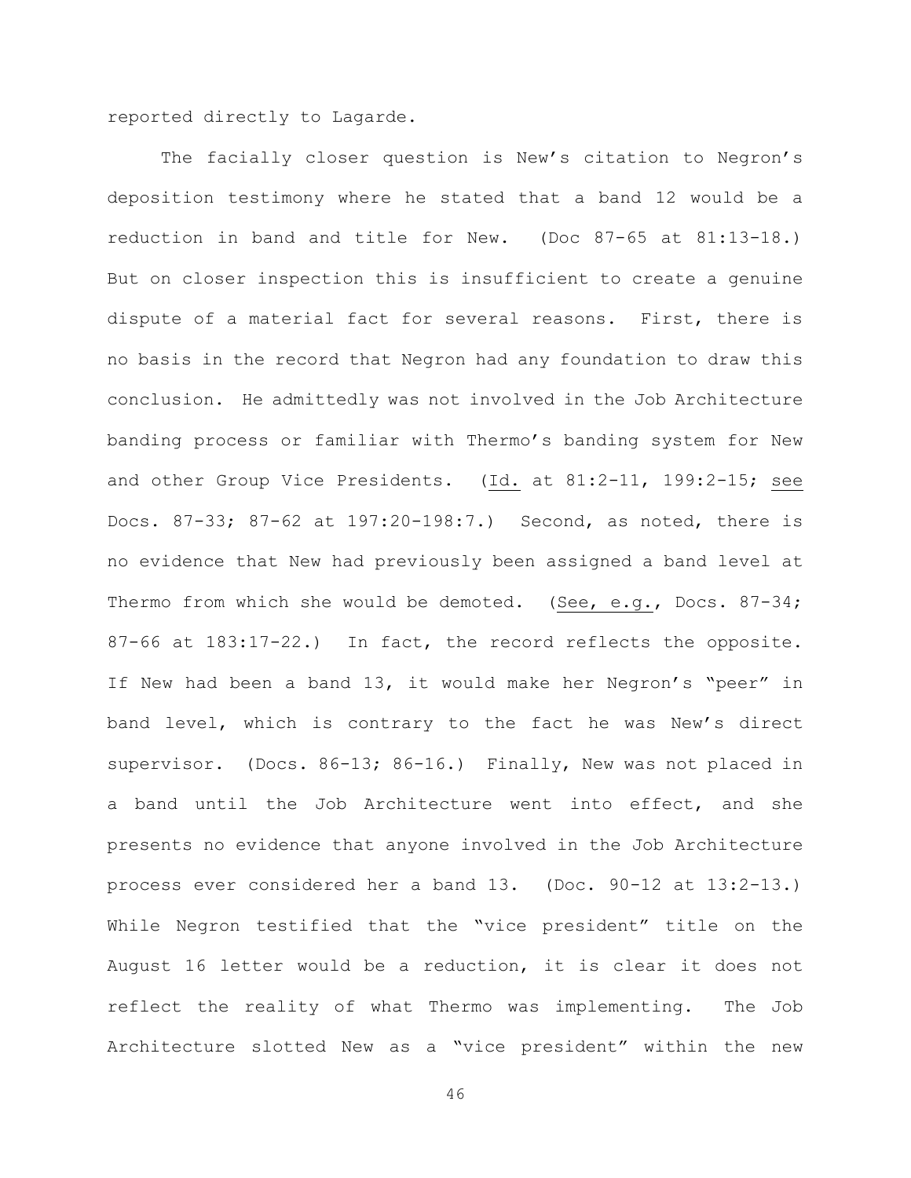reported directly to Lagarde.

The facially closer question is New's citation to Negron's deposition testimony where he stated that a band 12 would be a reduction in band and title for New. (Doc 87-65 at 81:13-18.) But on closer inspection this is insufficient to create a genuine dispute of a material fact for several reasons. First, there is no basis in the record that Negron had any foundation to draw this conclusion. He admittedly was not involved in the Job Architecture banding process or familiar with Thermo's banding system for New and other Group Vice Presidents. (Id. at 81:2-11, 199:2-15; see Docs. 87-33; 87-62 at 197:20-198:7.) Second, as noted, there is no evidence that New had previously been assigned a band level at Thermo from which she would be demoted. (See, e.g., Docs. 87-34; 87-66 at 183:17-22.) In fact, the record reflects the opposite. If New had been a band 13, it would make her Negron's "peer" in band level, which is contrary to the fact he was New's direct supervisor. (Docs. 86-13; 86-16.) Finally, New was not placed in a band until the Job Architecture went into effect, and she presents no evidence that anyone involved in the Job Architecture process ever considered her a band 13. (Doc. 90-12 at 13:2-13.) While Negron testified that the "vice president" title on the August 16 letter would be a reduction, it is clear it does not reflect the reality of what Thermo was implementing. The Job Architecture slotted New as a "vice president" within the new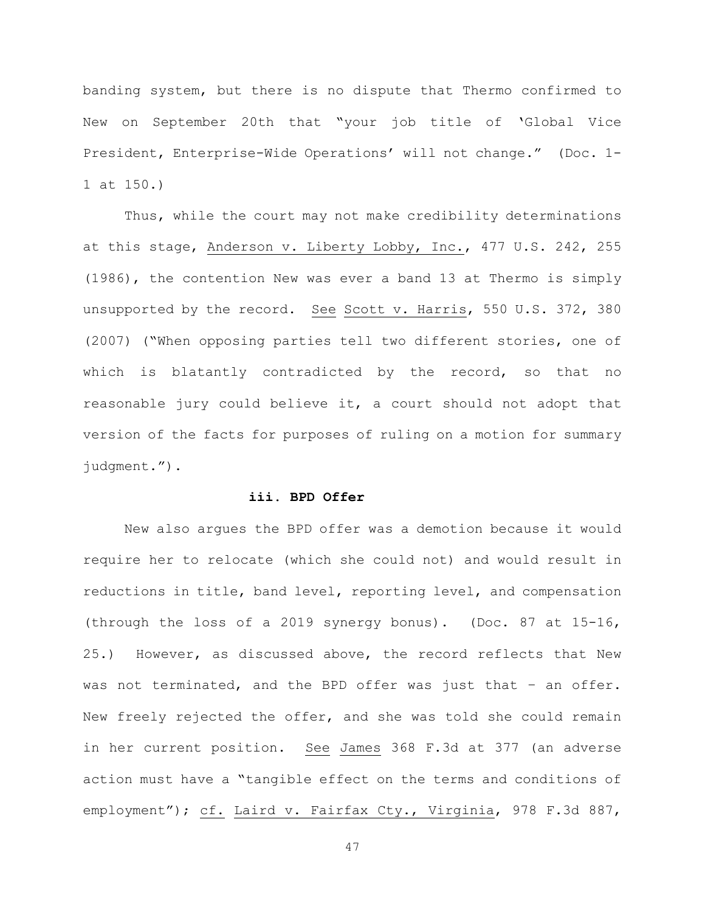banding system, but there is no dispute that Thermo confirmed to New on September 20th that "your job title of 'Global Vice President, Enterprise-Wide Operations' will not change." (Doc. 1-1 at 150.)

Thus, while the court may not make credibility determinations at this stage, Anderson v. Liberty Lobby, Inc., 477 U.S. 242, 255 (1986), the contention New was ever a band 13 at Thermo is simply unsupported by the record. See Scott v. Harris, 550 U.S. 372, 380 (2007) ("When opposing parties tell two different stories, one of which is blatantly contradicted by the record, so that no reasonable jury could believe it, a court should not adopt that version of the facts for purposes of ruling on a motion for summary judgment.").

**iii. BPD Offer**

New also argues the BPD offer was a demotion because it would require her to relocate (which she could not) and would result in reductions in title, band level, reporting level, and compensation (through the loss of a 2019 synergy bonus). (Doc. 87 at 15-16, 25.) However, as discussed above, the record reflects that New was not terminated, and the BPD offer was just that – an offer. New freely rejected the offer, and she was told she could remain in her current position. See James 368 F.3d at 377 (an adverse action must have a "tangible effect on the terms and conditions of employment"); cf. Laird v. Fairfax Cty., Virginia, 978 F.3d 887,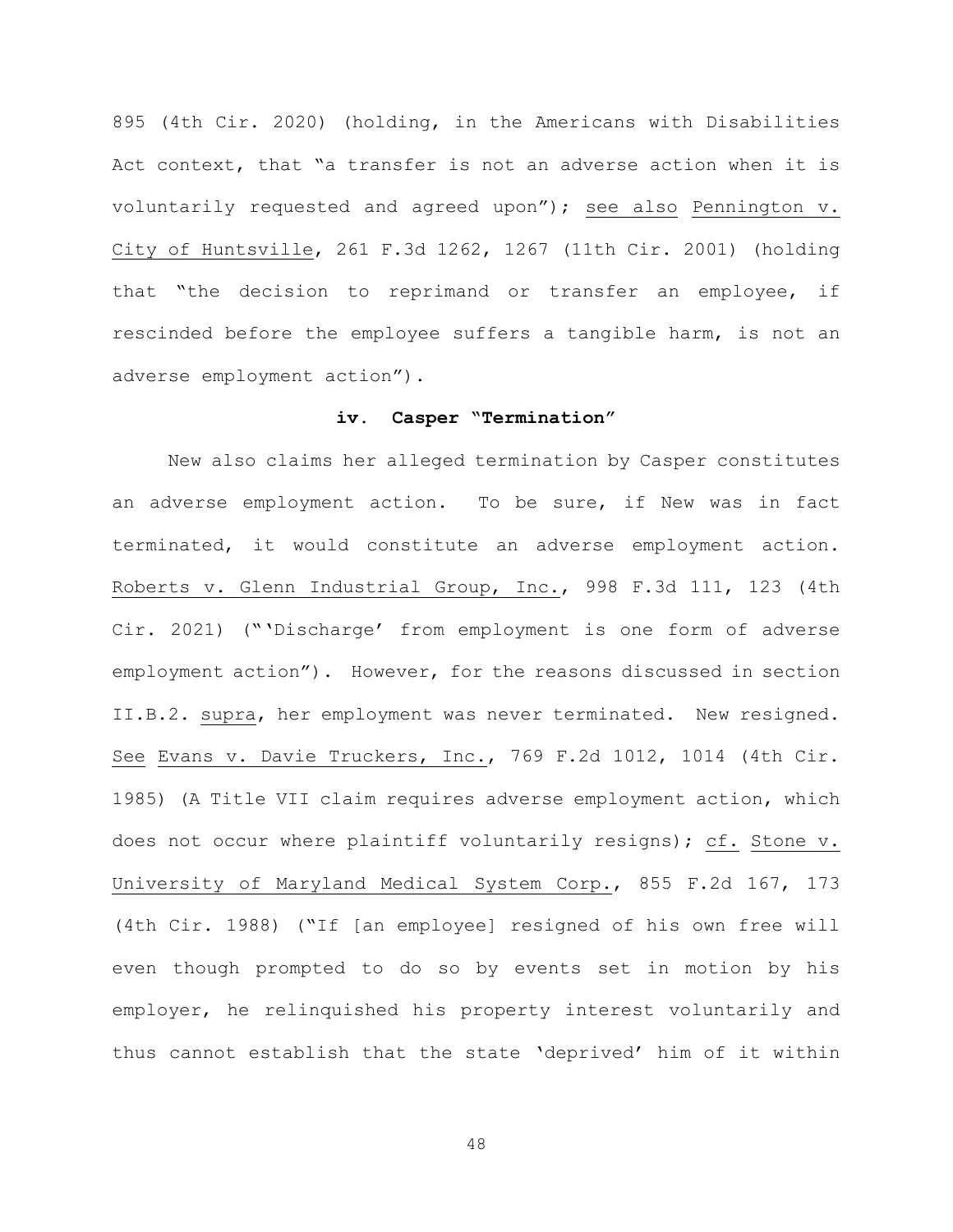895 (4th Cir. 2020) (holding, in the Americans with Disabilities Act context, that "a transfer is not an adverse action when it is voluntarily requested and agreed upon"); see also Pennington v. City of Huntsville, 261 F.3d 1262, 1267 (11th Cir. 2001) (holding that "the decision to reprimand or transfer an employee, if rescinded before the employee suffers a tangible harm, is not an adverse employment action").

**iv. Casper "Termination"**

New also claims her alleged termination by Casper constitutes an adverse employment action. To be sure, if New was in fact terminated, it would constitute an adverse employment action. Roberts v. Glenn Industrial Group, Inc., 998 F.3d 111, 123 (4th Cir. 2021) ("'Discharge' from employment is one form of adverse employment action"). However, for the reasons discussed in section II.B.2. supra, her employment was never terminated. New resigned. See Evans v. Davie Truckers, Inc., 769 F.2d 1012, 1014 (4th Cir. 1985) (A Title VII claim requires adverse employment action, which does not occur where plaintiff voluntarily resigns); cf. Stone v. University of Maryland Medical System Corp., 855 F.2d 167, 173 (4th Cir. 1988) ("If [an employee] resigned of his own free will even though prompted to do so by events set in motion by his employer, he relinquished his property interest voluntarily and thus cannot establish that the state 'deprived' him of it within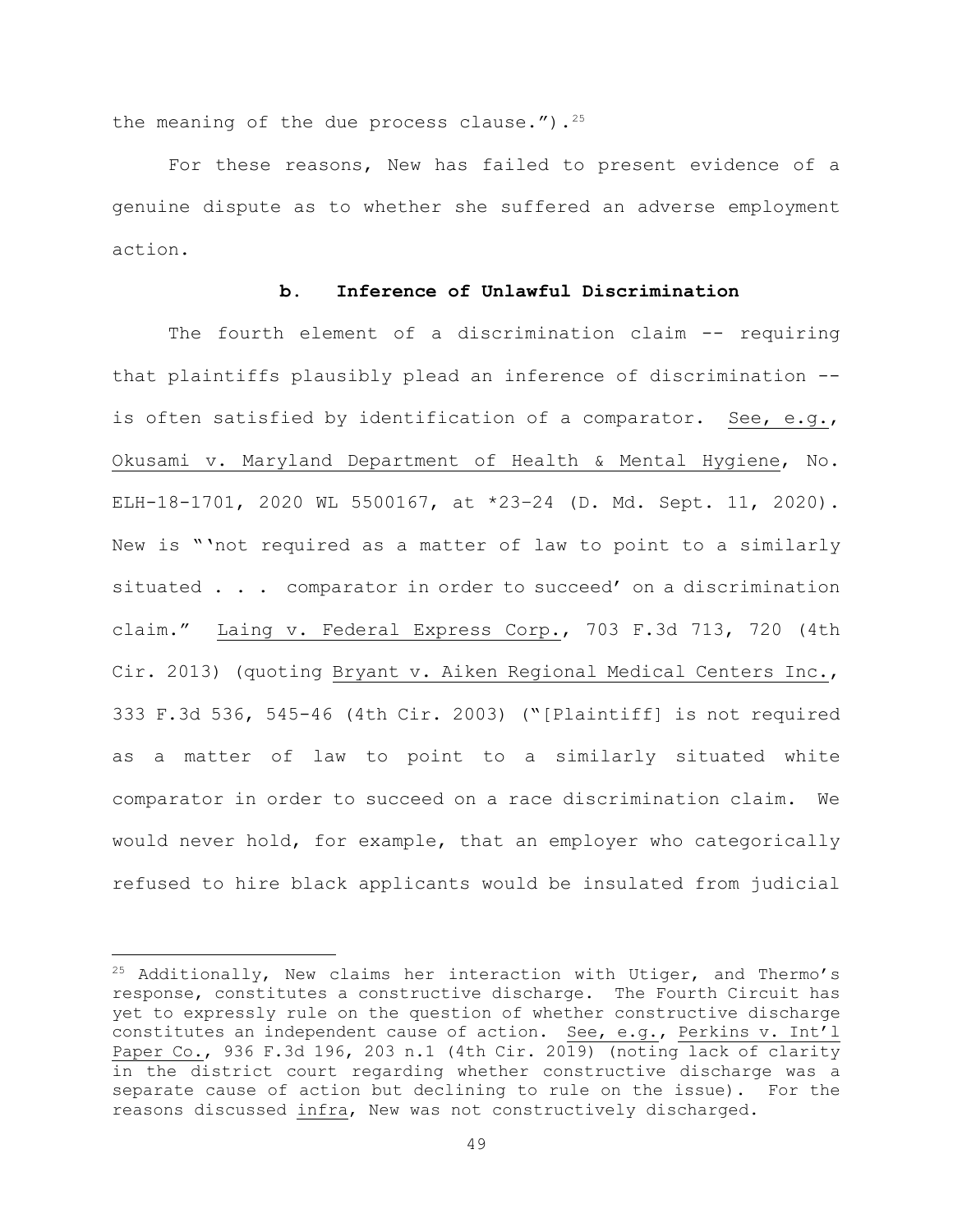the meaning of the due process clause.").[25]

For these reasons, New has failed to present evidence of a genuine dispute as to whether she suffered an adverse employment action.

### b. Inference of Unlawful Discrimination

The fourth element of a discrimination claim -- requiring that plaintiffs plausibly plead an inference of discrimination -- is often satisfied by identification of a comparator. See, e.g., Okusami v. Maryland Department of Health & Mental Hygiene, No. ELH-18-1701, 2020 WL 5500167, at *23–24 (D. Md. Sept. 11, 2020). New is "'not required as a matter of law to point to a similarly situated . . . comparator in order to succeed' on a discrimination claim." Laing v. Federal Express Corp., 703 F.3d 713, 720 (4th Cir. 2013) (quoting Bryant v. Aiken Regional Medical Centers Inc., 333 F.3d 536, 545-46 (4th Cir. 2003) ("[Plaintiff] is not required as a matter of law to point to a similarly situated white comparator in order to succeed on a race discrimination claim. We would never hold, for example, that an employer who categorically refused to hire black applicants would be insulated from judicial

---

[25] Additionally, New claims her interaction with Utiger, and Thermo's response, constitutes a constructive discharge. The Fourth Circuit has yet to expressly rule on the question of whether constructive discharge constitutes an independent cause of action. See, e.g., Perkins v. Int'l Paper Co., 936 F.3d 196, 203 n.1 (4th Cir. 2019) (noting lack of clarity in the district court regarding whether constructive discharge was a separate cause of action but declining to rule on the issue). For the reasons discussed infra, New was not constructively discharged.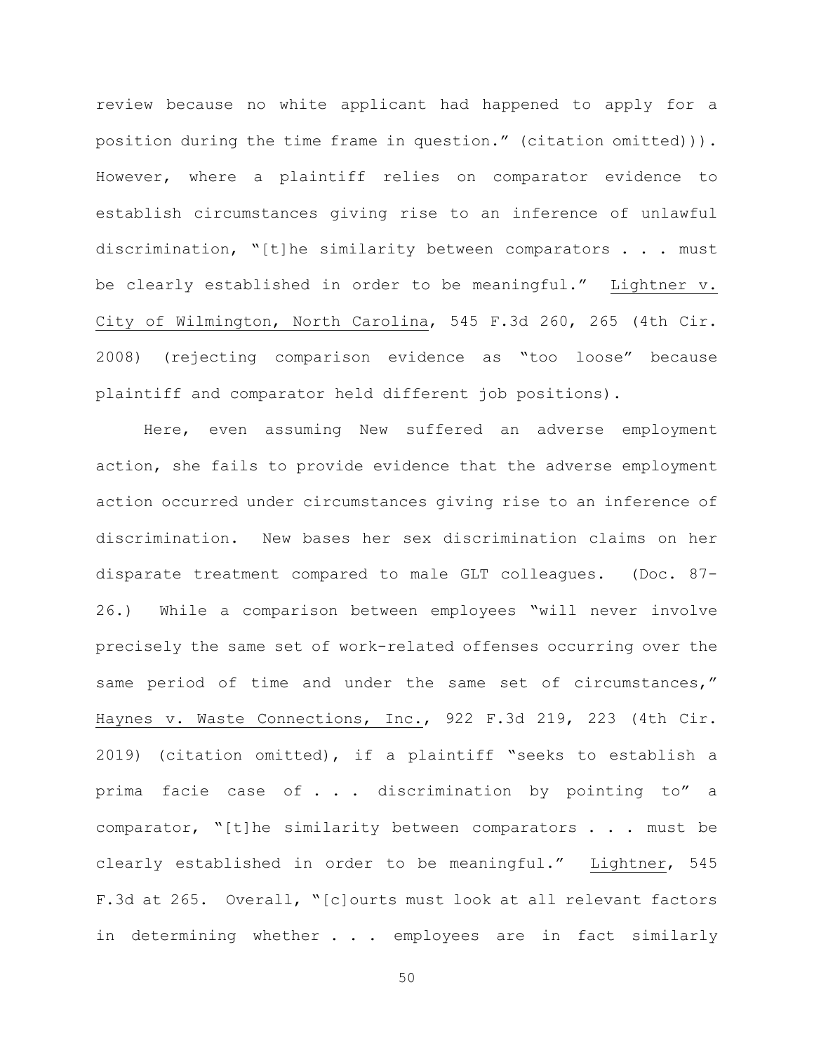review because no white applicant had happened to apply for a position during the time frame in question." (citation omitted))). However, where a plaintiff relies on comparator evidence to establish circumstances giving rise to an inference of unlawful discrimination, "[t]he similarity between comparators . . . must be clearly established in order to be meaningful." Lightner v. City of Wilmington, North Carolina, 545 F.3d 260, 265 (4th Cir. 2008) (rejecting comparison evidence as "too loose" because plaintiff and comparator held different job positions).

Here, even assuming New suffered an adverse employment action, she fails to provide evidence that the adverse employment action occurred under circumstances giving rise to an inference of discrimination. New bases her sex discrimination claims on her disparate treatment compared to male GLT colleagues. (Doc. 87-26.) While a comparison between employees "will never involve precisely the same set of work-related offenses occurring over the same period of time and under the same set of circumstances," Haynes v. Waste Connections, Inc., 922 F.3d 219, 223 (4th Cir. 2019) (citation omitted), if a plaintiff "seeks to establish a prima facie case of . . . discrimination by pointing to" a comparator, "[t]he similarity between comparators . . . must be clearly established in order to be meaningful." Lightner, 545 F.3d at 265. Overall, "[c]ourts must look at all relevant factors in determining whether . . . employees are in fact similarly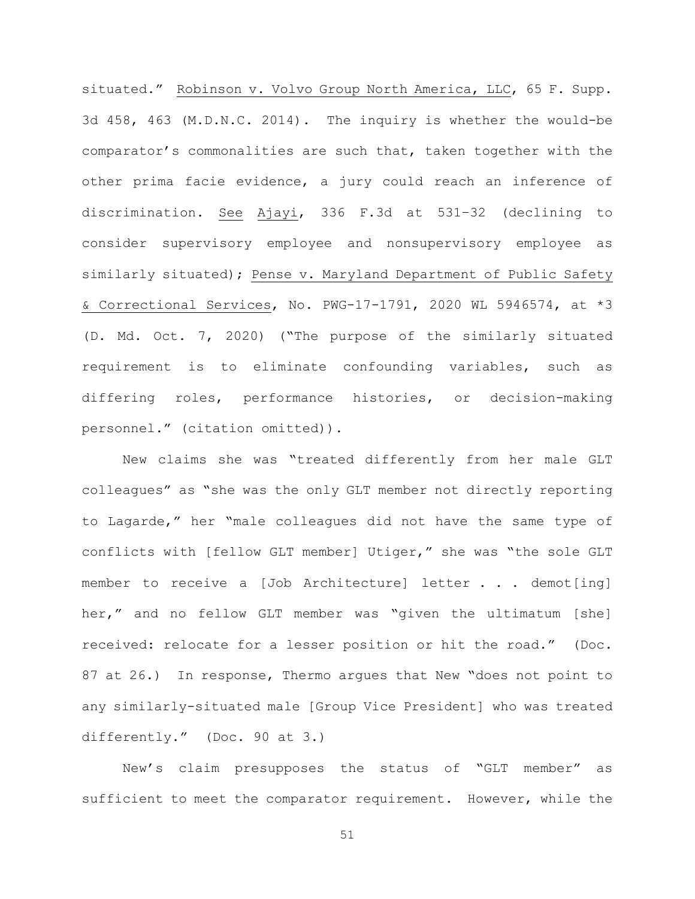situated." Robinson v. Volvo Group North America, LLC, 65 F. Supp. 3d 458, 463 (M.D.N.C. 2014). The inquiry is whether the would-be comparator's commonalities are such that, taken together with the other prima facie evidence, a jury could reach an inference of discrimination. See Ajayi, 336 F.3d at 531–32 (declining to consider supervisory employee and nonsupervisory employee as similarly situated); Pense v. Maryland Department of Public Safety & Correctional Services, No. PWG-17-1791, 2020 WL 5946574, at *3 (D. Md. Oct. 7, 2020) ("The purpose of the similarly situated requirement is to eliminate confounding variables, such as differing roles, performance histories, or decision-making personnel." (citation omitted)).

New claims she was "treated differently from her male GLT colleagues" as "she was the only GLT member not directly reporting to Lagarde," her "male colleagues did not have the same type of conflicts with [fellow GLT member] Utiger," she was "the sole GLT member to receive a [Job Architecture] letter . . . demot[ing] her," and no fellow GLT member was "given the ultimatum [she] received: relocate for a lesser position or hit the road." (Doc. 87 at 26.) In response, Thermo argues that New "does not point to any similarly-situated male [Group Vice President] who was treated differently." (Doc. 90 at 3.)

New's claim presupposes the status of "GLT member" as sufficient to meet the comparator requirement. However, while the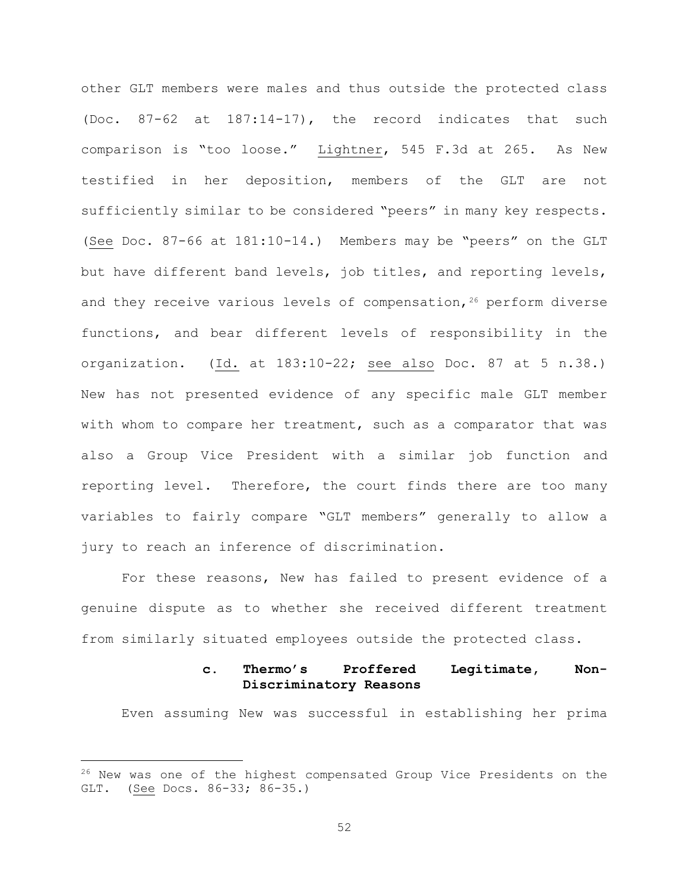other GLT members were males and thus outside the protected class (Doc. 87-62 at 187:14-17), the record indicates that such comparison is "too loose." Lightner, 545 F.3d at 265. As New testified in her deposition, members of the GLT are not sufficiently similar to be considered "peers" in many key respects. (See Doc. 87-66 at 181:10-14.) Members may be "peers" on the GLT but have different band levels, job titles, and reporting levels, and they receive various levels of compensation,[26] perform diverse functions, and bear different levels of responsibility in the organization. (Id. at 183:10-22; see also Doc. 87 at 5 n.38.) New has not presented evidence of any specific male GLT member with whom to compare her treatment, such as a comparator that was also a Group Vice President with a similar job function and reporting level. Therefore, the court finds there are too many variables to fairly compare "GLT members" generally to allow a jury to reach an inference of discrimination.

For these reasons, New has failed to present evidence of a genuine dispute as to whether she received different treatment from similarly situated employees outside the protected class.

**c. Thermo's Proffered Legitimate, Non-Discriminatory Reasons**

Even assuming New was successful in establishing her prima

---

[26] New was one of the highest compensated Group Vice Presidents on the GLT. (See Docs. 86-33; 86-35.)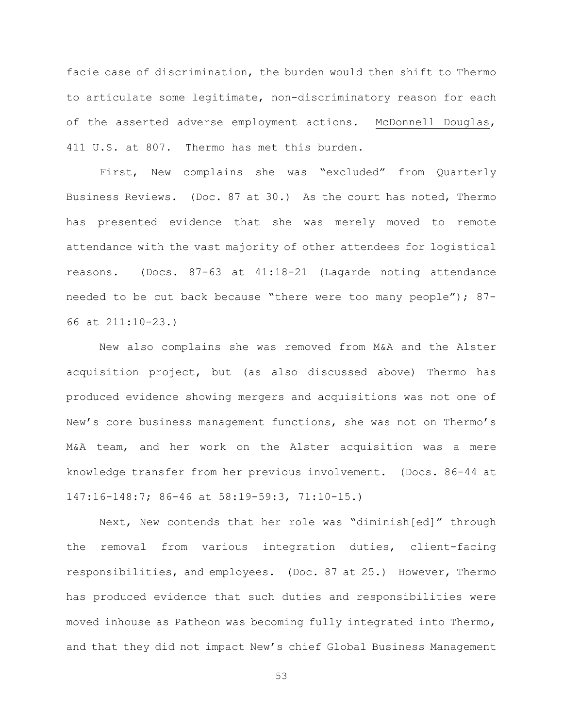facie case of discrimination, the burden would then shift to Thermo to articulate some legitimate, non-discriminatory reason for each of the asserted adverse employment actions. McDonnell Douglas, 411 U.S. at 807. Thermo has met this burden.

First, New complains she was "excluded" from Quarterly Business Reviews. (Doc. 87 at 30.) As the court has noted, Thermo has presented evidence that she was merely moved to remote attendance with the vast majority of other attendees for logistical reasons. (Docs. 87-63 at 41:18-21 (Lagarde noting attendance needed to be cut back because "there were too many people"); 87-66 at 211:10-23.)

New also complains she was removed from M&A and the Alster acquisition project, but (as also discussed above) Thermo has produced evidence showing mergers and acquisitions was not one of New's core business management functions, she was not on Thermo's M&A team, and her work on the Alster acquisition was a mere knowledge transfer from her previous involvement. (Docs. 86-44 at 147:16-148:7; 86-46 at 58:19-59:3, 71:10-15.)

Next, New contends that her role was "diminish[ed]" through the removal from various integration duties, client-facing responsibilities, and employees. (Doc. 87 at 25.) However, Thermo has produced evidence that such duties and responsibilities were moved inhouse as Patheon was becoming fully integrated into Thermo, and that they did not impact New's chief Global Business Management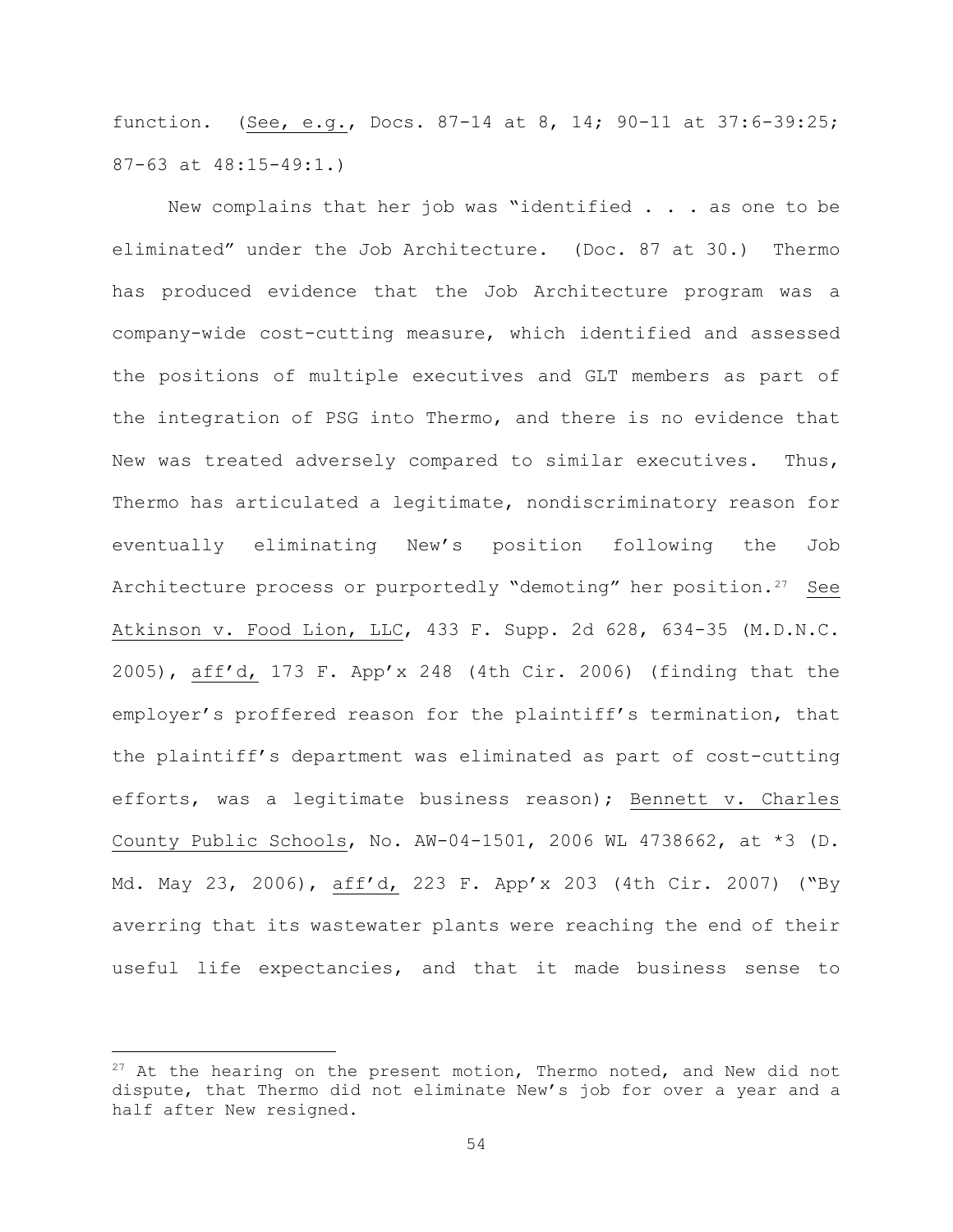function. (See, e.g., Docs. 87-14 at 8, 14; 90-11 at 37:6-39:25; 87-63 at 48:15-49:1.)

New complains that her job was "identified . . . as one to be eliminated" under the Job Architecture. (Doc. 87 at 30.) Thermo has produced evidence that the Job Architecture program was a company-wide cost-cutting measure, which identified and assessed the positions of multiple executives and GLT members as part of the integration of PSG into Thermo, and there is no evidence that New was treated adversely compared to similar executives. Thus, Thermo has articulated a legitimate, nondiscriminatory reason for eventually eliminating New's position following the Job Architecture process or purportedly "demoting" her position.[27] See Atkinson v. Food Lion, LLC, 433 F. Supp. 2d 628, 634-35 (M.D.N.C. 2005), aff'd, 173 F. App'x 248 (4th Cir. 2006) (finding that the employer's proffered reason for the plaintiff's termination, that the plaintiff's department was eliminated as part of cost-cutting efforts, was a legitimate business reason); Bennett v. Charles County Public Schools, No. AW-04-1501, 2006 WL 4738662, at *3 (D. Md. May 23, 2006), aff'd, 223 F. App'x 203 (4th Cir. 2007) ("By averring that its wastewater plants were reaching the end of their useful life expectancies, and that it made business sense to

---

[27] At the hearing on the present motion, Thermo noted, and New did not dispute, that Thermo did not eliminate New's job for over a year and a half after New resigned.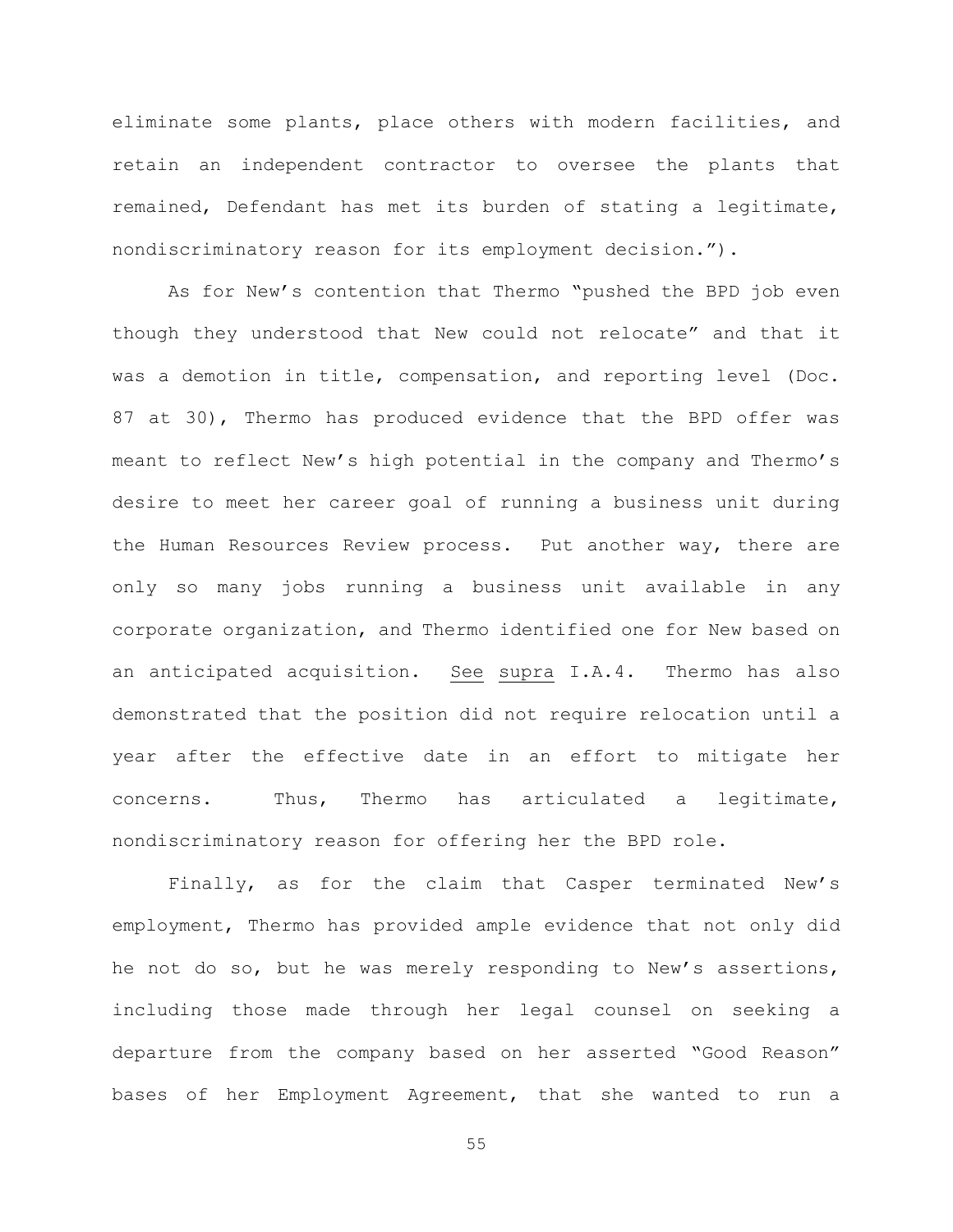eliminate some plants, place others with modern facilities, and retain an independent contractor to oversee the plants that remained, Defendant has met its burden of stating a legitimate, nondiscriminatory reason for its employment decision.").

As for New's contention that Thermo "pushed the BPD job even though they understood that New could not relocate" and that it was a demotion in title, compensation, and reporting level (Doc. 87 at 30), Thermo has produced evidence that the BPD offer was meant to reflect New's high potential in the company and Thermo's desire to meet her career goal of running a business unit during the Human Resources Review process. Put another way, there are only so many jobs running a business unit available in any corporate organization, and Thermo identified one for New based on an anticipated acquisition. See supra I.A.4. Thermo has also demonstrated that the position did not require relocation until a year after the effective date in an effort to mitigate her concerns. Thus, Thermo has articulated a legitimate, nondiscriminatory reason for offering her the BPD role.

Finally, as for the claim that Casper terminated New's employment, Thermo has provided ample evidence that not only did he not do so, but he was merely responding to New's assertions, including those made through her legal counsel on seeking a departure from the company based on her asserted "Good Reason" bases of her Employment Agreement, that she wanted to run a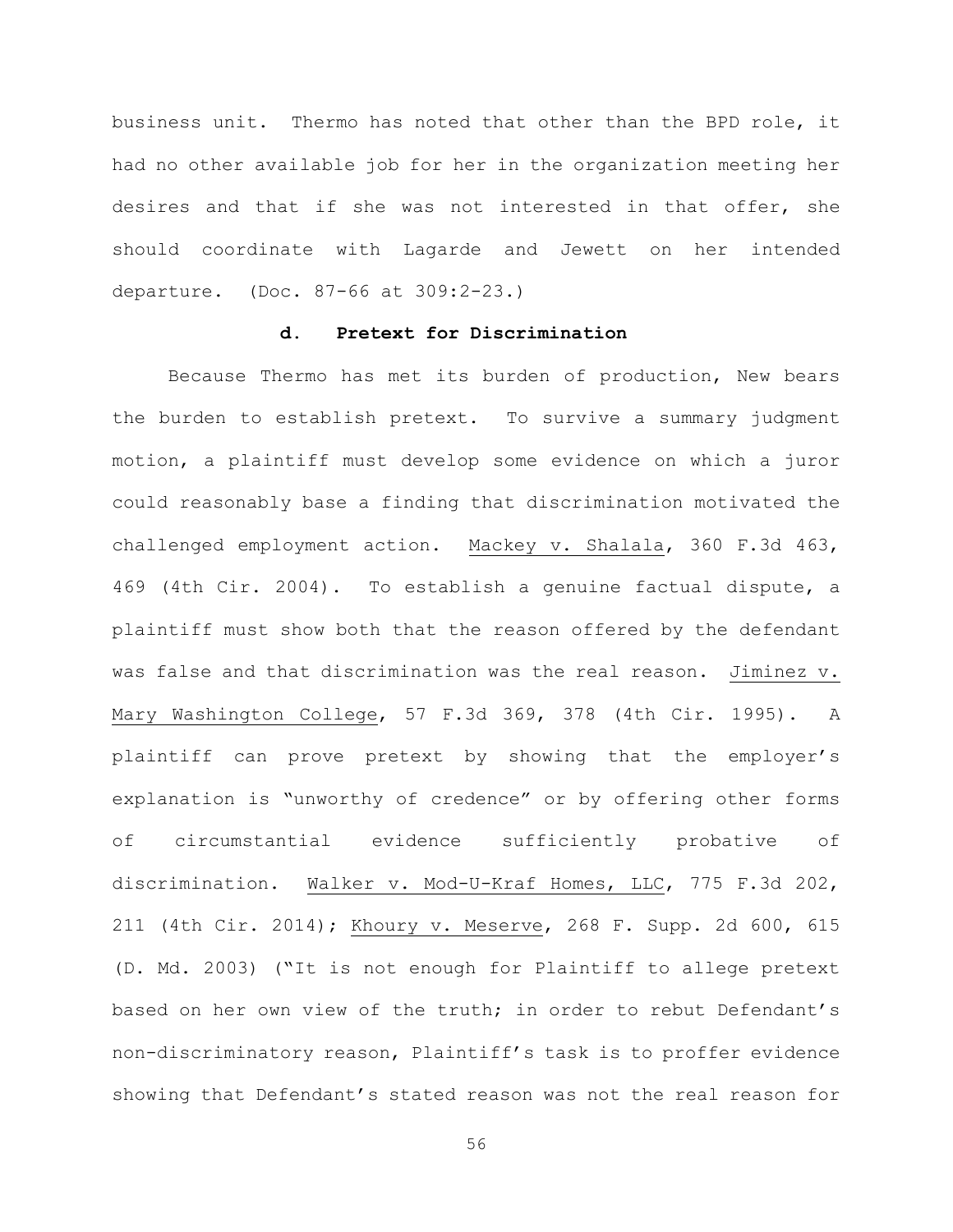business unit. Thermo has noted that other than the BPD role, it had no other available job for her in the organization meeting her desires and that if she was not interested in that offer, she should coordinate with Lagarde and Jewett on her intended departure. (Doc. 87-66 at 309:2-23.)

#### d. Pretext for Discrimination

Because Thermo has met its burden of production, New bears the burden to establish pretext. To survive a summary judgment motion, a plaintiff must develop some evidence on which a juror could reasonably base a finding that discrimination motivated the challenged employment action. Mackey v. Shalala, 360 F.3d 463, 469 (4th Cir. 2004). To establish a genuine factual dispute, a plaintiff must show both that the reason offered by the defendant was false and that discrimination was the real reason. Jiminez v. Mary Washington College, 57 F.3d 369, 378 (4th Cir. 1995). A plaintiff can prove pretext by showing that the employer's explanation is "unworthy of credence" or by offering other forms of circumstantial evidence sufficiently probative of discrimination. Walker v. Mod-U-Kraf Homes, LLC, 775 F.3d 202, 211 (4th Cir. 2014); Khoury v. Meserve, 268 F. Supp. 2d 600, 615 (D. Md. 2003) ("It is not enough for Plaintiff to allege pretext based on her own view of the truth; in order to rebut Defendant's non-discriminatory reason, Plaintiff's task is to proffer evidence showing that Defendant's stated reason was not the real reason for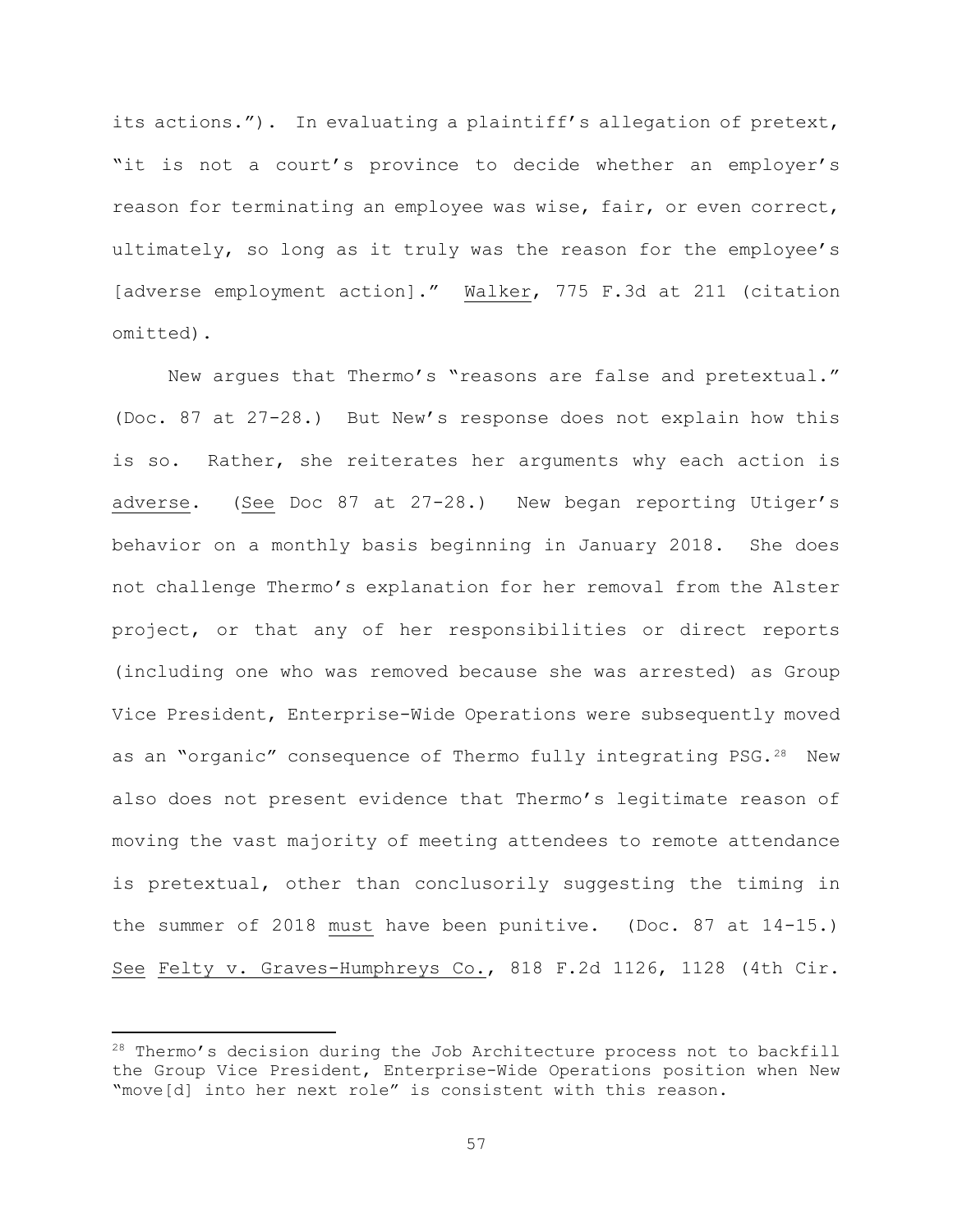its actions."). In evaluating a plaintiff's allegation of pretext, "it is not a court's province to decide whether an employer's reason for terminating an employee was wise, fair, or even correct, ultimately, so long as it truly was the reason for the employee's [adverse employment action]." Walker, 775 F.3d at 211 (citation omitted).

New argues that Thermo's "reasons are false and pretextual." (Doc. 87 at 27-28.) But New's response does not explain how this is so. Rather, she reiterates her arguments why each action is adverse. (See Doc 87 at 27-28.) New began reporting Utiger's behavior on a monthly basis beginning in January 2018. She does not challenge Thermo's explanation for her removal from the Alster project, or that any of her responsibilities or direct reports (including one who was removed because she was arrested) as Group Vice President, Enterprise-Wide Operations were subsequently moved as an "organic" consequence of Thermo fully integrating PSG.[28] New also does not present evidence that Thermo's legitimate reason of moving the vast majority of meeting attendees to remote attendance is pretextual, other than conclusorily suggesting the timing in the summer of 2018 must have been punitive. (Doc. 87 at 14-15.) See Felty v. Graves-Humphreys Co., 818 F.2d 1126, 1128 (4th Cir.

---

[28] Thermo's decision during the Job Architecture process not to backfill the Group Vice President, Enterprise-Wide Operations position when New "move[d] into her next role" is consistent with this reason.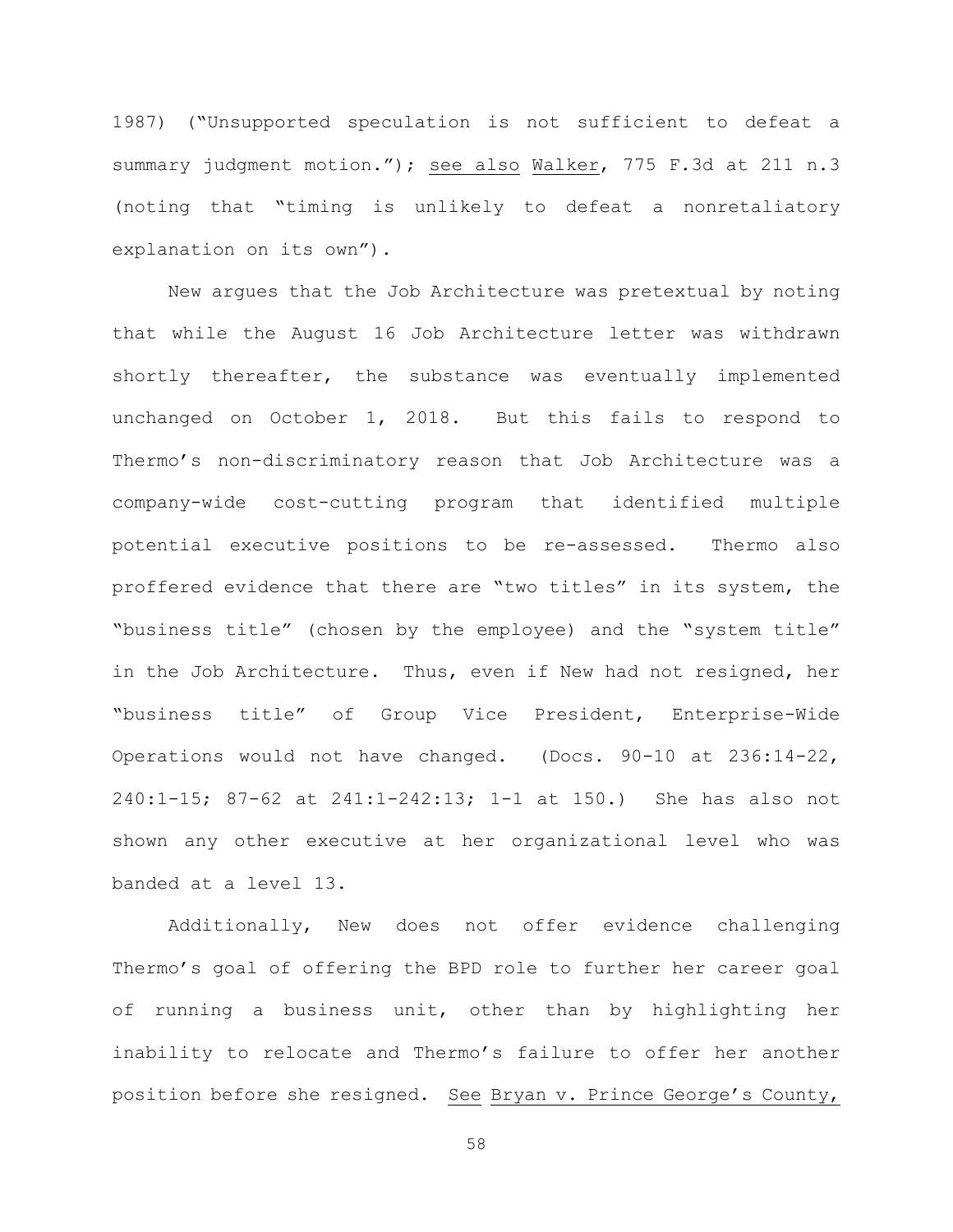1987) ("Unsupported speculation is not sufficient to defeat a summary judgment motion."); see also Walker, 775 F.3d at 211 n.3 (noting that "timing is unlikely to defeat a nonretaliatory explanation on its own").

New argues that the Job Architecture was pretextual by noting that while the August 16 Job Architecture letter was withdrawn shortly thereafter, the substance was eventually implemented unchanged on October 1, 2018. But this fails to respond to Thermo's non-discriminatory reason that Job Architecture was a company-wide cost-cutting program that identified multiple potential executive positions to be re-assessed. Thermo also proffered evidence that there are "two titles" in its system, the "business title" (chosen by the employee) and the "system title" in the Job Architecture. Thus, even if New had not resigned, her "business title" of Group Vice President, Enterprise-Wide Operations would not have changed. (Docs. 90-10 at 236:14-22, 240:1-15; 87-62 at 241:1-242:13; 1-1 at 150.) She has also not shown any other executive at her organizational level who was banded at a level 13.

Additionally, New does not offer evidence challenging Thermo's goal of offering the BPD role to further her career goal of running a business unit, other than by highlighting her inability to relocate and Thermo's failure to offer her another position before she resigned. See Bryan v. Prince George's County,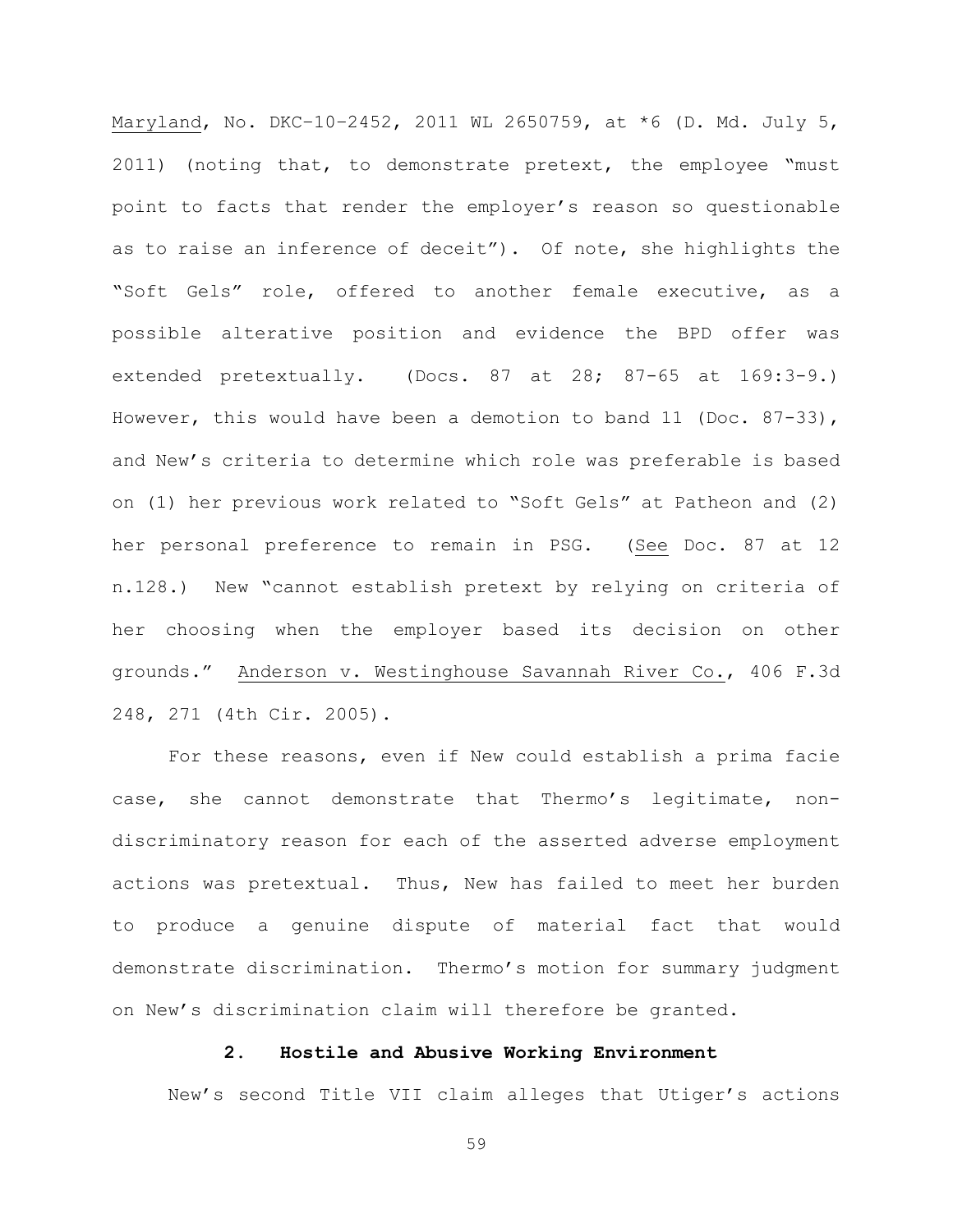Maryland, No. DKC-10-2452, 2011 WL 2650759, at *6 (D. Md. July 5, 2011) (noting that, to demonstrate pretext, the employee "must point to facts that render the employer's reason so questionable as to raise an inference of deceit"). Of note, she highlights the "Soft Gels" role, offered to another female executive, as a possible alterative position and evidence the BPD offer was extended pretextually. (Docs. 87 at 28; 87-65 at 169:3-9.) However, this would have been a demotion to band 11 (Doc. 87-33), and New's criteria to determine which role was preferable is based on (1) her previous work related to "Soft Gels" at Patheon and (2) her personal preference to remain in PSG. (See Doc. 87 at 12 n.128.) New "cannot establish pretext by relying on criteria of her choosing when the employer based its decision on other grounds." Anderson v. Westinghouse Savannah River Co., 406 F.3d 248, 271 (4th Cir. 2005).

For these reasons, even if New could establish a prima facie case, she cannot demonstrate that Thermo's legitimate, non-discriminatory reason for each of the asserted adverse employment actions was pretextual. Thus, New has failed to meet her burden to produce a genuine dispute of material fact that would demonstrate discrimination. Thermo's motion for summary judgment on New's discrimination claim will therefore be granted.

### 2. Hostile and Abusive Working Environment

New's second Title VII claim alleges that Utiger's actions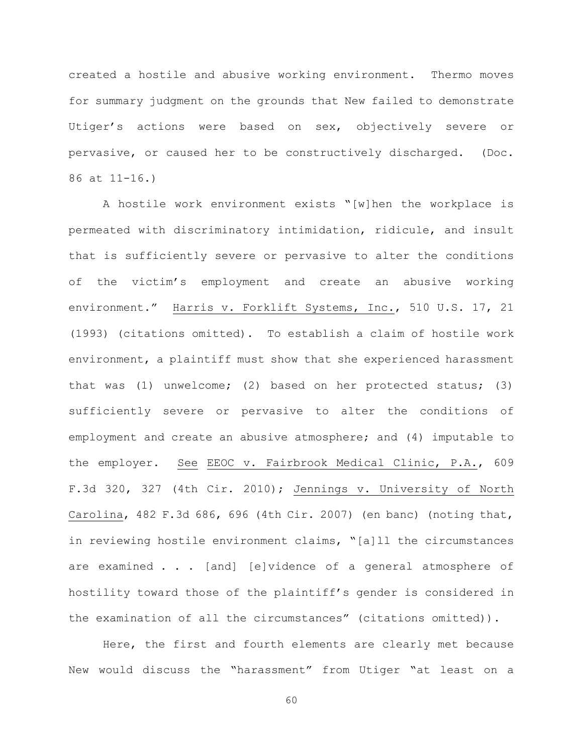created a hostile and abusive working environment. Thermo moves for summary judgment on the grounds that New failed to demonstrate Utiger's actions were based on sex, objectively severe or pervasive, or caused her to be constructively discharged. (Doc. 86 at 11-16.)

A hostile work environment exists "[w]hen the workplace is permeated with discriminatory intimidation, ridicule, and insult that is sufficiently severe or pervasive to alter the conditions of the victim's employment and create an abusive working environment." Harris v. Forklift Systems, Inc., 510 U.S. 17, 21 (1993) (citations omitted). To establish a claim of hostile work environment, a plaintiff must show that she experienced harassment that was (1) unwelcome; (2) based on her protected status; (3) sufficiently severe or pervasive to alter the conditions of employment and create an abusive atmosphere; and (4) imputable to the employer. See EEOC v. Fairbrook Medical Clinic, P.A., 609 F.3d 320, 327 (4th Cir. 2010); Jennings v. University of North Carolina, 482 F.3d 686, 696 (4th Cir. 2007) (en banc) (noting that, in reviewing hostile environment claims, "[a]ll the circumstances are examined . . . [and] [e]vidence of a general atmosphere of hostility toward those of the plaintiff's gender is considered in the examination of all the circumstances" (citations omitted)).

Here, the first and fourth elements are clearly met because New would discuss the "harassment" from Utiger "at least on a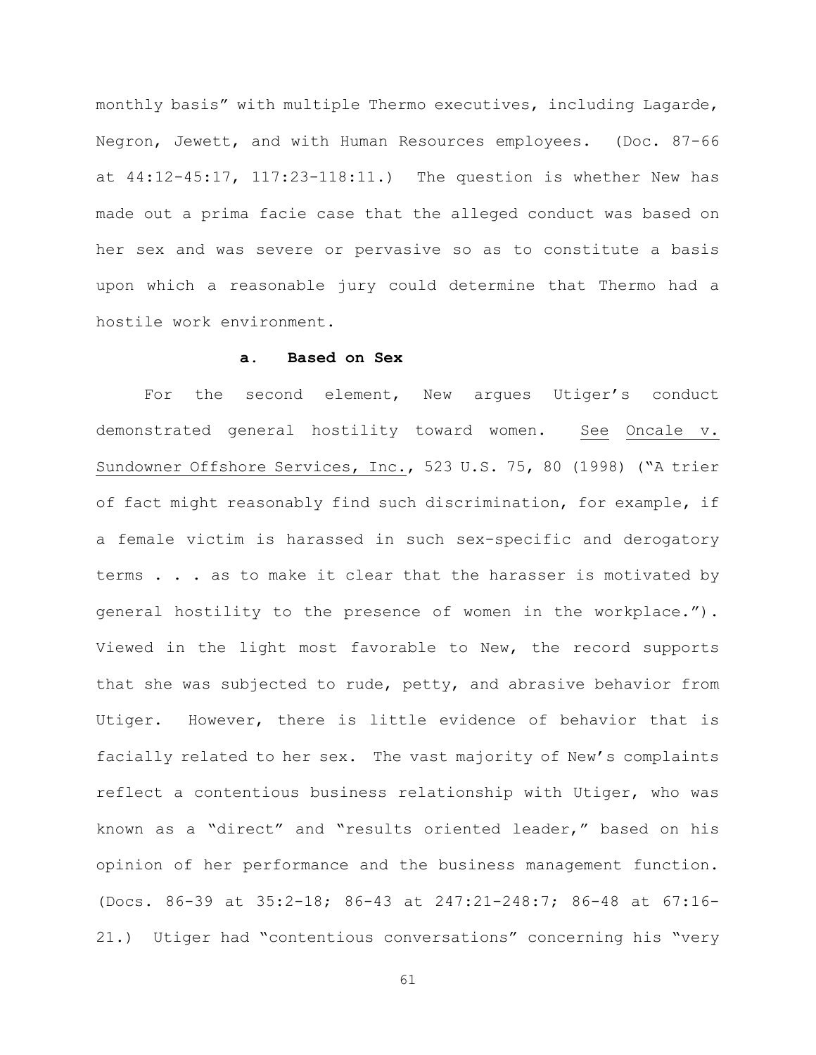monthly basis" with multiple Thermo executives, including Lagarde, Negron, Jewett, and with Human Resources employees. (Doc. 87-66 at 44:12-45:17, 117:23-118:11.) The question is whether New has made out a prima facie case that the alleged conduct was based on her sex and was severe or pervasive so as to constitute a basis upon which a reasonable jury could determine that Thermo had a hostile work environment.

**a. Based on Sex**

For the second element, New argues Utiger's conduct demonstrated general hostility toward women. See Oncale v. Sundowner Offshore Services, Inc., 523 U.S. 75, 80 (1998) ("A trier of fact might reasonably find such discrimination, for example, if a female victim is harassed in such sex-specific and derogatory terms . . . as to make it clear that the harasser is motivated by general hostility to the presence of women in the workplace."). Viewed in the light most favorable to New, the record supports that she was subjected to rude, petty, and abrasive behavior from Utiger. However, there is little evidence of behavior that is facially related to her sex. The vast majority of New's complaints reflect a contentious business relationship with Utiger, who was known as a "direct" and "results oriented leader," based on his opinion of her performance and the business management function. (Docs. 86-39 at 35:2-18; 86-43 at 247:21-248:7; 86-48 at 67:16-21.) Utiger had "contentious conversations" concerning his "very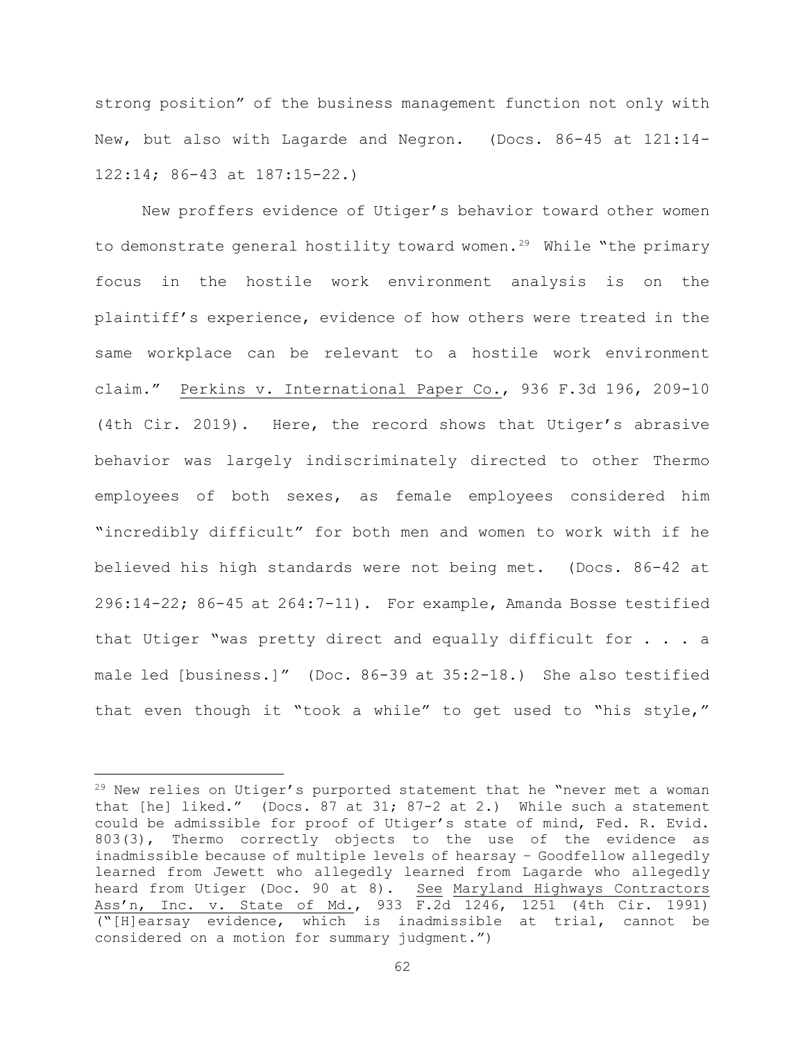strong position" of the business management function not only with New, but also with Lagarde and Negron. (Docs. 86-45 at 121:14-122:14; 86-43 at 187:15-22.)

New proffers evidence of Utiger's behavior toward other women to demonstrate general hostility toward women.[29] While "the primary focus in the hostile work environment analysis is on the plaintiff's experience, evidence of how others were treated in the same workplace can be relevant to a hostile work environment claim." Perkins v. International Paper Co., 936 F.3d 196, 209-10 (4th Cir. 2019). Here, the record shows that Utiger's abrasive behavior was largely indiscriminately directed to other Thermo employees of both sexes, as female employees considered him "incredibly difficult" for both men and women to work with if he believed his high standards were not being met. (Docs. 86-42 at 296:14-22; 86-45 at 264:7-11). For example, Amanda Bosse testified that Utiger "was pretty direct and equally difficult for . . . a male led [business.]" (Doc. 86-39 at 35:2-18.) She also testified that even though it "took a while" to get used to "his style,"

---

[29] New relies on Utiger's purported statement that he "never met a woman that [he] liked." (Docs. 87 at 31; 87-2 at 2.) While such a statement could be admissible for proof of Utiger's state of mind, Fed. R. Evid. 803(3), Thermo correctly objects to the use of the evidence as inadmissible because of multiple levels of hearsay – Goodfellow allegedly learned from Jewett who allegedly learned from Lagarde who allegedly heard from Utiger (Doc. 90 at 8). See Maryland Highways Contractors Ass'n, Inc. v. State of Md., 933 F.2d 1246, 1251 (4th Cir. 1991) ("[H]earsay evidence, which is inadmissible at trial, cannot be considered on a motion for summary judgment.")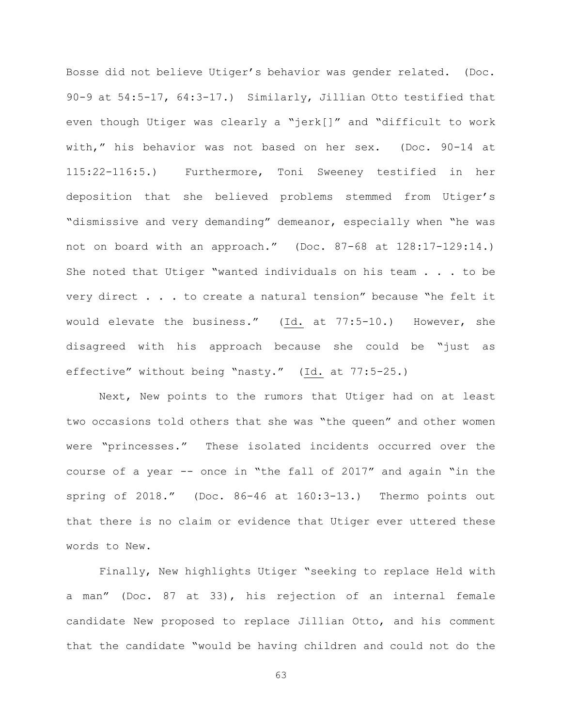Bosse did not believe Utiger's behavior was gender related. (Doc. 90-9 at 54:5-17, 64:3-17.) Similarly, Jillian Otto testified that even though Utiger was clearly a "jerk[]" and "difficult to work with," his behavior was not based on her sex. (Doc. 90-14 at 115:22-116:5.) Furthermore, Toni Sweeney testified in her deposition that she believed problems stemmed from Utiger's "dismissive and very demanding" demeanor, especially when "he was not on board with an approach." (Doc. 87-68 at 128:17-129:14.) She noted that Utiger "wanted individuals on his team . . . to be very direct . . . to create a natural tension" because "he felt it would elevate the business." (Id. at 77:5-10.) However, she disagreed with his approach because she could be "just as effective" without being "nasty." (Id. at 77:5-25.)

Next, New points to the rumors that Utiger had on at least two occasions told others that she was "the queen" and other women were "princesses." These isolated incidents occurred over the course of a year -- once in "the fall of 2017" and again "in the spring of 2018." (Doc. 86-46 at 160:3-13.) Thermo points out that there is no claim or evidence that Utiger ever uttered these words to New.

Finally, New highlights Utiger "seeking to replace Held with a man" (Doc. 87 at 33), his rejection of an internal female candidate New proposed to replace Jillian Otto, and his comment that the candidate "would be having children and could not do the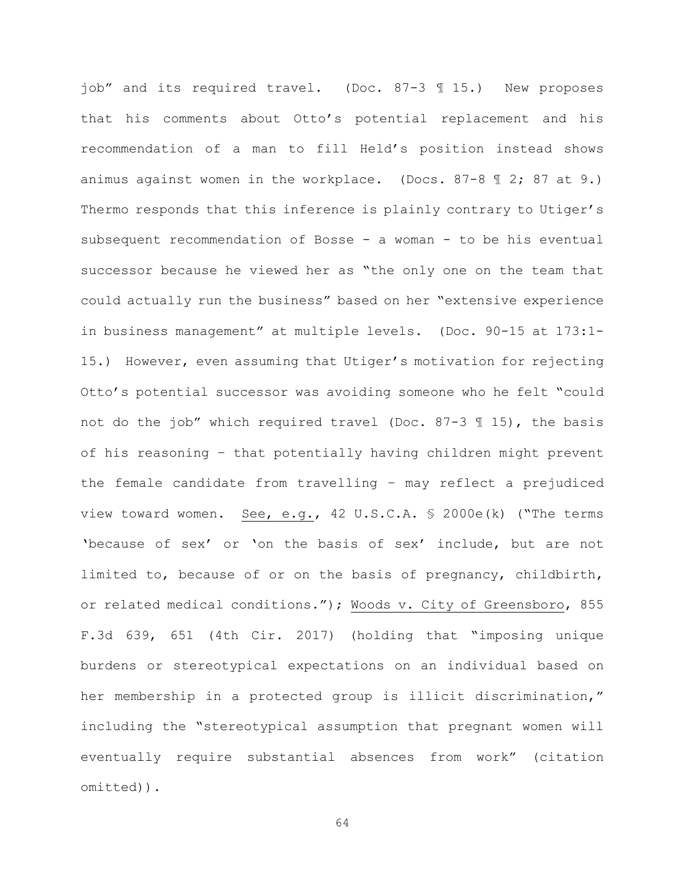job" and its required travel. (Doc. 87-3 ¶ 15.) New proposes that his comments about Otto's potential replacement and his recommendation of a man to fill Held's position instead shows animus against women in the workplace. (Docs. 87-8 ¶ 2; 87 at 9.) Thermo responds that this inference is plainly contrary to Utiger's subsequent recommendation of Bosse - a woman - to be his eventual successor because he viewed her as "the only one on the team that could actually run the business" based on her "extensive experience in business management" at multiple levels. (Doc. 90-15 at 173:1-15.) However, even assuming that Utiger's motivation for rejecting Otto's potential successor was avoiding someone who he felt "could not do the job" which required travel (Doc. 87-3 ¶ 15), the basis of his reasoning – that potentially having children might prevent the female candidate from travelling – may reflect a prejudiced view toward women. See, e.g., 42 U.S.C.A. § 2000e(k) ("The terms 'because of sex' or 'on the basis of sex' include, but are not limited to, because of or on the basis of pregnancy, childbirth, or related medical conditions."); Woods v. City of Greensboro, 855 F.3d 639, 651 (4th Cir. 2017) (holding that "imposing unique burdens or stereotypical expectations on an individual based on her membership in a protected group is illicit discrimination," including the "stereotypical assumption that pregnant women will eventually require substantial absences from work" (citation omitted)).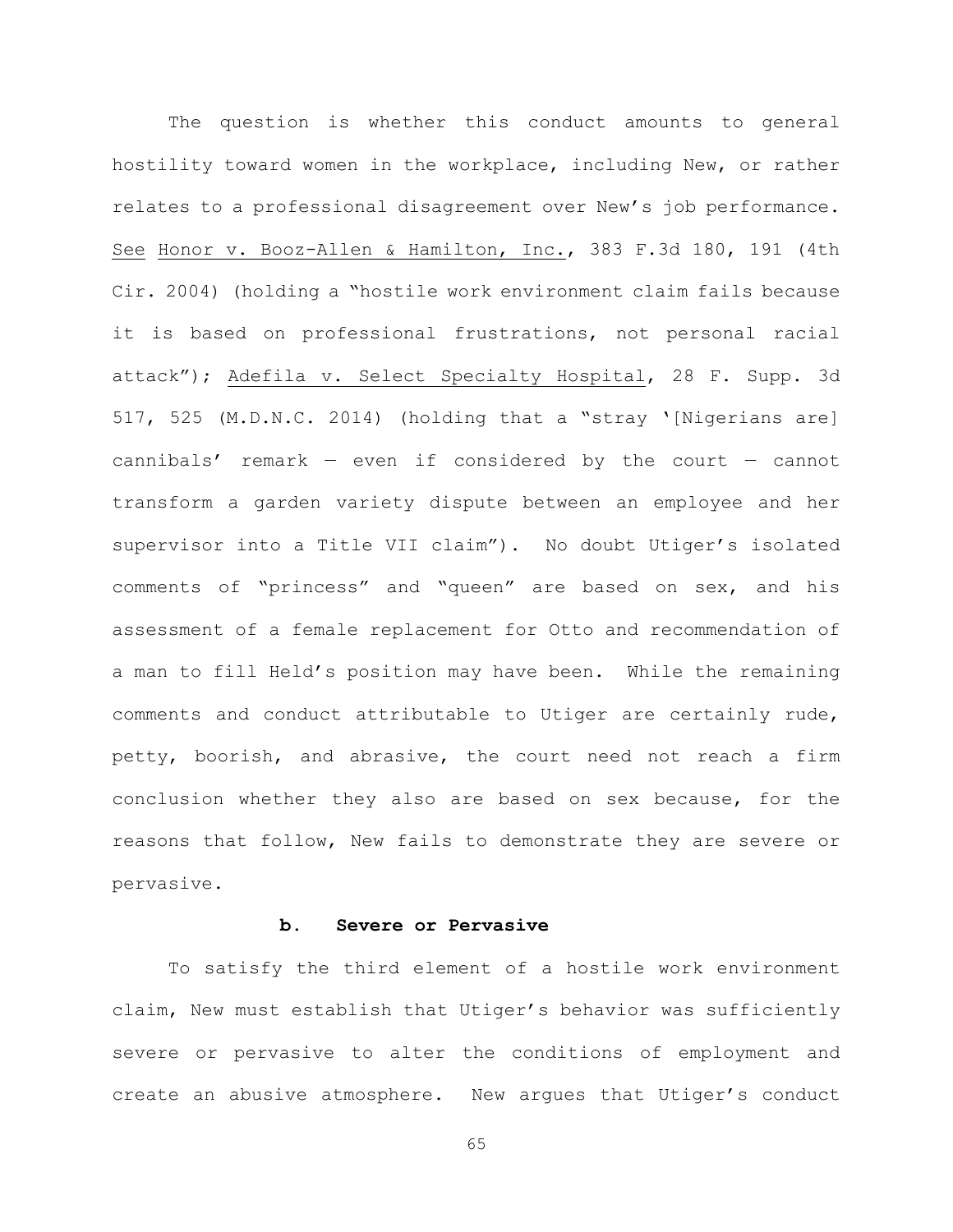The question is whether this conduct amounts to general hostility toward women in the workplace, including New, or rather relates to a professional disagreement over New's job performance. See Honor v. Booz-Allen & Hamilton, Inc., 383 F.3d 180, 191 (4th Cir. 2004) (holding a "hostile work environment claim fails because it is based on professional frustrations, not personal racial attack"); Adefila v. Select Specialty Hospital, 28 F. Supp. 3d 517, 525 (M.D.N.C. 2014) (holding that a "stray '[Nigerians are] cannibals' remark — even if considered by the court — cannot transform a garden variety dispute between an employee and her supervisor into a Title VII claim"). No doubt Utiger's isolated comments of "princess" and "queen" are based on sex, and his assessment of a female replacement for Otto and recommendation of a man to fill Held's position may have been. While the remaining comments and conduct attributable to Utiger are certainly rude, petty, boorish, and abrasive, the court need not reach a firm conclusion whether they also are based on sex because, for the reasons that follow, New fails to demonstrate they are severe or pervasive.

#### b. Severe or Pervasive

To satisfy the third element of a hostile work environment claim, New must establish that Utiger's behavior was sufficiently severe or pervasive to alter the conditions of employment and create an abusive atmosphere. New argues that Utiger's conduct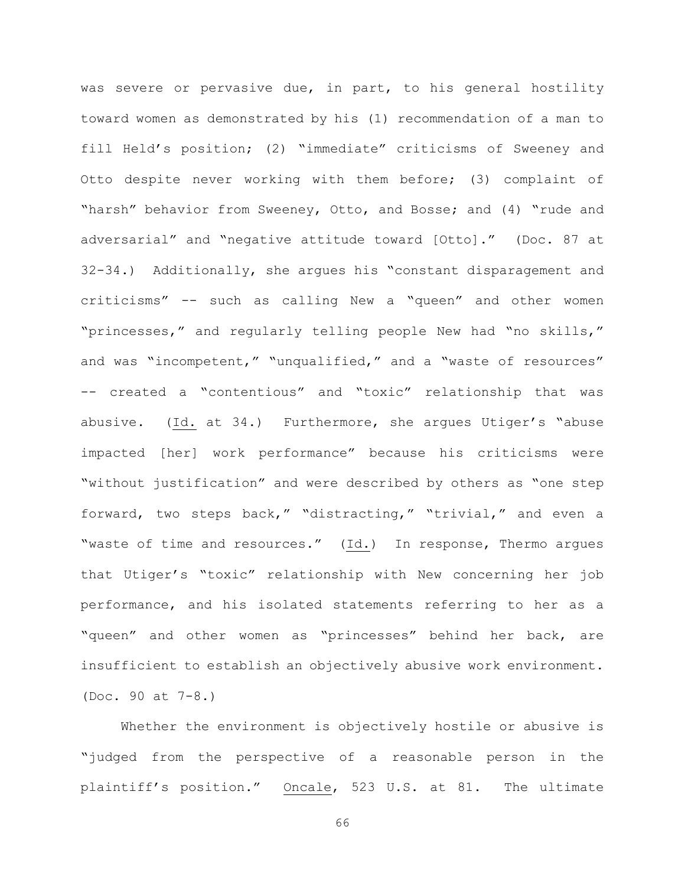was severe or pervasive due, in part, to his general hostility toward women as demonstrated by his (1) recommendation of a man to fill Held's position; (2) "immediate" criticisms of Sweeney and Otto despite never working with them before; (3) complaint of "harsh" behavior from Sweeney, Otto, and Bosse; and (4) "rude and adversarial" and "negative attitude toward [Otto]." (Doc. 87 at 32-34.) Additionally, she argues his "constant disparagement and criticisms" -- such as calling New a "queen" and other women "princesses," and regularly telling people New had "no skills," and was "incompetent," "unqualified," and a "waste of resources" -- created a "contentious" and "toxic" relationship that was abusive. (Id. at 34.) Furthermore, she argues Utiger's "abuse impacted [her] work performance" because his criticisms were "without justification" and were described by others as "one step forward, two steps back," "distracting," "trivial," and even a "waste of time and resources." (Id.) In response, Thermo argues that Utiger's "toxic" relationship with New concerning her job performance, and his isolated statements referring to her as a "queen" and other women as "princesses" behind her back, are insufficient to establish an objectively abusive work environment. (Doc. 90 at 7-8.)

Whether the environment is objectively hostile or abusive is "judged from the perspective of a reasonable person in the plaintiff's position." Oncale, 523 U.S. at 81. The ultimate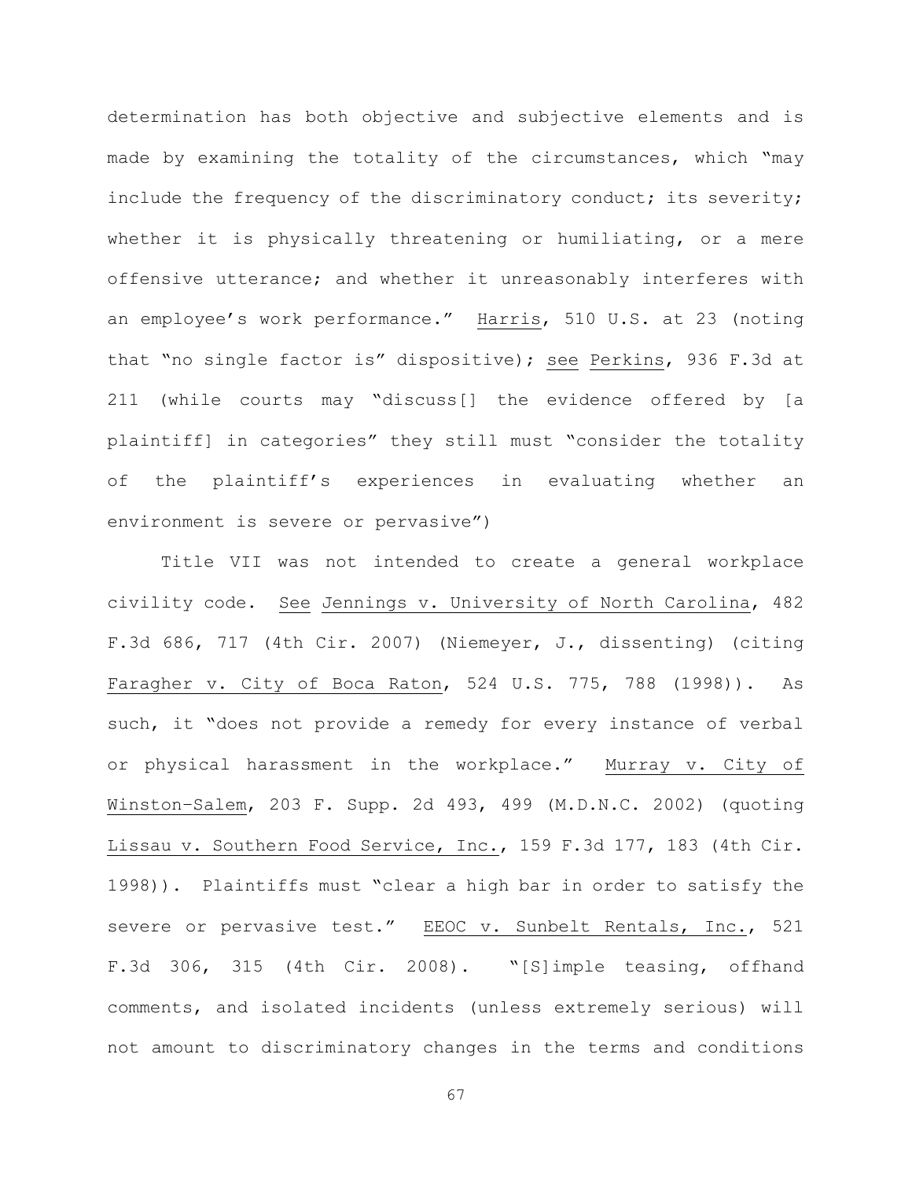determination has both objective and subjective elements and is made by examining the totality of the circumstances, which "may include the frequency of the discriminatory conduct; its severity; whether it is physically threatening or humiliating, or a mere offensive utterance; and whether it unreasonably interferes with an employee's work performance." Harris, 510 U.S. at 23 (noting that "no single factor is" dispositive); see Perkins, 936 F.3d at 211 (while courts may "discuss[] the evidence offered by [a plaintiff] in categories" they still must "consider the totality of the plaintiff's experiences in evaluating whether an environment is severe or pervasive")

Title VII was not intended to create a general workplace civility code. See Jennings v. University of North Carolina, 482 F.3d 686, 717 (4th Cir. 2007) (Niemeyer, J., dissenting) (citing Faragher v. City of Boca Raton, 524 U.S. 775, 788 (1998)). As such, it "does not provide a remedy for every instance of verbal or physical harassment in the workplace." Murray v. City of Winston-Salem, 203 F. Supp. 2d 493, 499 (M.D.N.C. 2002) (quoting Lissau v. Southern Food Service, Inc., 159 F.3d 177, 183 (4th Cir. 1998)). Plaintiffs must "clear a high bar in order to satisfy the severe or pervasive test." EEOC v. Sunbelt Rentals, Inc., 521 F.3d 306, 315 (4th Cir. 2008). "[S]imple teasing, offhand comments, and isolated incidents (unless extremely serious) will not amount to discriminatory changes in the terms and conditions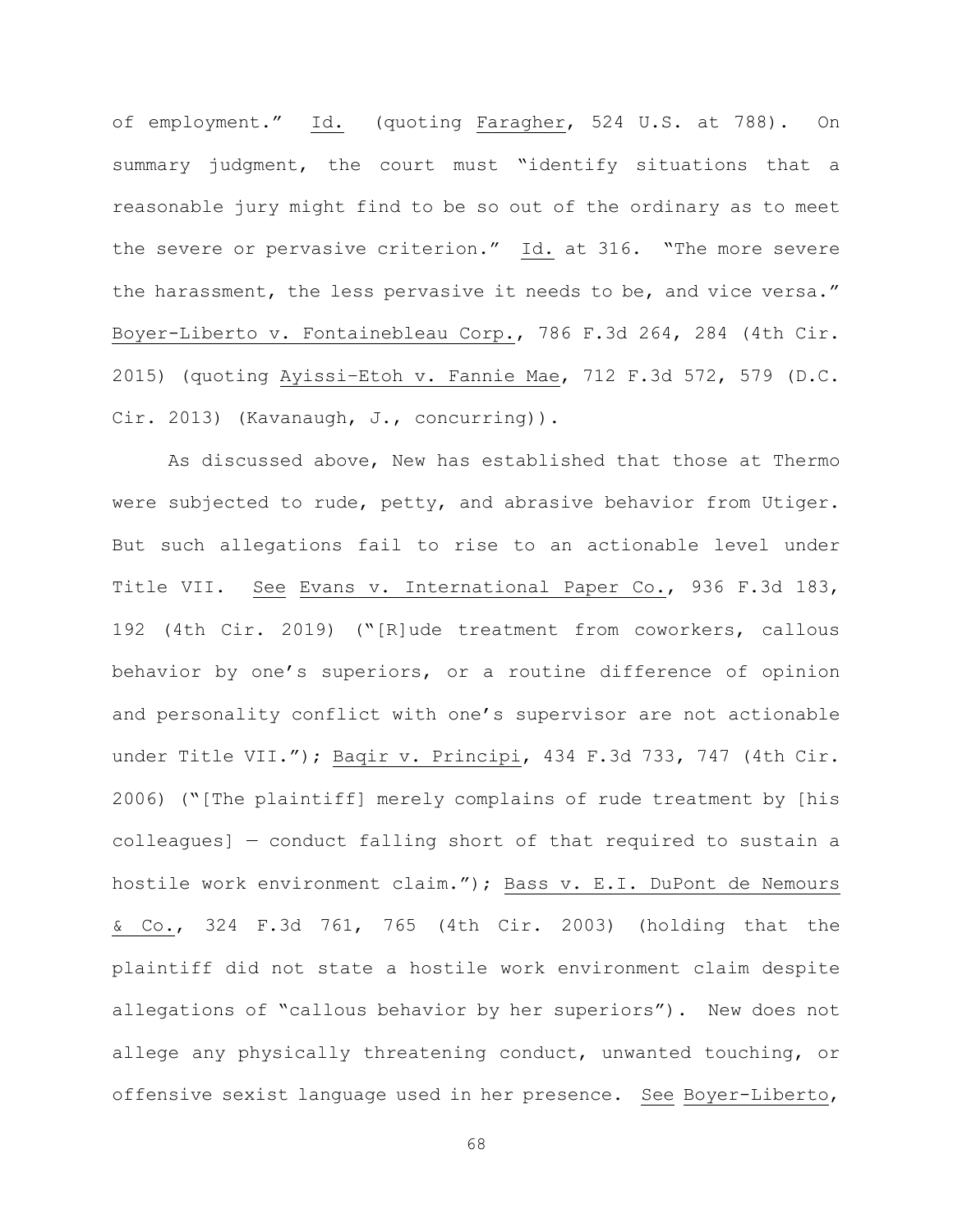of employment." Id. (quoting Faragher, 524 U.S. at 788). On summary judgment, the court must "identify situations that a reasonable jury might find to be so out of the ordinary as to meet the severe or pervasive criterion." Id. at 316. "The more severe the harassment, the less pervasive it needs to be, and vice versa." Boyer-Liberto v. Fontainebleau Corp., 786 F.3d 264, 284 (4th Cir. 2015) (quoting Ayissi–Etoh v. Fannie Mae, 712 F.3d 572, 579 (D.C. Cir. 2013) (Kavanaugh, J., concurring)).

As discussed above, New has established that those at Thermo were subjected to rude, petty, and abrasive behavior from Utiger. But such allegations fail to rise to an actionable level under Title VII. See Evans v. International Paper Co., 936 F.3d 183, 192 (4th Cir. 2019) ("[R]ude treatment from coworkers, callous behavior by one's superiors, or a routine difference of opinion and personality conflict with one's supervisor are not actionable under Title VII."); Baqir v. Principi, 434 F.3d 733, 747 (4th Cir. 2006) ("[The plaintiff] merely complains of rude treatment by [his colleagues] — conduct falling short of that required to sustain a hostile work environment claim."); Bass v. E.I. DuPont de Nemours & Co., 324 F.3d 761, 765 (4th Cir. 2003) (holding that the plaintiff did not state a hostile work environment claim despite allegations of "callous behavior by her superiors"). New does not allege any physically threatening conduct, unwanted touching, or offensive sexist language used in her presence. See Boyer-Liberto,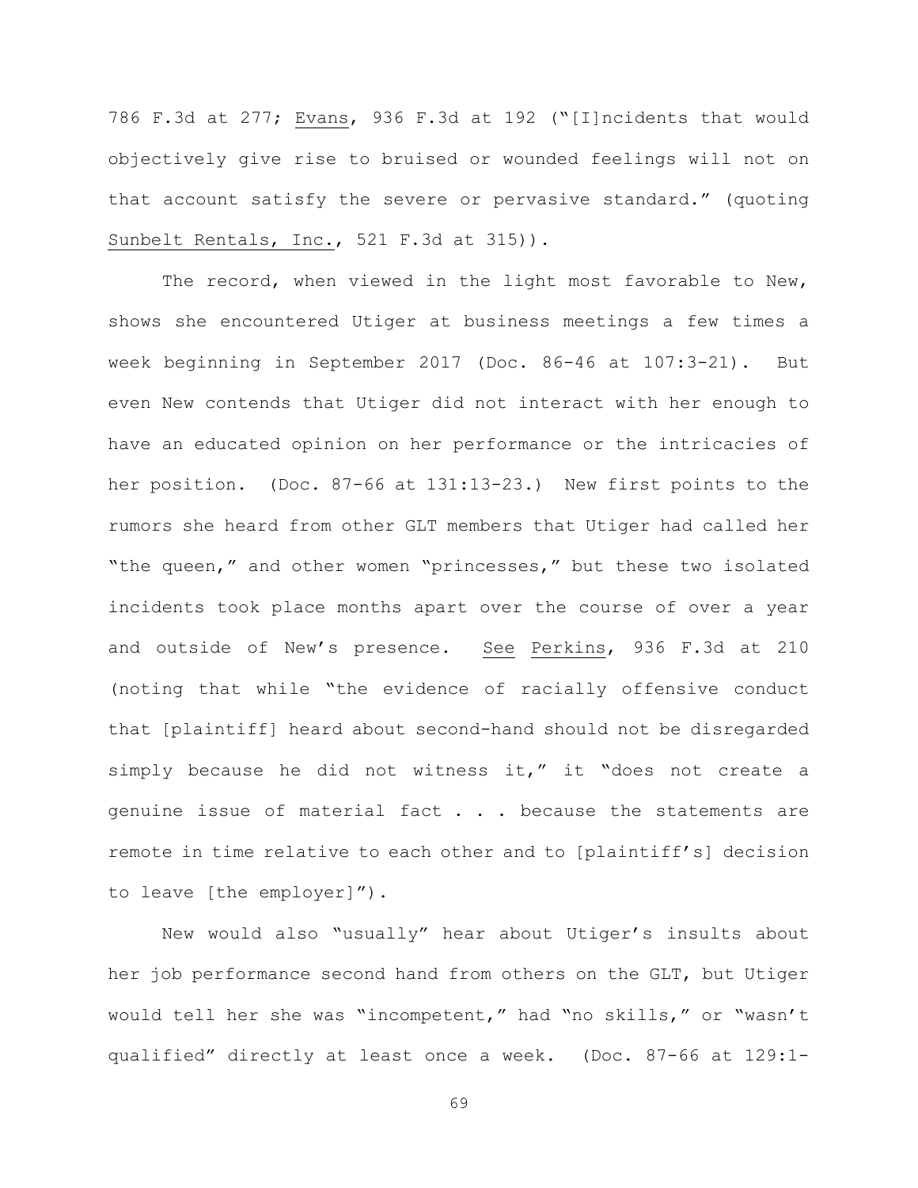786 F.3d at 277; Evans, 936 F.3d at 192 ("[I]ncidents that would objectively give rise to bruised or wounded feelings will not on that account satisfy the severe or pervasive standard." (quoting Sunbelt Rentals, Inc., 521 F.3d at 315)).

The record, when viewed in the light most favorable to New, shows she encountered Utiger at business meetings a few times a week beginning in September 2017 (Doc. 86-46 at 107:3-21). But even New contends that Utiger did not interact with her enough to have an educated opinion on her performance or the intricacies of her position. (Doc. 87-66 at 131:13-23.) New first points to the rumors she heard from other GLT members that Utiger had called her "the queen," and other women "princesses," but these two isolated incidents took place months apart over the course of over a year and outside of New's presence. See Perkins, 936 F.3d at 210 (noting that while "the evidence of racially offensive conduct that [plaintiff] heard about second-hand should not be disregarded simply because he did not witness it," it "does not create a genuine issue of material fact . . . because the statements are remote in time relative to each other and to [plaintiff's] decision to leave [the employer]").

New would also "usually" hear about Utiger's insults about her job performance second hand from others on the GLT, but Utiger would tell her she was "incompetent," had "no skills," or "wasn't qualified" directly at least once a week. (Doc. 87-66 at 129:1-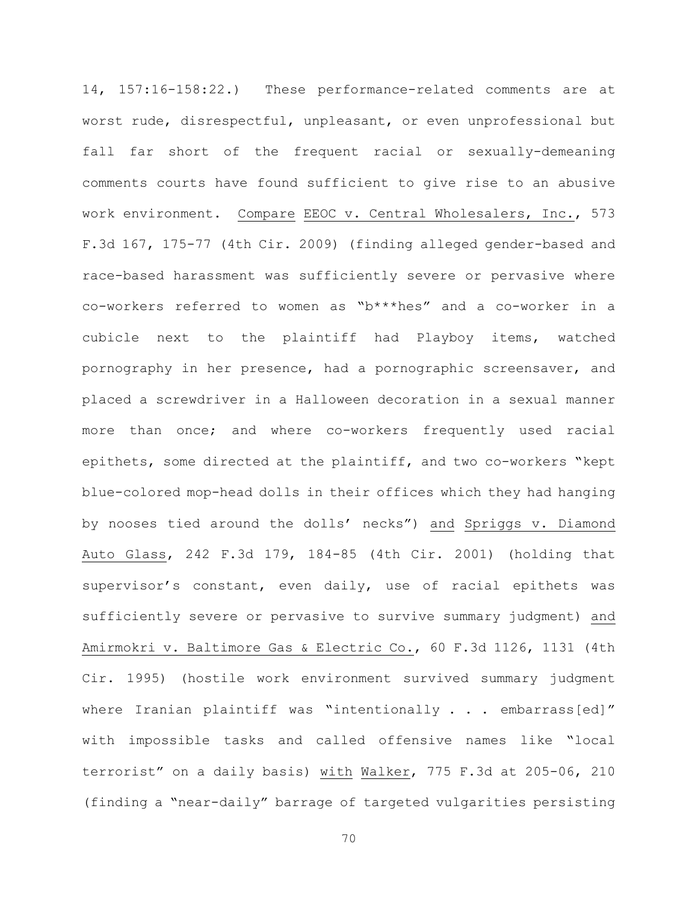14, 157:16-158:22.) These performance-related comments are at worst rude, disrespectful, unpleasant, or even unprofessional but fall far short of the frequent racial or sexually-demeaning comments courts have found sufficient to give rise to an abusive work environment. Compare EEOC v. Central Wholesalers, Inc., 573 F.3d 167, 175-77 (4th Cir. 2009) (finding alleged gender-based and race-based harassment was sufficiently severe or pervasive where co-workers referred to women as "b***hes" and a co-worker in a cubicle next to the plaintiff had Playboy items, watched pornography in her presence, had a pornographic screensaver, and placed a screwdriver in a Halloween decoration in a sexual manner more than once; and where co-workers frequently used racial epithets, some directed at the plaintiff, and two co-workers "kept blue-colored mop-head dolls in their offices which they had hanging by nooses tied around the dolls' necks") and Spriggs v. Diamond Auto Glass, 242 F.3d 179, 184-85 (4th Cir. 2001) (holding that supervisor's constant, even daily, use of racial epithets was sufficiently severe or pervasive to survive summary judgment) and Amirmokri v. Baltimore Gas & Electric Co., 60 F.3d 1126, 1131 (4th Cir. 1995) (hostile work environment survived summary judgment where Iranian plaintiff was "intentionally . . . embarrass[ed]" with impossible tasks and called offensive names like "local terrorist" on a daily basis) with Walker, 775 F.3d at 205-06, 210 (finding a "near-daily" barrage of targeted vulgarities persisting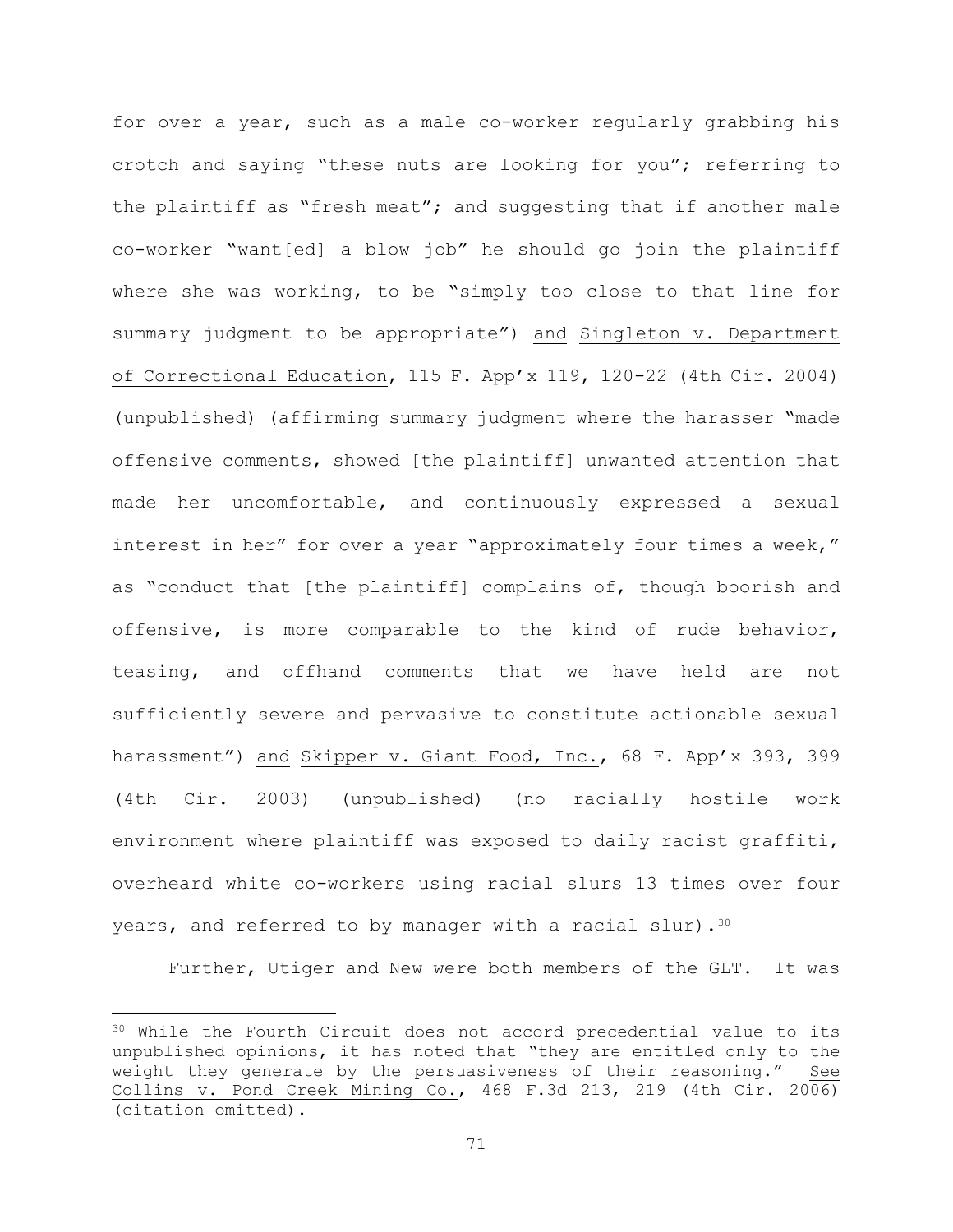for over a year, such as a male co-worker regularly grabbing his crotch and saying "these nuts are looking for you"; referring to the plaintiff as "fresh meat"; and suggesting that if another male co-worker "want[ed] a blow job" he should go join the plaintiff where she was working, to be "simply too close to that line for summary judgment to be appropriate") and Singleton v. Department of Correctional Education, 115 F. App'x 119, 120-22 (4th Cir. 2004) (unpublished) (affirming summary judgment where the harasser "made offensive comments, showed [the plaintiff] unwanted attention that made her uncomfortable, and continuously expressed a sexual interest in her" for over a year "approximately four times a week," as "conduct that [the plaintiff] complains of, though boorish and offensive, is more comparable to the kind of rude behavior, teasing, and offhand comments that we have held are not sufficiently severe and pervasive to constitute actionable sexual harassment") and Skipper v. Giant Food, Inc., 68 F. App'x 393, 399 (4th Cir. 2003) (unpublished) (no racially hostile work environment where plaintiff was exposed to daily racist graffiti, overheard white co-workers using racial slurs 13 times over four years, and referred to by manager with a racial slur).[30]

Further, Utiger and New were both members of the GLT. It was

---

[30] While the Fourth Circuit does not accord precedential value to its unpublished opinions, it has noted that "they are entitled only to the weight they generate by the persuasiveness of their reasoning." See Collins v. Pond Creek Mining Co., 468 F.3d 213, 219 (4th Cir. 2006) (citation omitted).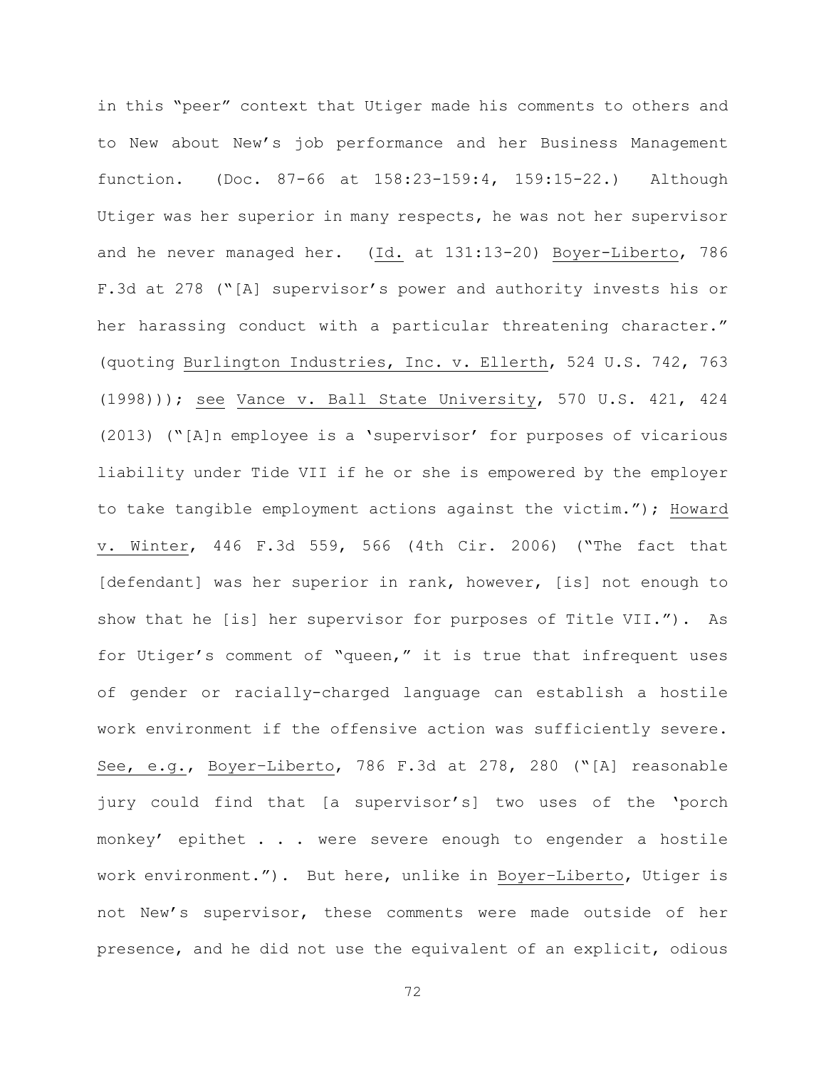in this "peer" context that Utiger made his comments to others and to New about New's job performance and her Business Management function. (Doc. 87-66 at 158:23-159:4, 159:15-22.) Although Utiger was her superior in many respects, he was not her supervisor and he never managed her. (Id. at 131:13-20) Boyer-Liberto, 786 F.3d at 278 ("[A] supervisor's power and authority invests his or her harassing conduct with a particular threatening character." (quoting Burlington Industries, Inc. v. Ellerth, 524 U.S. 742, 763 (1998))); see Vance v. Ball State University, 570 U.S. 421, 424 (2013) ("[A]n employee is a 'supervisor' for purposes of vicarious liability under Tide VII if he or she is empowered by the employer to take tangible employment actions against the victim."); Howard v. Winter, 446 F.3d 559, 566 (4th Cir. 2006) ("The fact that [defendant] was her superior in rank, however, [is] not enough to show that he [is] her supervisor for purposes of Title VII."). As for Utiger's comment of "queen," it is true that infrequent uses of gender or racially-charged language can establish a hostile work environment if the offensive action was sufficiently severe. See, e.g., Boyer–Liberto, 786 F.3d at 278, 280 ("[A] reasonable jury could find that [a supervisor's] two uses of the 'porch monkey' epithet . . . were severe enough to engender a hostile work environment."). But here, unlike in Boyer–Liberto, Utiger is not New's supervisor, these comments were made outside of her presence, and he did not use the equivalent of an explicit, odious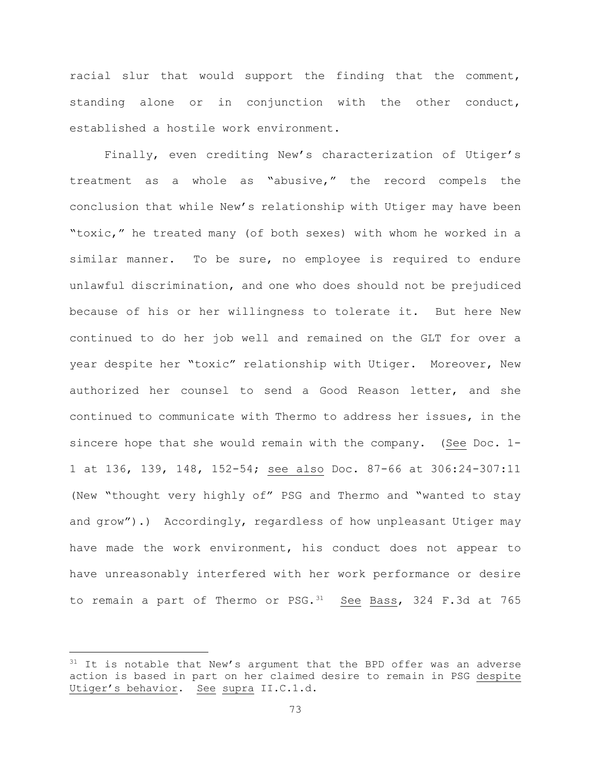racial slur that would support the finding that the comment, standing alone or in conjunction with the other conduct, established a hostile work environment.

Finally, even crediting New's characterization of Utiger's treatment as a whole as "abusive," the record compels the conclusion that while New's relationship with Utiger may have been "toxic," he treated many (of both sexes) with whom he worked in a similar manner. To be sure, no employee is required to endure unlawful discrimination, and one who does should not be prejudiced because of his or her willingness to tolerate it. But here New continued to do her job well and remained on the GLT for over a year despite her "toxic" relationship with Utiger. Moreover, New authorized her counsel to send a Good Reason letter, and she continued to communicate with Thermo to address her issues, in the sincere hope that she would remain with the company. (See Doc. 1-1 at 136, 139, 148, 152-54; see also Doc. 87-66 at 306:24-307:11 (New "thought very highly of" PSG and Thermo and "wanted to stay and grow").) Accordingly, regardless of how unpleasant Utiger may have made the work environment, his conduct does not appear to have unreasonably interfered with her work performance or desire to remain a part of Thermo or PSG.[31] See Bass, 324 F.3d at 765

---

[31] It is notable that New's argument that the BPD offer was an adverse action is based in part on her claimed desire to remain in PSG despite Utiger's behavior. See supra II.C.1.d.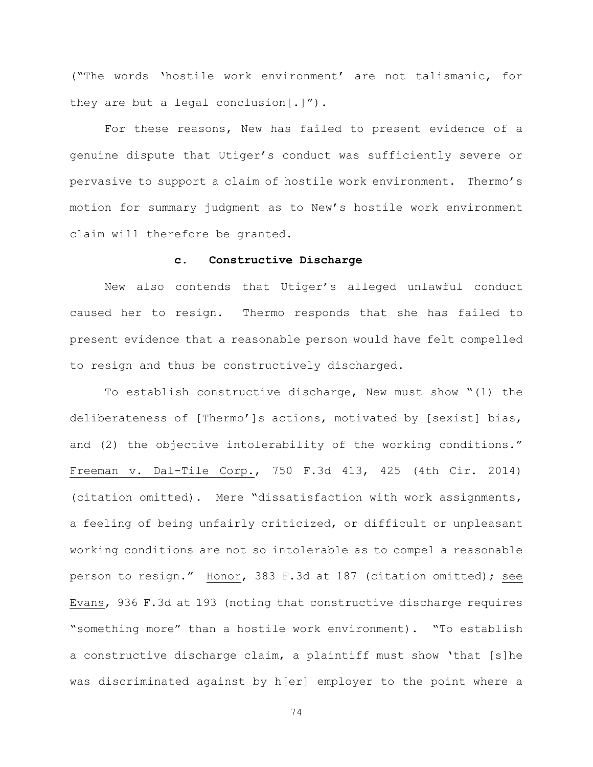("The words 'hostile work environment' are not talismanic, for they are but a legal conclusion[.]").

For these reasons, New has failed to present evidence of a genuine dispute that Utiger's conduct was sufficiently severe or pervasive to support a claim of hostile work environment. Thermo's motion for summary judgment as to New's hostile work environment claim will therefore be granted.

**c. Constructive Discharge**

New also contends that Utiger's alleged unlawful conduct caused her to resign. Thermo responds that she has failed to present evidence that a reasonable person would have felt compelled to resign and thus be constructively discharged.

To establish constructive discharge, New must show "(1) the deliberateness of [Thermo']s actions, motivated by [sexist] bias, and (2) the objective intolerability of the working conditions." Freeman v. Dal-Tile Corp., 750 F.3d 413, 425 (4th Cir. 2014) (citation omitted). Mere "dissatisfaction with work assignments, a feeling of being unfairly criticized, or difficult or unpleasant working conditions are not so intolerable as to compel a reasonable person to resign." Honor, 383 F.3d at 187 (citation omitted); see Evans, 936 F.3d at 193 (noting that constructive discharge requires "something more" than a hostile work environment). "To establish a constructive discharge claim, a plaintiff must show 'that [s]he was discriminated against by h[er] employer to the point where a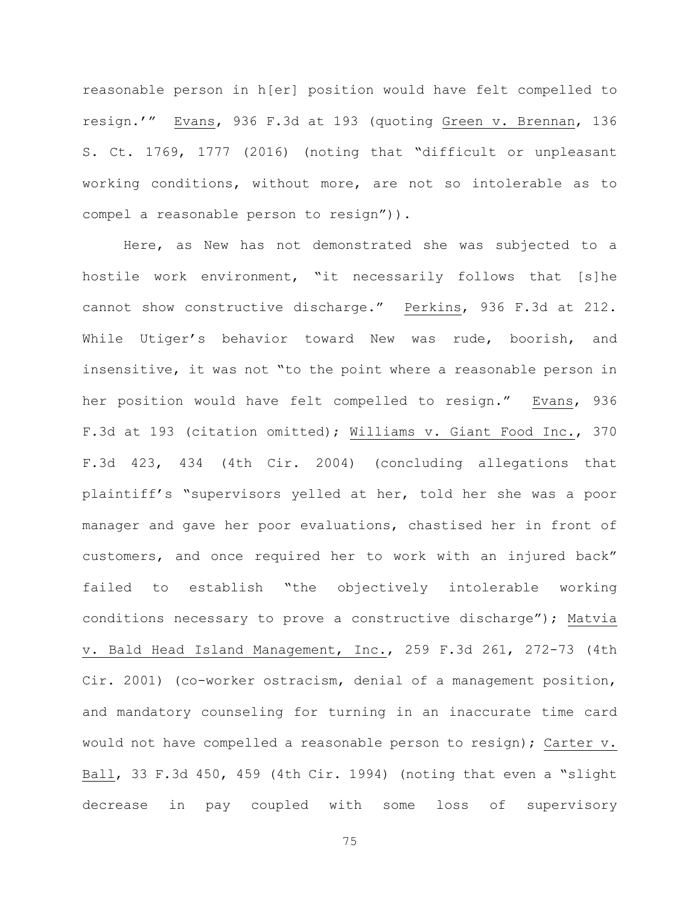reasonable person in h[er] position would have felt compelled to resign.'" Evans, 936 F.3d at 193 (quoting Green v. Brennan, 136 S. Ct. 1769, 1777 (2016) (noting that "difficult or unpleasant working conditions, without more, are not so intolerable as to compel a reasonable person to resign")).

Here, as New has not demonstrated she was subjected to a hostile work environment, "it necessarily follows that [s]he cannot show constructive discharge." Perkins, 936 F.3d at 212. While Utiger's behavior toward New was rude, boorish, and insensitive, it was not "to the point where a reasonable person in her position would have felt compelled to resign." Evans, 936 F.3d at 193 (citation omitted); Williams v. Giant Food Inc., 370 F.3d 423, 434 (4th Cir. 2004) (concluding allegations that plaintiff's "supervisors yelled at her, told her she was a poor manager and gave her poor evaluations, chastised her in front of customers, and once required her to work with an injured back" failed to establish "the objectively intolerable working conditions necessary to prove a constructive discharge"); Matvia v. Bald Head Island Management, Inc., 259 F.3d 261, 272-73 (4th Cir. 2001) (co-worker ostracism, denial of a management position, and mandatory counseling for turning in an inaccurate time card would not have compelled a reasonable person to resign); Carter v. Ball, 33 F.3d 450, 459 (4th Cir. 1994) (noting that even a "slight decrease in pay coupled with some loss of supervisory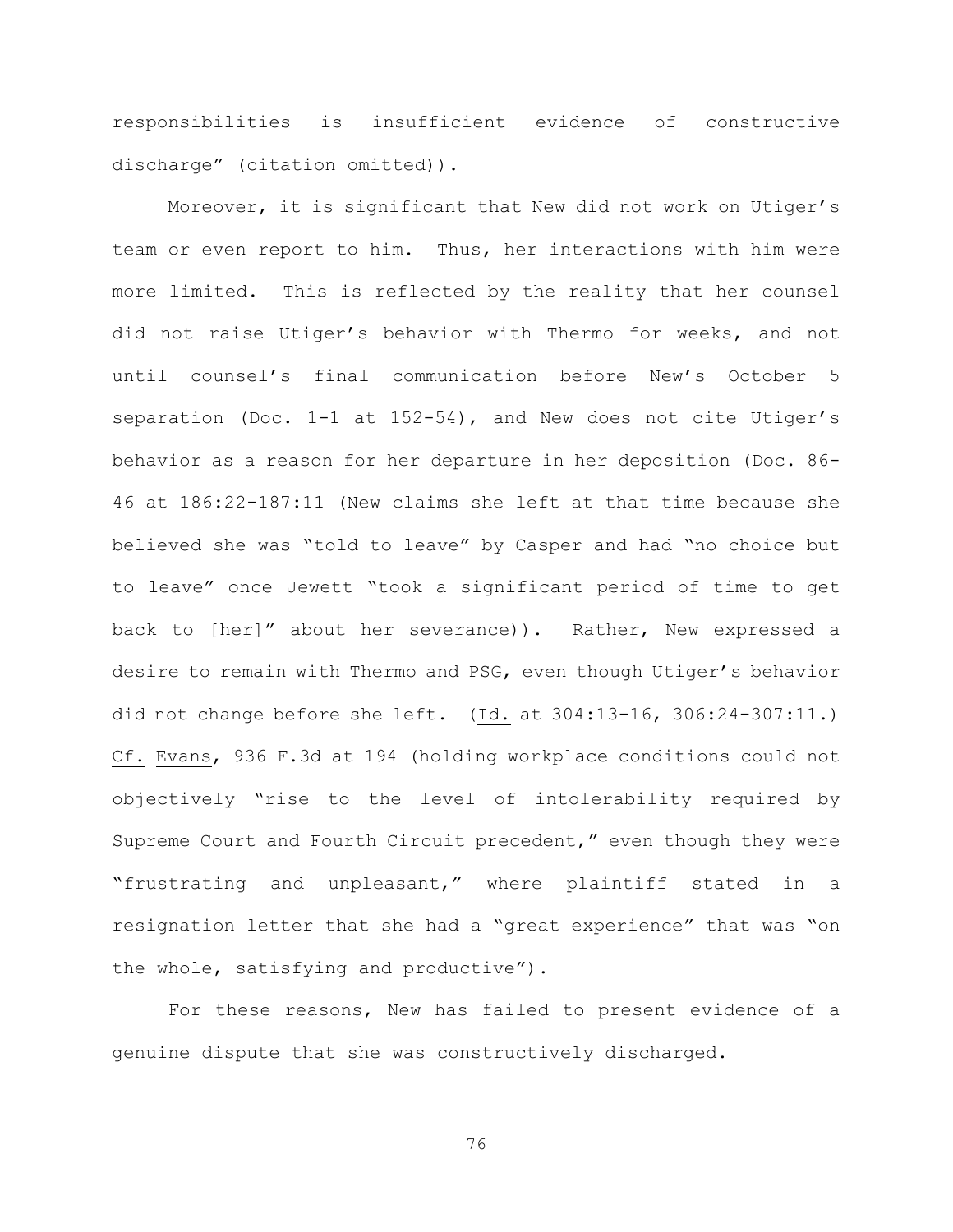responsibilities is insufficient evidence of constructive discharge" (citation omitted)).

Moreover, it is significant that New did not work on Utiger's team or even report to him. Thus, her interactions with him were more limited. This is reflected by the reality that her counsel did not raise Utiger's behavior with Thermo for weeks, and not until counsel's final communication before New's October 5 separation (Doc. 1-1 at 152-54), and New does not cite Utiger's behavior as a reason for her departure in her deposition (Doc. 86-46 at 186:22-187:11 (New claims she left at that time because she believed she was "told to leave" by Casper and had "no choice but to leave" once Jewett "took a significant period of time to get back to [her]" about her severance)). Rather, New expressed a desire to remain with Thermo and PSG, even though Utiger's behavior did not change before she left. (Id. at 304:13-16, 306:24-307:11.) Cf. Evans, 936 F.3d at 194 (holding workplace conditions could not objectively "rise to the level of intolerability required by Supreme Court and Fourth Circuit precedent," even though they were "frustrating and unpleasant," where plaintiff stated in a resignation letter that she had a "great experience" that was "on the whole, satisfying and productive").

For these reasons, New has failed to present evidence of a genuine dispute that she was constructively discharged.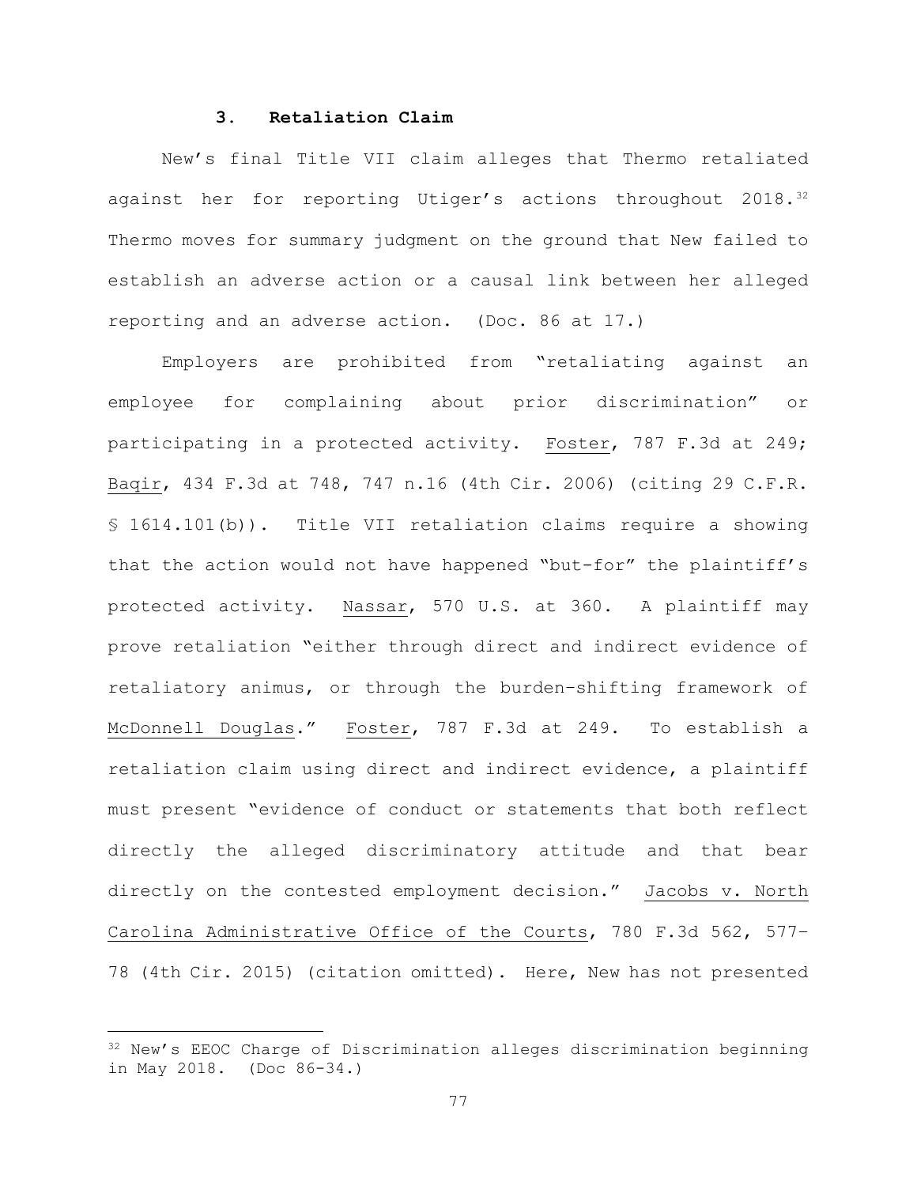### 3. Retaliation Claim

New's final Title VII claim alleges that Thermo retaliated against her for reporting Utiger's actions throughout 2018.[32] Thermo moves for summary judgment on the ground that New failed to establish an adverse action or a causal link between her alleged reporting and an adverse action. (Doc. 86 at 17.)

Employers are prohibited from "retaliating against an employee for complaining about prior discrimination" or participating in a protected activity. Foster, 787 F.3d at 249; Baqir, 434 F.3d at 748, 747 n.16 (4th Cir. 2006) (citing 29 C.F.R. § 1614.101(b)). Title VII retaliation claims require a showing that the action would not have happened "but-for" the plaintiff's protected activity. Nassar, 570 U.S. at 360. A plaintiff may prove retaliation "either through direct and indirect evidence of retaliatory animus, or through the burden-shifting framework of McDonnell Douglas." Foster, 787 F.3d at 249. To establish a retaliation claim using direct and indirect evidence, a plaintiff must present "evidence of conduct or statements that both reflect directly the alleged discriminatory attitude and that bear directly on the contested employment decision." Jacobs v. North Carolina Administrative Office of the Courts, 780 F.3d 562, 577-78 (4th Cir. 2015) (citation omitted). Here, New has not presented

[32] New's EEOC Charge of Discrimination alleges discrimination beginning in May 2018. (Doc 86-34.)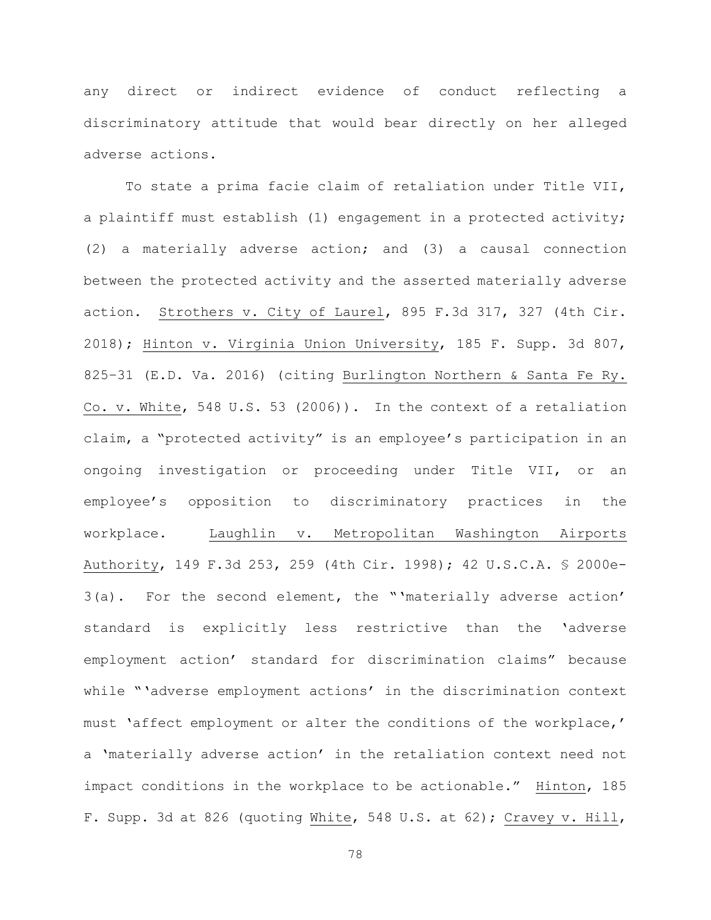any direct or indirect evidence of conduct reflecting a discriminatory attitude that would bear directly on her alleged adverse actions.

To state a prima facie claim of retaliation under Title VII, a plaintiff must establish (1) engagement in a protected activity; (2) a materially adverse action; and (3) a causal connection between the protected activity and the asserted materially adverse action. Strothers v. City of Laurel, 895 F.3d 317, 327 (4th Cir. 2018); Hinton v. Virginia Union University, 185 F. Supp. 3d 807, 825–31 (E.D. Va. 2016) (citing Burlington Northern & Santa Fe Ry. Co. v. White, 548 U.S. 53 (2006)). In the context of a retaliation claim, a "protected activity" is an employee's participation in an ongoing investigation or proceeding under Title VII, or an employee's opposition to discriminatory practices in the workplace. Laughlin v. Metropolitan Washington Airports Authority, 149 F.3d 253, 259 (4th Cir. 1998); 42 U.S.C.A. § 2000e-3(a). For the second element, the "'materially adverse action' standard is explicitly less restrictive than the 'adverse employment action' standard for discrimination claims" because while "'adverse employment actions' in the discrimination context must 'affect employment or alter the conditions of the workplace,' a 'materially adverse action' in the retaliation context need not impact conditions in the workplace to be actionable." Hinton, 185 F. Supp. 3d at 826 (quoting White, 548 U.S. at 62); Cravey v. Hill,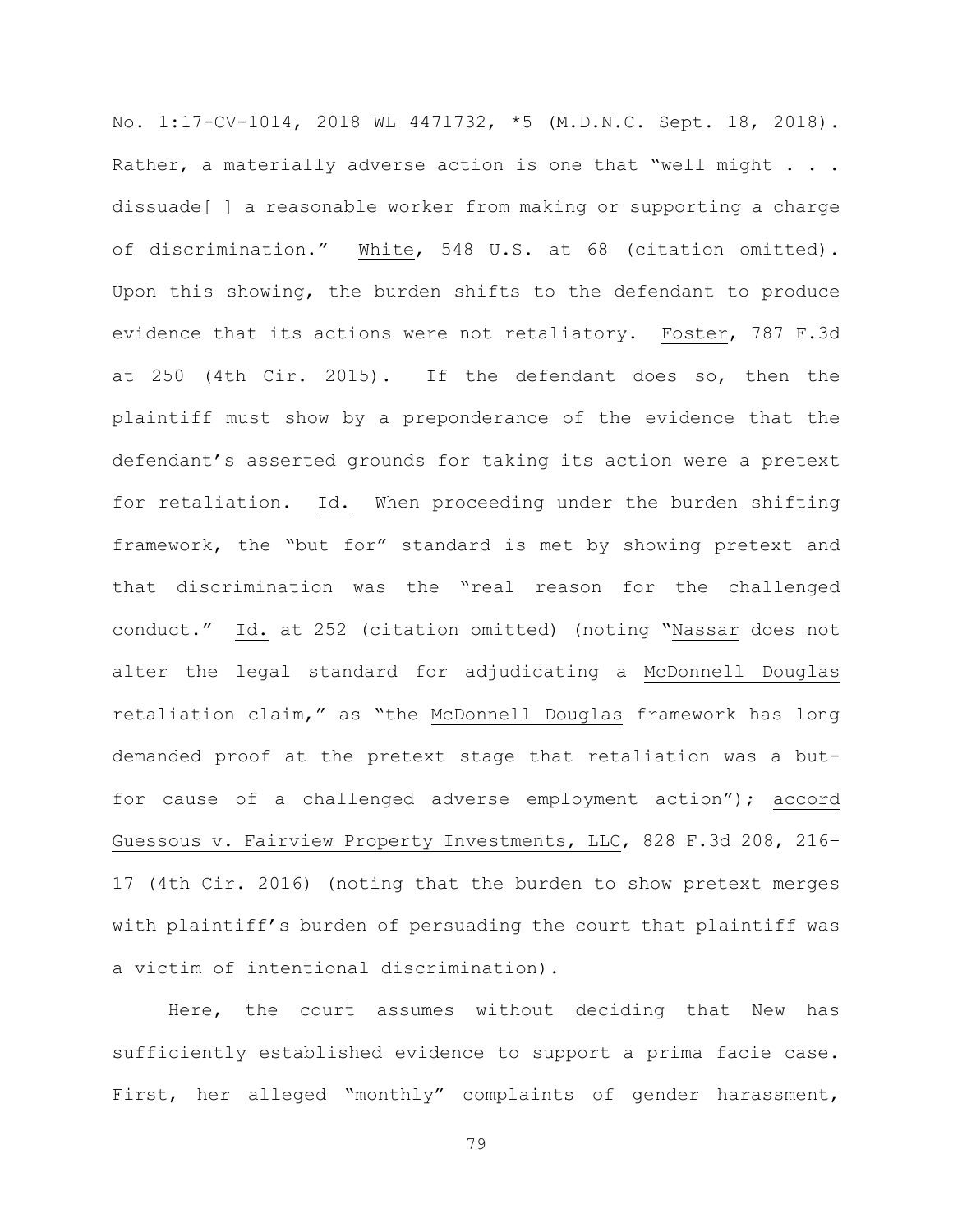No. 1:17-CV-1014, 2018 WL 4471732, *5 (M.D.N.C. Sept. 18, 2018). Rather, a materially adverse action is one that "well might . . . dissuade[ ] a reasonable worker from making or supporting a charge of discrimination." White, 548 U.S. at 68 (citation omitted). Upon this showing, the burden shifts to the defendant to produce evidence that its actions were not retaliatory. Foster, 787 F.3d at 250 (4th Cir. 2015). If the defendant does so, then the plaintiff must show by a preponderance of the evidence that the defendant's asserted grounds for taking its action were a pretext for retaliation. Id. When proceeding under the burden shifting framework, the "but for" standard is met by showing pretext and that discrimination was the "real reason for the challenged conduct." Id. at 252 (citation omitted) (noting "Nassar does not alter the legal standard for adjudicating a McDonnell Douglas retaliation claim," as "the McDonnell Douglas framework has long demanded proof at the pretext stage that retaliation was a but-for cause of a challenged adverse employment action"); accord Guessous v. Fairview Property Investments, LLC, 828 F.3d 208, 216–17 (4th Cir. 2016) (noting that the burden to show pretext merges with plaintiff's burden of persuading the court that plaintiff was a victim of intentional discrimination).

Here, the court assumes without deciding that New has sufficiently established evidence to support a prima facie case. First, her alleged "monthly" complaints of gender harassment,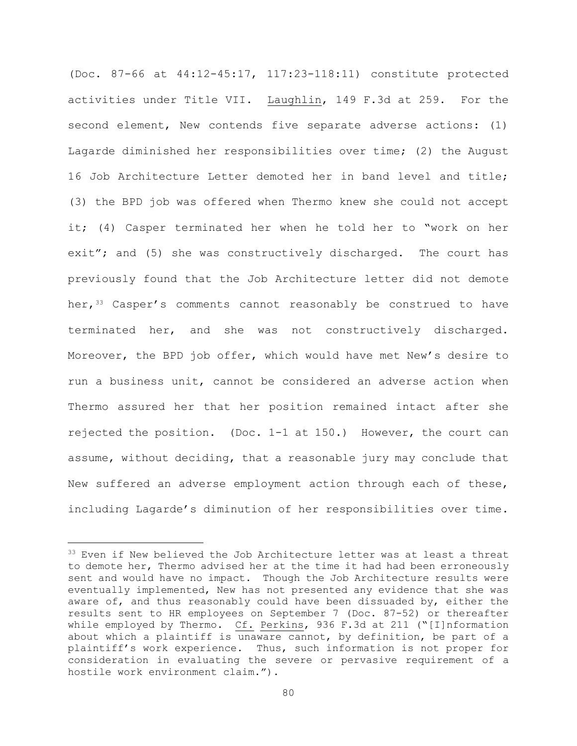(Doc. 87-66 at 44:12-45:17, 117:23-118:11) constitute protected activities under Title VII. Laughlin, 149 F.3d at 259. For the second element, New contends five separate adverse actions: (1) Lagarde diminished her responsibilities over time; (2) the August 16 Job Architecture Letter demoted her in band level and title; (3) the BPD job was offered when Thermo knew she could not accept it; (4) Casper terminated her when he told her to "work on her exit"; and (5) she was constructively discharged. The court has previously found that the Job Architecture letter did not demote her,[33] Casper's comments cannot reasonably be construed to have terminated her, and she was not constructively discharged. Moreover, the BPD job offer, which would have met New's desire to run a business unit, cannot be considered an adverse action when Thermo assured her that her position remained intact after she rejected the position. (Doc. 1-1 at 150.) However, the court can assume, without deciding, that a reasonable jury may conclude that New suffered an adverse employment action through each of these, including Lagarde's diminution of her responsibilities over time.

---

[33] Even if New believed the Job Architecture letter was at least a threat to demote her, Thermo advised her at the time it had had been erroneously sent and would have no impact. Though the Job Architecture results were eventually implemented, New has not presented any evidence that she was aware of, and thus reasonably could have been dissuaded by, either the results sent to HR employees on September 7 (Doc. 87-52) or thereafter while employed by Thermo. Cf. Perkins, 936 F.3d at 211 ("[I]nformation about which a plaintiff is unaware cannot, by definition, be part of a plaintiff's work experience. Thus, such information is not proper for consideration in evaluating the severe or pervasive requirement of a hostile work environment claim.").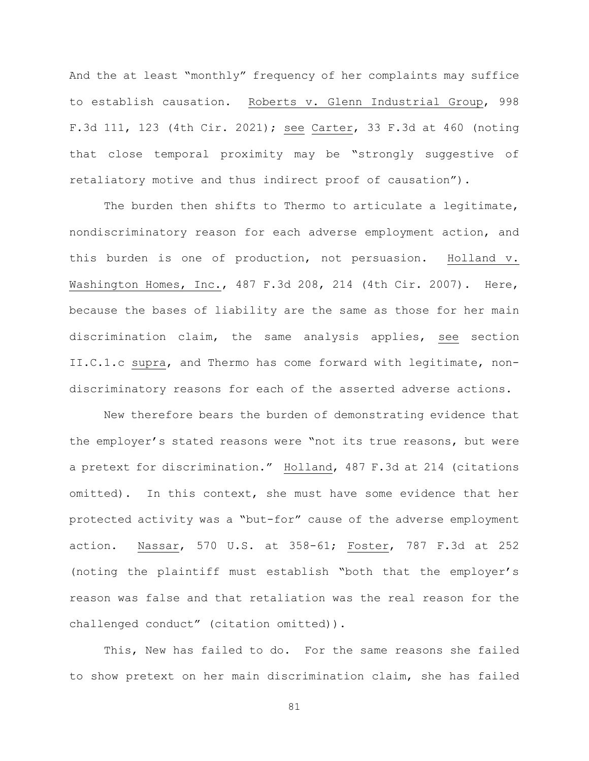And the at least "monthly" frequency of her complaints may suffice to establish causation. Roberts v. Glenn Industrial Group, 998 F.3d 111, 123 (4th Cir. 2021); see Carter, 33 F.3d at 460 (noting that close temporal proximity may be "strongly suggestive of retaliatory motive and thus indirect proof of causation").

The burden then shifts to Thermo to articulate a legitimate, nondiscriminatory reason for each adverse employment action, and this burden is one of production, not persuasion. Holland v. Washington Homes, Inc., 487 F.3d 208, 214 (4th Cir. 2007). Here, because the bases of liability are the same as those for her main discrimination claim, the same analysis applies, see section II.C.1.c supra, and Thermo has come forward with legitimate, non-discriminatory reasons for each of the asserted adverse actions.

New therefore bears the burden of demonstrating evidence that the employer's stated reasons were "not its true reasons, but were a pretext for discrimination." Holland, 487 F.3d at 214 (citations omitted). In this context, she must have some evidence that her protected activity was a "but-for" cause of the adverse employment action. Nassar, 570 U.S. at 358-61; Foster, 787 F.3d at 252 (noting the plaintiff must establish "both that the employer's reason was false and that retaliation was the real reason for the challenged conduct" (citation omitted)).

This, New has failed to do. For the same reasons she failed to show pretext on her main discrimination claim, she has failed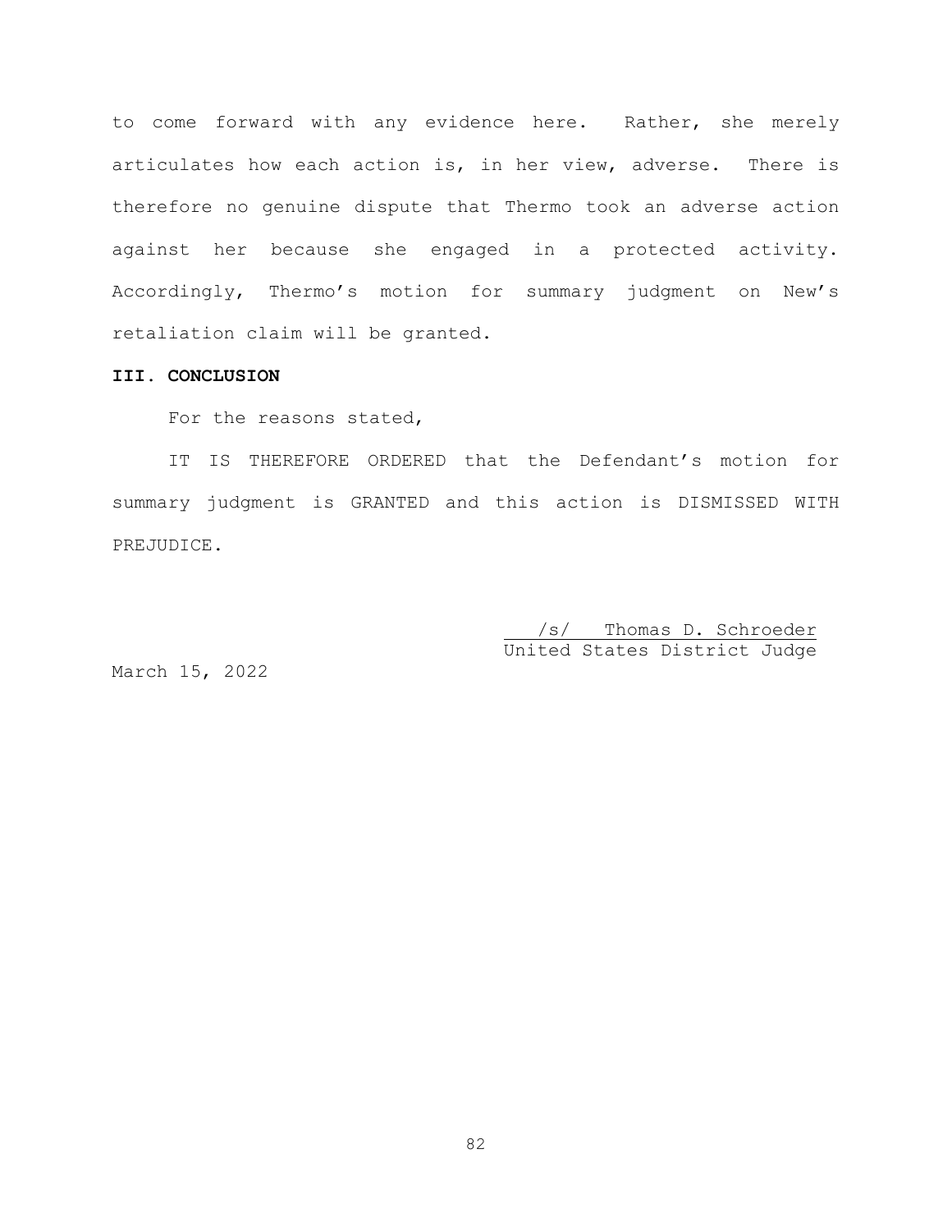to come forward with any evidence here. Rather, she merely articulates how each action is, in her view, adverse. There is therefore no genuine dispute that Thermo took an adverse action against her because she engaged in a protected activity. Accordingly, Thermo's motion for summary judgment on New's retaliation claim will be granted.

**III. CONCLUSION**

For the reasons stated,

IT IS THEREFORE ORDERED that the Defendant's motion for summary judgment is GRANTED and this action is DISMISSED WITH PREJUDICE.

/s/ Thomas D. Schroeder
United States District Judge

March 15, 2022